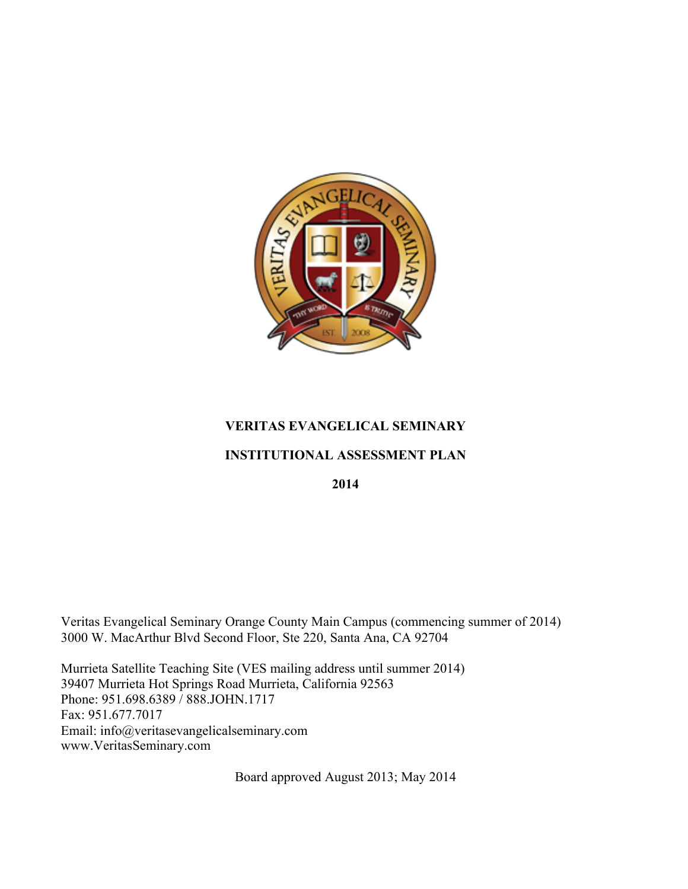# VERITAS EVANGELICAL SEMINARY

## INSTITUTIONAL ASSESSMENT PLAN

## 2014

Veritas Evangelical Seminary Orange County Main Campus (commencing summer of 2014)
3000 W. MacArthur Blvd Second Floor, Ste 220, Santa Ana, CA 92704

Murrieta Satellite Teaching Site (VES mailing address until summer 2014)
39407 Murrieta Hot Springs Road Murrieta, California 92563
Phone: 951.698.6389 / 888.JOHN.1717
Fax: 951.677.7017
Email: info@veritasevangelicalseminary.com
www.VeritasSeminary.com

Board approved August 2013; May 2014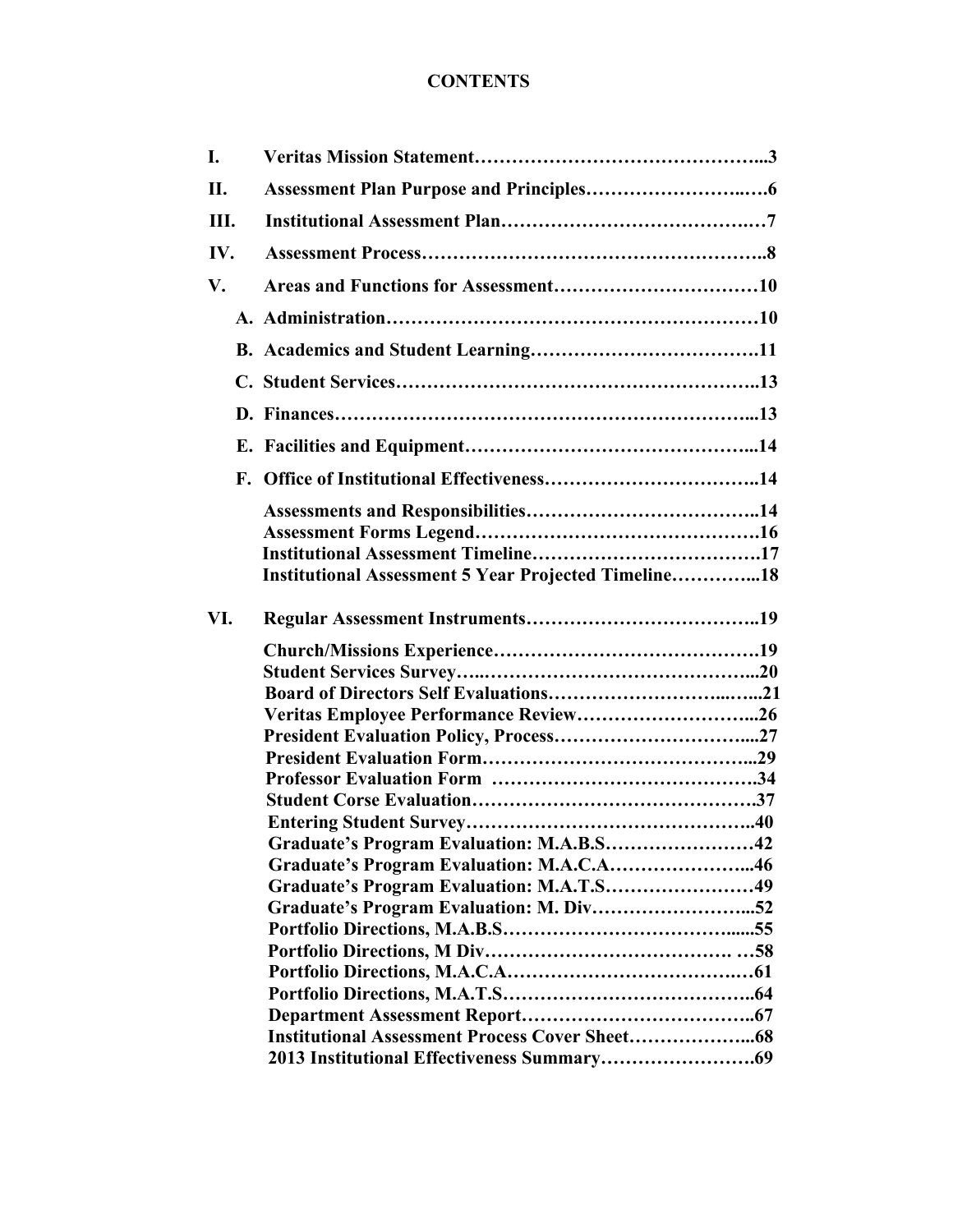# CONTENTS

**I. Veritas Mission Statement……………………………………………...3**

**II. Assessment Plan Purpose and Principles……………………..….6**

**III. Institutional Assessment Plan……………………………………..…7**

**IV. Assessment Process………………………………………………..8**

**V. Areas and Functions for Assessment……………………………10**

- **A. Administration……………………………………………………10**
- **B. Academics and Student Learning……………………………….11**
- **C. Student Services………………………………………………..13**
- **D. Finances………………………………………………………...13**
- **E. Facilities and Equipment……………………………………...14**
- **F. Office of Institutional Effectiveness……………………………..14**
  - **Assessments and Responsibilities………………………………..14**
  - **Assessment Forms Legend………………………………………16**
  - **Institutional Assessment Timeline……………………………….17**
  - **Institutional Assessment 5 Year Projected Timeline…………...18**

**VI. Regular Assessment Instruments……………………………….19**

- **Church/Missions Experience…………………………………….19**
- **Student Services Survey…..……………………………………...20**
- **Board of Directors Self Evaluations…………………………...…...21**
- **Veritas Employee Performance Review………………………...26**
- **President Evaluation Policy, Process…………………………...27**
- **President Evaluation Form……………………………………...29**
- **Professor Evaluation Form ……………………………………..34**
- **Student Corse Evaluation………………………………………37**
- **Entering Student Survey………………………………………..40**
- **Graduate's Program Evaluation: M.A.B.S……………………42**
- **Graduate's Program Evaluation: M.A.C.A…………………...46**
- **Graduate's Program Evaluation: M.A.T.S……………………49**
- **Graduate's Program Evaluation: M. Div……………………...52**
- **Portfolio Directions, M.A.B.S…………………………….....55**
- **Portfolio Directions, M Div…………………………………. …58**
- **Portfolio Directions, M.A.C.A………………………………..61**
- **Portfolio Directions, M.A.T.S………………………………..64**
- **Department Assessment Report………………………………67**
- **Institutional Assessment Process Cover Sheet………………...68**
- **2013 Institutional Effectiveness Summary……………………69**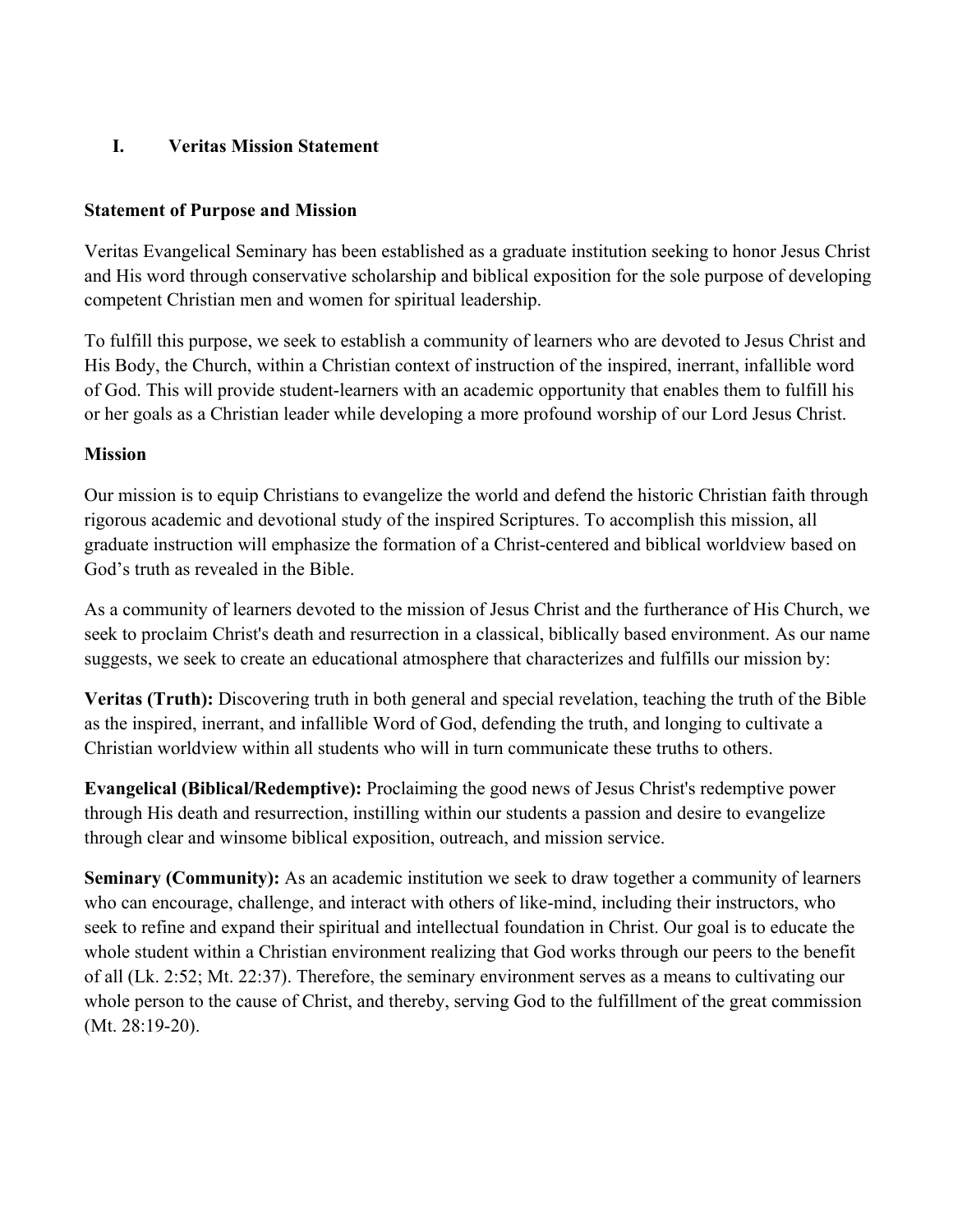# I. Veritas Mission Statement

**Statement of Purpose and Mission**

Veritas Evangelical Seminary has been established as a graduate institution seeking to honor Jesus Christ and His word through conservative scholarship and biblical exposition for the sole purpose of developing competent Christian men and women for spiritual leadership.

To fulfill this purpose, we seek to establish a community of learners who are devoted to Jesus Christ and His Body, the Church, within a Christian context of instruction of the inspired, inerrant, infallible word of God. This will provide student-learners with an academic opportunity that enables them to fulfill his or her goals as a Christian leader while developing a more profound worship of our Lord Jesus Christ.

**Mission**

Our mission is to equip Christians to evangelize the world and defend the historic Christian faith through rigorous academic and devotional study of the inspired Scriptures. To accomplish this mission, all graduate instruction will emphasize the formation of a Christ-centered and biblical worldview based on God's truth as revealed in the Bible.

As a community of learners devoted to the mission of Jesus Christ and the furtherance of His Church, we seek to proclaim Christ's death and resurrection in a classical, biblically based environment. As our name suggests, we seek to create an educational atmosphere that characterizes and fulfills our mission by:

**Veritas (Truth):** Discovering truth in both general and special revelation, teaching the truth of the Bible as the inspired, inerrant, and infallible Word of God, defending the truth, and longing to cultivate a Christian worldview within all students who will in turn communicate these truths to others.

**Evangelical (Biblical/Redemptive):** Proclaiming the good news of Jesus Christ's redemptive power through His death and resurrection, instilling within our students a passion and desire to evangelize through clear and winsome biblical exposition, outreach, and mission service.

**Seminary (Community):** As an academic institution we seek to draw together a community of learners who can encourage, challenge, and interact with others of like-mind, including their instructors, who seek to refine and expand their spiritual and intellectual foundation in Christ. Our goal is to educate the whole student within a Christian environment realizing that God works through our peers to the benefit of all (Lk. 2:52; Mt. 22:37). Therefore, the seminary environment serves as a means to cultivating our whole person to the cause of Christ, and thereby, serving God to the fulfillment of the great commission (Mt. 28:19-20).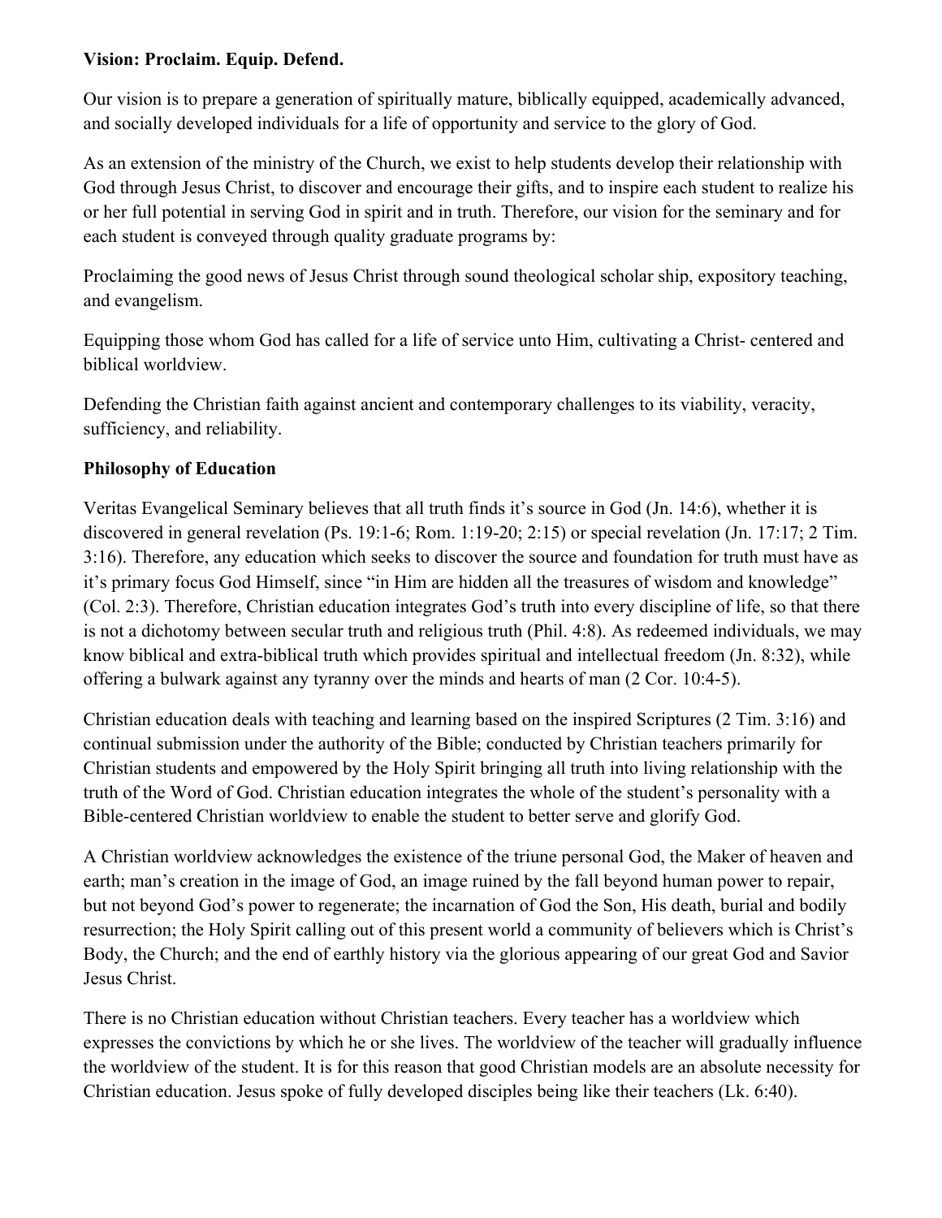**Vision: Proclaim. Equip. Defend.**

Our vision is to prepare a generation of spiritually mature, biblically equipped, academically advanced, and socially developed individuals for a life of opportunity and service to the glory of God.

As an extension of the ministry of the Church, we exist to help students develop their relationship with God through Jesus Christ, to discover and encourage their gifts, and to inspire each student to realize his or her full potential in serving God in spirit and in truth. Therefore, our vision for the seminary and for each student is conveyed through quality graduate programs by:

Proclaiming the good news of Jesus Christ through sound theological scholar ship, expository teaching, and evangelism.

Equipping those whom God has called for a life of service unto Him, cultivating a Christ- centered and biblical worldview.

Defending the Christian faith against ancient and contemporary challenges to its viability, veracity, sufficiency, and reliability.

**Philosophy of Education**

Veritas Evangelical Seminary believes that all truth finds it's source in God (Jn. 14:6), whether it is discovered in general revelation (Ps. 19:1-6; Rom. 1:19-20; 2:15) or special revelation (Jn. 17:17; 2 Tim. 3:16). Therefore, any education which seeks to discover the source and foundation for truth must have as it's primary focus God Himself, since "in Him are hidden all the treasures of wisdom and knowledge" (Col. 2:3). Therefore, Christian education integrates God's truth into every discipline of life, so that there is not a dichotomy between secular truth and religious truth (Phil. 4:8). As redeemed individuals, we may know biblical and extra-biblical truth which provides spiritual and intellectual freedom (Jn. 8:32), while offering a bulwark against any tyranny over the minds and hearts of man (2 Cor. 10:4-5).

Christian education deals with teaching and learning based on the inspired Scriptures (2 Tim. 3:16) and continual submission under the authority of the Bible; conducted by Christian teachers primarily for Christian students and empowered by the Holy Spirit bringing all truth into living relationship with the truth of the Word of God. Christian education integrates the whole of the student's personality with a Bible-centered Christian worldview to enable the student to better serve and glorify God.

A Christian worldview acknowledges the existence of the triune personal God, the Maker of heaven and earth; man's creation in the image of God, an image ruined by the fall beyond human power to repair, but not beyond God's power to regenerate; the incarnation of God the Son, His death, burial and bodily resurrection; the Holy Spirit calling out of this present world a community of believers which is Christ's Body, the Church; and the end of earthly history via the glorious appearing of our great God and Savior Jesus Christ.

There is no Christian education without Christian teachers. Every teacher has a worldview which expresses the convictions by which he or she lives. The worldview of the teacher will gradually influence the worldview of the student. It is for this reason that good Christian models are an absolute necessity for Christian education. Jesus spoke of fully developed disciples being like their teachers (Lk. 6:40).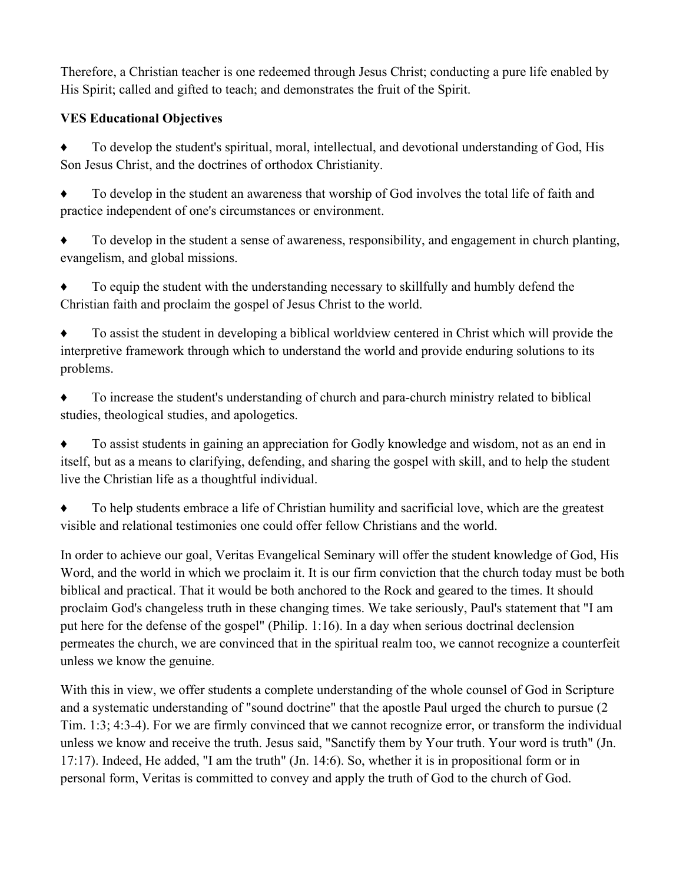Therefore, a Christian teacher is one redeemed through Jesus Christ; conducting a pure life enabled by His Spirit; called and gifted to teach; and demonstrates the fruit of the Spirit.

**VES Educational Objectives**

♦ To develop the student's spiritual, moral, intellectual, and devotional understanding of God, His Son Jesus Christ, and the doctrines of orthodox Christianity.

♦ To develop in the student an awareness that worship of God involves the total life of faith and practice independent of one's circumstances or environment.

♦ To develop in the student a sense of awareness, responsibility, and engagement in church planting, evangelism, and global missions.

♦ To equip the student with the understanding necessary to skillfully and humbly defend the Christian faith and proclaim the gospel of Jesus Christ to the world.

♦ To assist the student in developing a biblical worldview centered in Christ which will provide the interpretive framework through which to understand the world and provide enduring solutions to its problems.

♦ To increase the student's understanding of church and para-church ministry related to biblical studies, theological studies, and apologetics.

♦ To assist students in gaining an appreciation for Godly knowledge and wisdom, not as an end in itself, but as a means to clarifying, defending, and sharing the gospel with skill, and to help the student live the Christian life as a thoughtful individual.

♦ To help students embrace a life of Christian humility and sacrificial love, which are the greatest visible and relational testimonies one could offer fellow Christians and the world.

In order to achieve our goal, Veritas Evangelical Seminary will offer the student knowledge of God, His Word, and the world in which we proclaim it. It is our firm conviction that the church today must be both biblical and practical. That it would be both anchored to the Rock and geared to the times. It should proclaim God's changeless truth in these changing times. We take seriously, Paul's statement that "I am put here for the defense of the gospel" (Philip. 1:16). In a day when serious doctrinal declension permeates the church, we are convinced that in the spiritual realm too, we cannot recognize a counterfeit unless we know the genuine.

With this in view, we offer students a complete understanding of the whole counsel of God in Scripture and a systematic understanding of "sound doctrine" that the apostle Paul urged the church to pursue (2 Tim. 1:3; 4:3-4). For we are firmly convinced that we cannot recognize error, or transform the individual unless we know and receive the truth. Jesus said, "Sanctify them by Your truth. Your word is truth" (Jn. 17:17). Indeed, He added, "I am the truth" (Jn. 14:6). So, whether it is in propositional form or in personal form, Veritas is committed to convey and apply the truth of God to the church of God.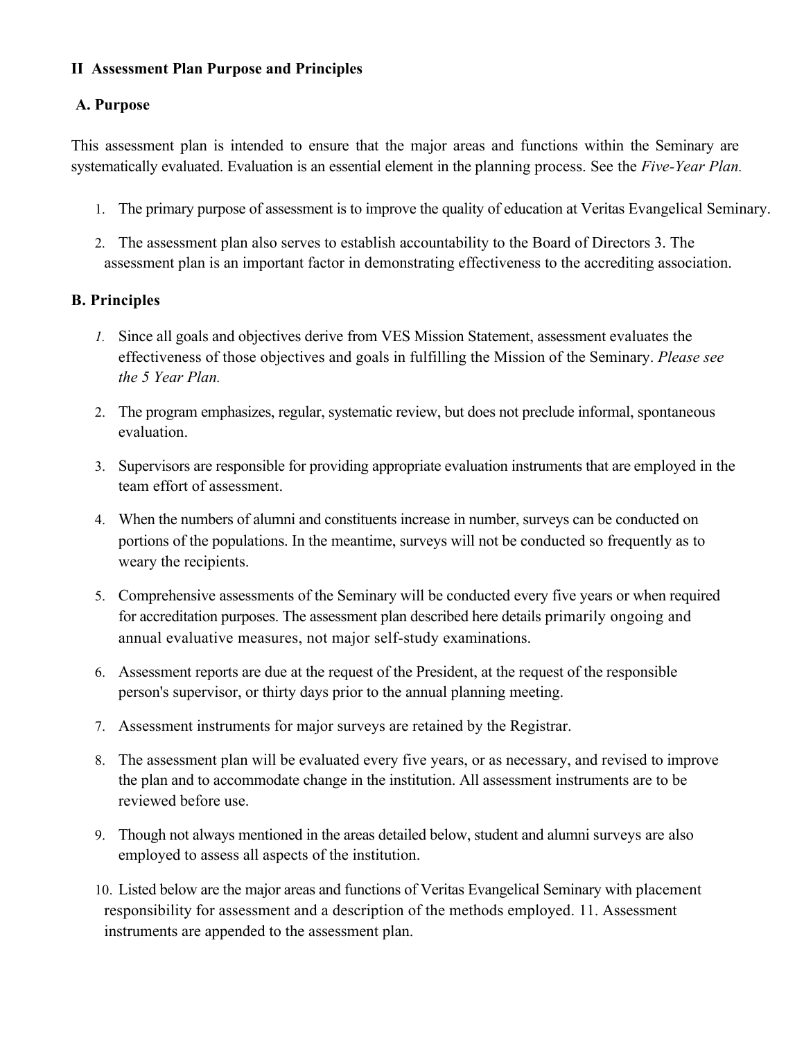## II Assessment Plan Purpose and Principles

### A. Purpose

This assessment plan is intended to ensure that the major areas and functions within the Seminary are systematically evaluated. Evaluation is an essential element in the planning process. See the *Five-Year Plan.*

1. The primary purpose of assessment is to improve the quality of education at Veritas Evangelical Seminary.
2. The assessment plan also serves to establish accountability to the Board of Directors 3. The assessment plan is an important factor in demonstrating effectiveness to the accrediting association.

### B. Principles

1. Since all goals and objectives derive from VES Mission Statement, assessment evaluates the effectiveness of those objectives and goals in fulfilling the Mission of the Seminary. *Please see the 5 Year Plan.*
2. The program emphasizes, regular, systematic review, but does not preclude informal, spontaneous evaluation.
3. Supervisors are responsible for providing appropriate evaluation instruments that are employed in the team effort of assessment.
4. When the numbers of alumni and constituents increase in number, surveys can be conducted on portions of the populations. In the meantime, surveys will not be conducted so frequently as to weary the recipients.
5. Comprehensive assessments of the Seminary will be conducted every five years or when required for accreditation purposes. The assessment plan described here details primarily ongoing and annual evaluative measures, not major self-study examinations.
6. Assessment reports are due at the request of the President, at the request of the responsible person's supervisor, or thirty days prior to the annual planning meeting.
7. Assessment instruments for major surveys are retained by the Registrar.
8. The assessment plan will be evaluated every five years, or as necessary, and revised to improve the plan and to accommodate change in the institution. All assessment instruments are to be reviewed before use.
9. Though not always mentioned in the areas detailed below, student and alumni surveys are also employed to assess all aspects of the institution.
10. Listed below are the major areas and functions of Veritas Evangelical Seminary with placement responsibility for assessment and a description of the methods employed. 11. Assessment instruments are appended to the assessment plan.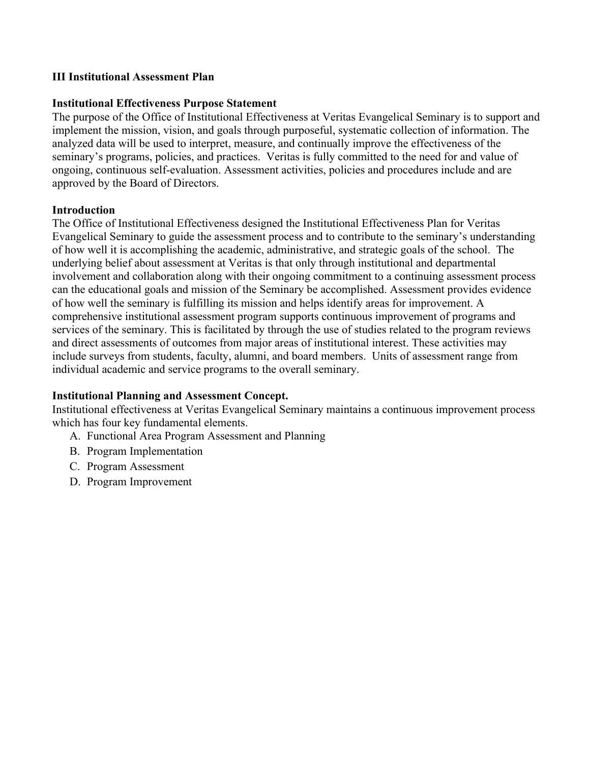## III Institutional Assessment Plan

**Institutional Effectiveness Purpose Statement**

The purpose of the Office of Institutional Effectiveness at Veritas Evangelical Seminary is to support and implement the mission, vision, and goals through purposeful, systematic collection of information. The analyzed data will be used to interpret, measure, and continually improve the effectiveness of the seminary's programs, policies, and practices. Veritas is fully committed to the need for and value of ongoing, continuous self-evaluation. Assessment activities, policies and procedures include and are approved by the Board of Directors.

**Introduction**

The Office of Institutional Effectiveness designed the Institutional Effectiveness Plan for Veritas Evangelical Seminary to guide the assessment process and to contribute to the seminary's understanding of how well it is accomplishing the academic, administrative, and strategic goals of the school. The underlying belief about assessment at Veritas is that only through institutional and departmental involvement and collaboration along with their ongoing commitment to a continuing assessment process can the educational goals and mission of the Seminary be accomplished. Assessment provides evidence of how well the seminary is fulfilling its mission and helps identify areas for improvement. A comprehensive institutional assessment program supports continuous improvement of programs and services of the seminary. This is facilitated by through the use of studies related to the program reviews and direct assessments of outcomes from major areas of institutional interest. These activities may include surveys from students, faculty, alumni, and board members. Units of assessment range from individual academic and service programs to the overall seminary.

**Institutional Planning and Assessment Concept.**

Institutional effectiveness at Veritas Evangelical Seminary maintains a continuous improvement process which has four key fundamental elements.

A. Functional Area Program Assessment and Planning
B. Program Implementation
C. Program Assessment
D. Program Improvement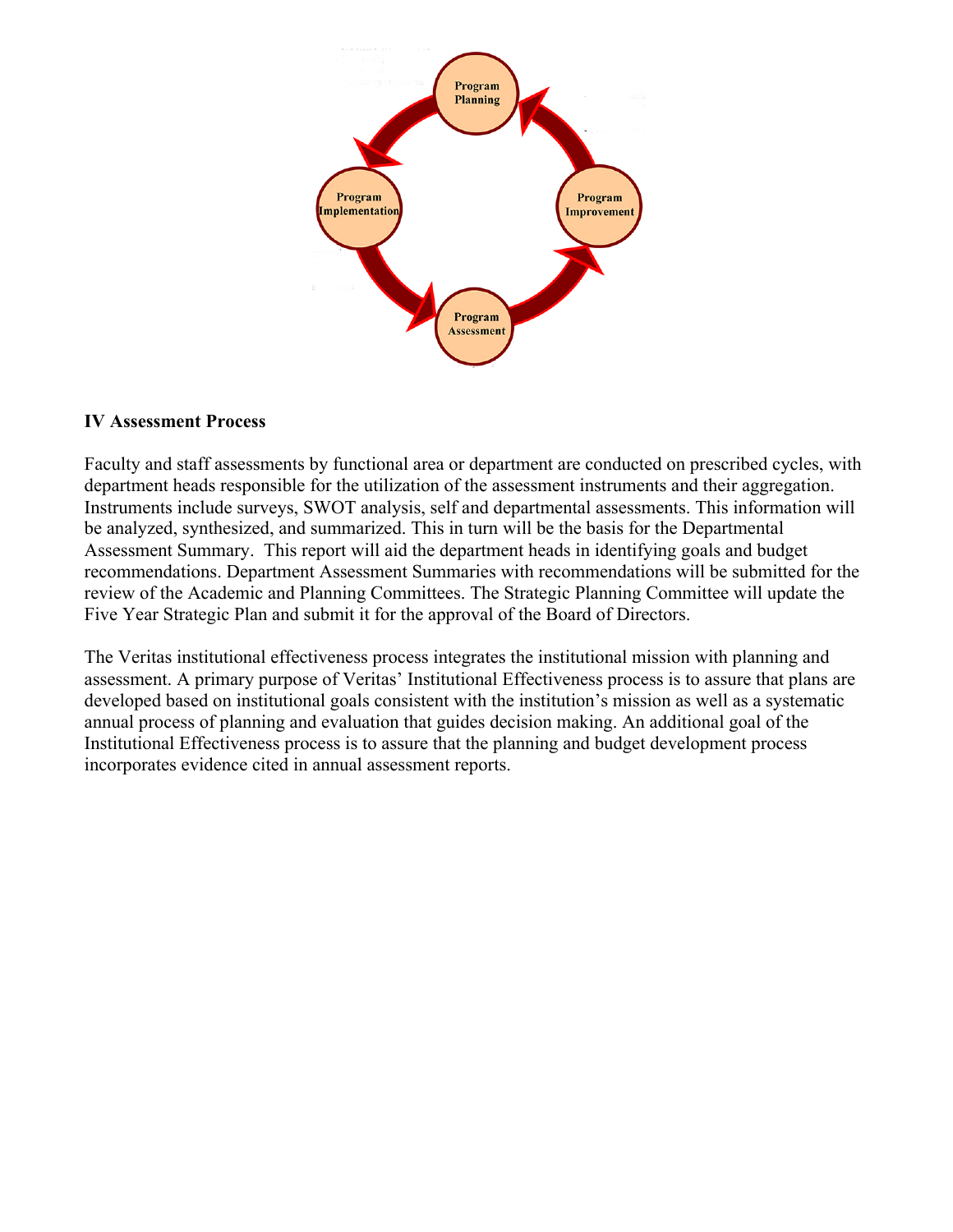Program Planning

Program Implementation

Program Improvement

Program Assessment

**IV Assessment Process**

Faculty and staff assessments by functional area or department are conducted on prescribed cycles, with department heads responsible for the utilization of the assessment instruments and their aggregation. Instruments include surveys, SWOT analysis, self and departmental assessments. This information will be analyzed, synthesized, and summarized. This in turn will be the basis for the Departmental Assessment Summary. This report will aid the department heads in identifying goals and budget recommendations. Department Assessment Summaries with recommendations will be submitted for the review of the Academic and Planning Committees. The Strategic Planning Committee will update the Five Year Strategic Plan and submit it for the approval of the Board of Directors.

The Veritas institutional effectiveness process integrates the institutional mission with planning and assessment. A primary purpose of Veritas' Institutional Effectiveness process is to assure that plans are developed based on institutional goals consistent with the institution's mission as well as a systematic annual process of planning and evaluation that guides decision making. An additional goal of the Institutional Effectiveness process is to assure that the planning and budget development process incorporates evidence cited in annual assessment reports.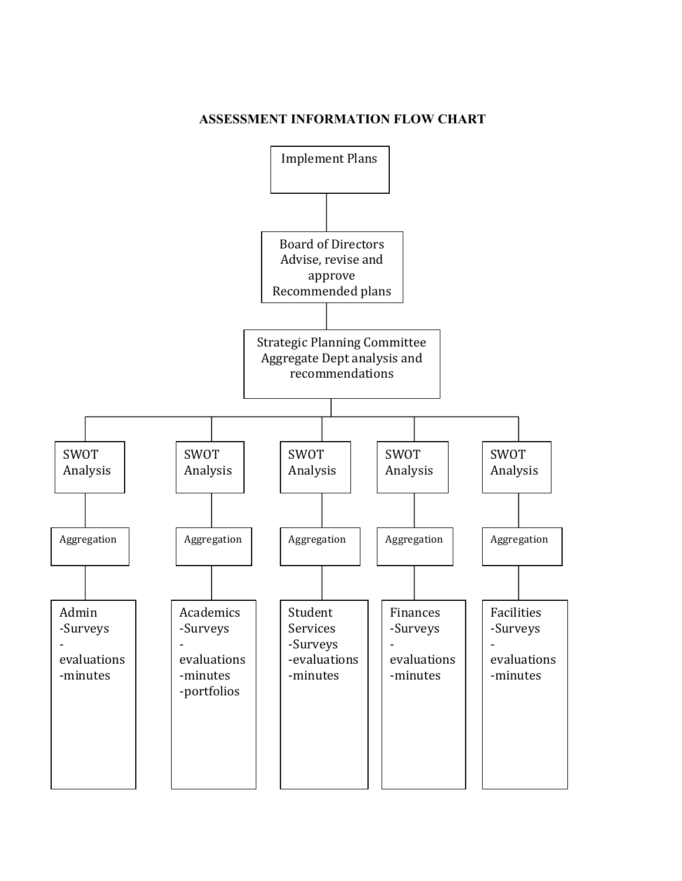## ASSESSMENT INFORMATION FLOW CHART

Implement Plans

Board of Directors
Advise, revise and approve
Recommended plans

Strategic Planning Committee
Aggregate Dept analysis and recommendations

| SWOT Analysis | SWOT Analysis | SWOT Analysis | SWOT Analysis | SWOT Analysis |
|---|---|---|---|---|
| Aggregation | Aggregation | Aggregation | Aggregation | Aggregation |
| Admin<br>-Surveys<br>-evaluations<br>-minutes | Academics<br>-Surveys<br>-evaluations<br>-minutes<br>-portfolios | Student Services<br>-Surveys<br>-evaluations<br>-minutes | Finances<br>-Surveys<br>-evaluations<br>-minutes | Facilities<br>-Surveys<br>-evaluations<br>-minutes |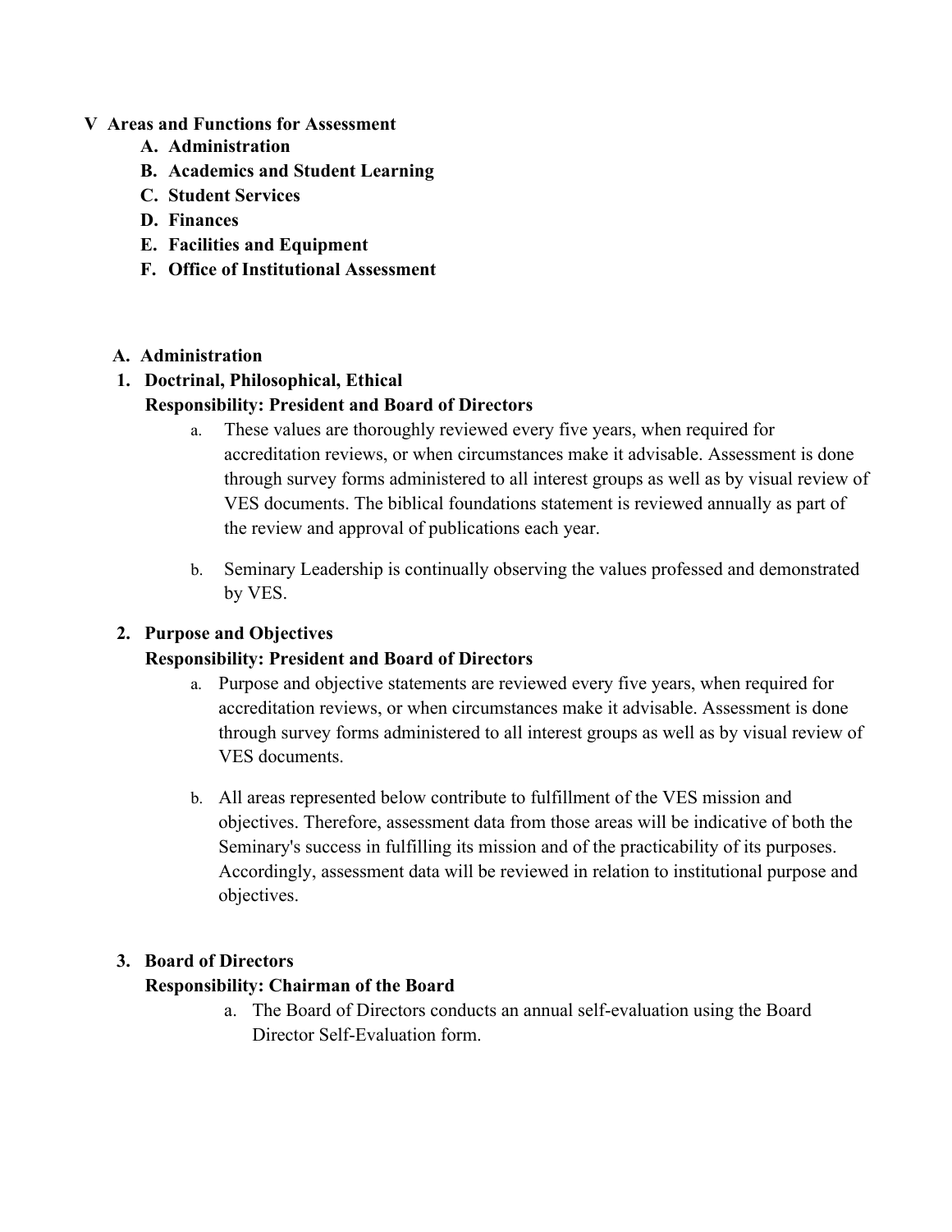## V Areas and Functions for Assessment

A. **Administration**
B. **Academics and Student Learning**
C. **Student Services**
D. **Finances**
E. **Facilities and Equipment**
F. **Office of Institutional Assessment**

### A. Administration

#### 1. Doctrinal, Philosophical, Ethical

**Responsibility: President and Board of Directors**

a. These values are thoroughly reviewed every five years, when required for accreditation reviews, or when circumstances make it advisable. Assessment is done through survey forms administered to all interest groups as well as by visual review of VES documents. The biblical foundations statement is reviewed annually as part of the review and approval of publications each year.

b. Seminary Leadership is continually observing the values professed and demonstrated by VES.

#### 2. Purpose and Objectives

**Responsibility: President and Board of Directors**

a. Purpose and objective statements are reviewed every five years, when required for accreditation reviews, or when circumstances make it advisable. Assessment is done through survey forms administered to all interest groups as well as by visual review of VES documents.

b. All areas represented below contribute to fulfillment of the VES mission and objectives. Therefore, assessment data from those areas will be indicative of both the Seminary's success in fulfilling its mission and of the practicability of its purposes. Accordingly, assessment data will be reviewed in relation to institutional purpose and objectives.

#### 3. Board of Directors

**Responsibility: Chairman of the Board**

a. The Board of Directors conducts an annual self-evaluation using the Board Director Self-Evaluation form.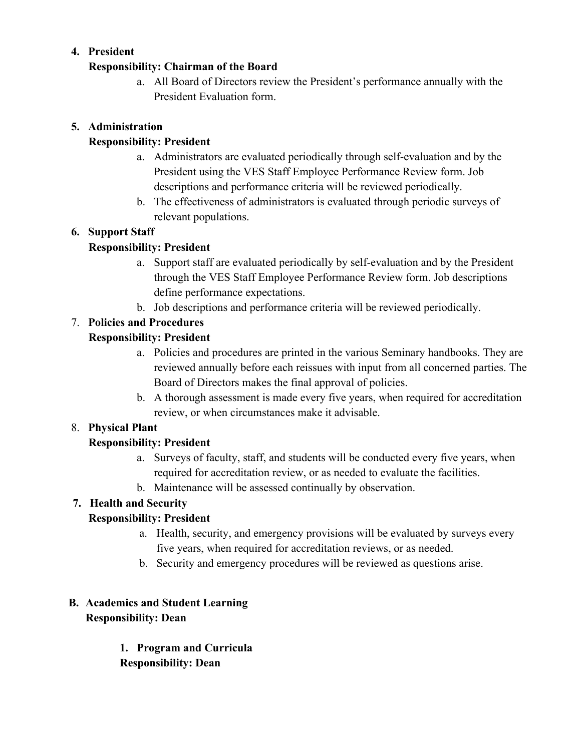4. **President**

   **Responsibility: Chairman of the Board**

   a. All Board of Directors review the President's performance annually with the President Evaluation form.

5. **Administration**

   **Responsibility: President**

   a. Administrators are evaluated periodically through self-evaluation and by the President using the VES Staff Employee Performance Review form. Job descriptions and performance criteria will be reviewed periodically.
   b. The effectiveness of administrators is evaluated through periodic surveys of relevant populations.

6. **Support Staff**

   **Responsibility: President**

   a. Support staff are evaluated periodically by self-evaluation and by the President through the VES Staff Employee Performance Review form. Job descriptions define performance expectations.
   b. Job descriptions and performance criteria will be reviewed periodically.

7. **Policies and Procedures**

   **Responsibility: President**

   a. Policies and procedures are printed in the various Seminary handbooks. They are reviewed annually before each reissues with input from all concerned parties. The Board of Directors makes the final approval of policies.
   b. A thorough assessment is made every five years, when required for accreditation review, or when circumstances make it advisable.

8. **Physical Plant**

   **Responsibility: President**

   a. Surveys of faculty, staff, and students will be conducted every five years, when required for accreditation review, or as needed to evaluate the facilities.
   b. Maintenance will be assessed continually by observation.

7. **Health and Security**

   **Responsibility: President**

   a. Health, security, and emergency provisions will be evaluated by surveys every five years, when required for accreditation reviews, or as needed.
   b. Security and emergency procedures will be reviewed as questions arise.

**B. Academics and Student Learning**

**Responsibility: Dean**

1. **Program and Curricula**

   **Responsibility: Dean**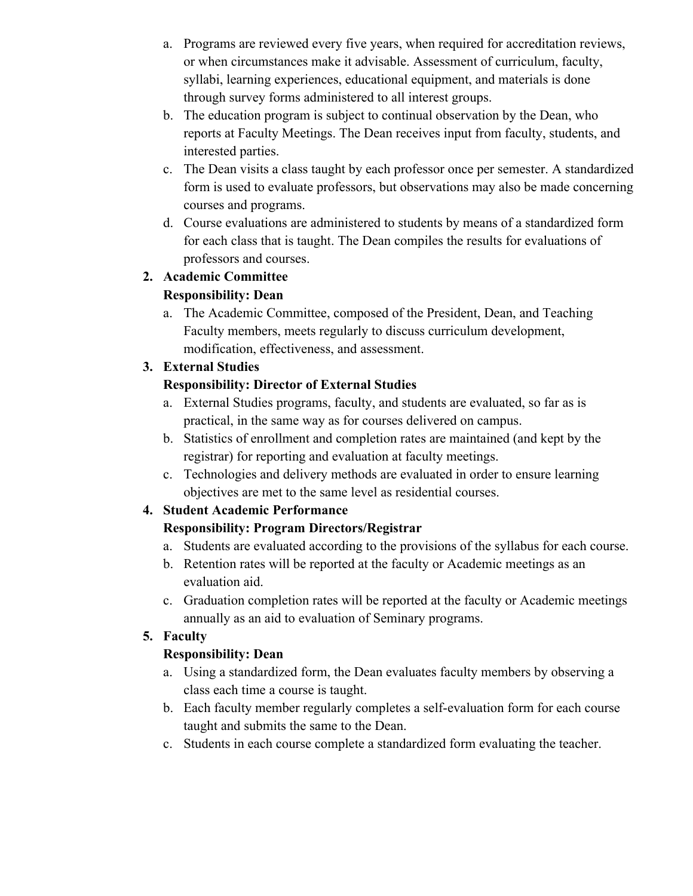a. Programs are reviewed every five years, when required for accreditation reviews, or when circumstances make it advisable. Assessment of curriculum, faculty, syllabi, learning experiences, educational equipment, and materials is done through survey forms administered to all interest groups.
b. The education program is subject to continual observation by the Dean, who reports at Faculty Meetings. The Dean receives input from faculty, students, and interested parties.
c. The Dean visits a class taught by each professor once per semester. A standardized form is used to evaluate professors, but observations may also be made concerning courses and programs.
d. Course evaluations are administered to students by means of a standardized form for each class that is taught. The Dean compiles the results for evaluations of professors and courses.

2. **Academic Committee**
   **Responsibility: Dean**
   a. The Academic Committee, composed of the President, Dean, and Teaching Faculty members, meets regularly to discuss curriculum development, modification, effectiveness, and assessment.

3. **External Studies**
   **Responsibility: Director of External Studies**
   a. External Studies programs, faculty, and students are evaluated, so far as is practical, in the same way as for courses delivered on campus.
   b. Statistics of enrollment and completion rates are maintained (and kept by the registrar) for reporting and evaluation at faculty meetings.
   c. Technologies and delivery methods are evaluated in order to ensure learning objectives are met to the same level as residential courses.

4. **Student Academic Performance**
   **Responsibility: Program Directors/Registrar**
   a. Students are evaluated according to the provisions of the syllabus for each course.
   b. Retention rates will be reported at the faculty or Academic meetings as an evaluation aid.
   c. Graduation completion rates will be reported at the faculty or Academic meetings annually as an aid to evaluation of Seminary programs.

5. **Faculty**
   **Responsibility: Dean**
   a. Using a standardized form, the Dean evaluates faculty members by observing a class each time a course is taught.
   b. Each faculty member regularly completes a self-evaluation form for each course taught and submits the same to the Dean.
   c. Students in each course complete a standardized form evaluating the teacher.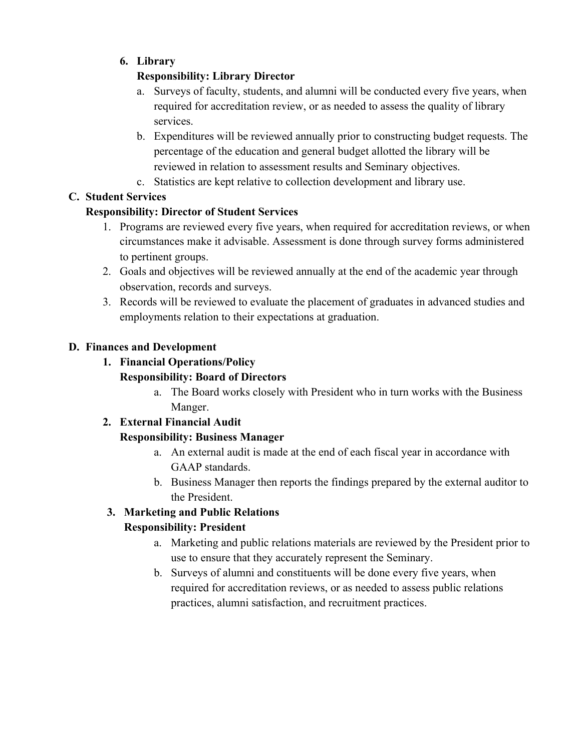6. **Library**

   **Responsibility: Library Director**

   a. Surveys of faculty, students, and alumni will be conducted every five years, when required for accreditation review, or as needed to assess the quality of library services.
   b. Expenditures will be reviewed annually prior to constructing budget requests. The percentage of the education and general budget allotted the library will be reviewed in relation to assessment results and Seminary objectives.
   c. Statistics are kept relative to collection development and library use.

**C. Student Services**

**Responsibility: Director of Student Services**

1. Programs are reviewed every five years, when required for accreditation reviews, or when circumstances make it advisable. Assessment is done through survey forms administered to pertinent groups.
2. Goals and objectives will be reviewed annually at the end of the academic year through observation, records and surveys.
3. Records will be reviewed to evaluate the placement of graduates in advanced studies and employments relation to their expectations at graduation.

**D. Finances and Development**

1. **Financial Operations/Policy**

   **Responsibility: Board of Directors**

   a. The Board works closely with President who in turn works with the Business Manger.

2. **External Financial Audit**

   **Responsibility: Business Manager**

   a. An external audit is made at the end of each fiscal year in accordance with GAAP standards.
   b. Business Manager then reports the findings prepared by the external auditor to the President.

3. **Marketing and Public Relations**

   **Responsibility: President**

   a. Marketing and public relations materials are reviewed by the President prior to use to ensure that they accurately represent the Seminary.
   b. Surveys of alumni and constituents will be done every five years, when required for accreditation reviews, or as needed to assess public relations practices, alumni satisfaction, and recruitment practices.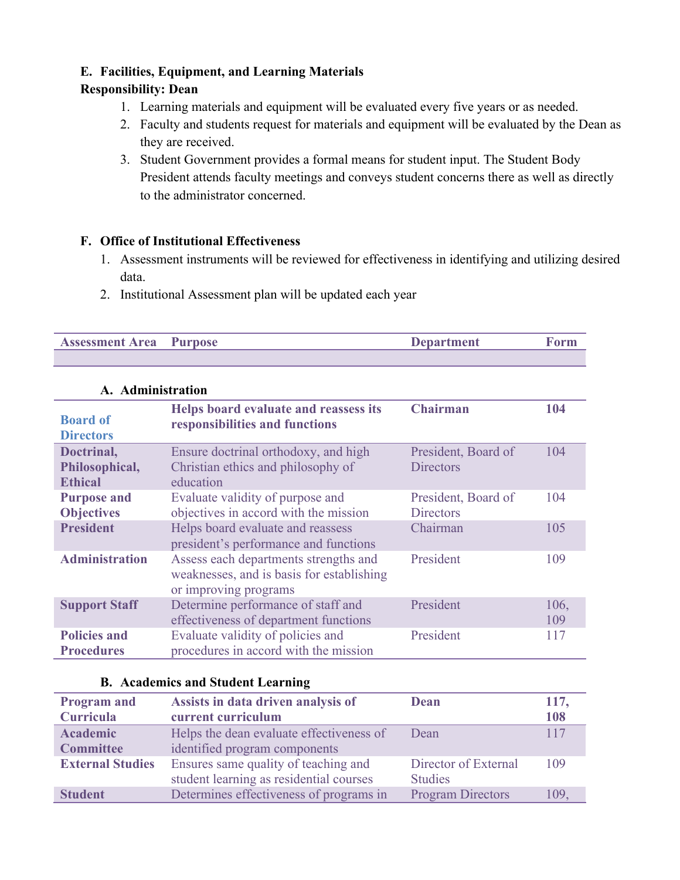**E. Facilities, Equipment, and Learning Materials**

**Responsibility: Dean**

1. Learning materials and equipment will be evaluated every five years or as needed.
2. Faculty and students request for materials and equipment will be evaluated by the Dean as they are received.
3. Student Government provides a formal means for student input. The Student Body President attends faculty meetings and conveys student concerns there as well as directly to the administrator concerned.

**F. Office of Institutional Effectiveness**

1. Assessment instruments will be reviewed for effectiveness in identifying and utilizing desired data.
2. Institutional Assessment plan will be updated each year

| Assessment Area | Purpose | Department | Form |
|---|---|---|---|
| | | | |

**A. Administration**

| Assessment Area | Purpose | Department | Form |
|---|---|---|---|
| **Board of Directors** | **Helps board evaluate and reassess its responsibilities and functions** | **Chairman** | **104** |
| **Doctrinal, Philosophical, Ethical** | Ensure doctrinal orthodoxy, and high Christian ethics and philosophy of education | President, Board of Directors | 104 |
| **Purpose and Objectives** | Evaluate validity of purpose and objectives in accord with the mission | President, Board of Directors | 104 |
| **President** | Helps board evaluate and reassess president's performance and functions | Chairman | 105 |
| **Administration** | Assess each departments strengths and weaknesses, and is basis for establishing or improving programs | President | 109 |
| **Support Staff** | Determine performance of staff and effectiveness of department functions | President | 106, 109 |
| **Policies and Procedures** | Evaluate validity of policies and procedures in accord with the mission | President | 117 |

**B. Academics and Student Learning**

| Assessment Area | Purpose | Department | Form |
|---|---|---|---|
| **Program and Curricula** | **Assists in data driven analysis of current curriculum** | **Dean** | **117, 108** |
| **Academic Committee** | Helps the dean evaluate effectiveness of identified program components | Dean | 117 |
| **External Studies** | Ensures same quality of teaching and student learning as residential courses | Director of External Studies | 109 |
| **Student** | Determines effectiveness of programs in | Program Directors | 109, |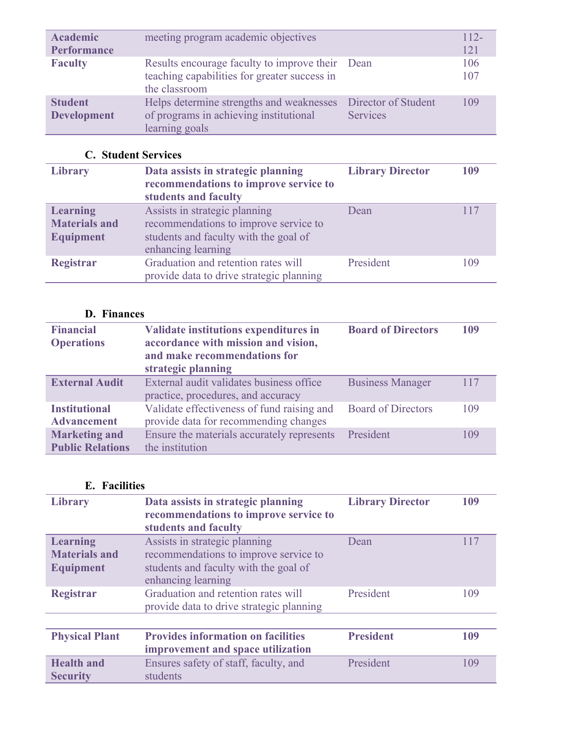| | | | |
|---|---|---|---|
| **Academic Performance** | meeting program academic objectives | | 112-121 |
| **Faculty** | Results encourage faculty to improve their teaching capabilities for greater success in the classroom | Dean | 106 107 |
| **Student Development** | Helps determine strengths and weaknesses of programs in achieving institutional learning goals | Director of Student Services | 109 |

**C. Student Services**

| | | | |
|---|---|---|---|
| **Library** | **Data assists in strategic planning recommendations to improve service to students and faculty** | **Library Director** | **109** |
| **Learning Materials and Equipment** | Assists in strategic planning recommendations to improve service to students and faculty with the goal of enhancing learning | Dean | 117 |
| **Registrar** | Graduation and retention rates will provide data to drive strategic planning | President | 109 |

**D. Finances**

| | | | |
|---|---|---|---|
| **Financial Operations** | **Validate institutions expenditures in accordance with mission and vision, and make recommendations for strategic planning** | **Board of Directors** | **109** |
| **External Audit** | External audit validates business office practice, procedures, and accuracy | Business Manager | 117 |
| **Institutional Advancement** | Validate effectiveness of fund raising and provide data for recommending changes | Board of Directors | 109 |
| **Marketing and Public Relations** | Ensure the materials accurately represents the institution | President | 109 |

**E. Facilities**

| | | | |
|---|---|---|---|
| **Library** | **Data assists in strategic planning recommendations to improve service to students and faculty** | **Library Director** | **109** |
| **Learning Materials and Equipment** | Assists in strategic planning recommendations to improve service to students and faculty with the goal of enhancing learning | Dean | 117 |
| **Registrar** | Graduation and retention rates will provide data to drive strategic planning | President | 109 |

| | | | |
|---|---|---|---|
| **Physical Plant** | **Provides information on facilities improvement and space utilization** | **President** | **109** |
| **Health and Security** | Ensures safety of staff, faculty, and students | President | 109 |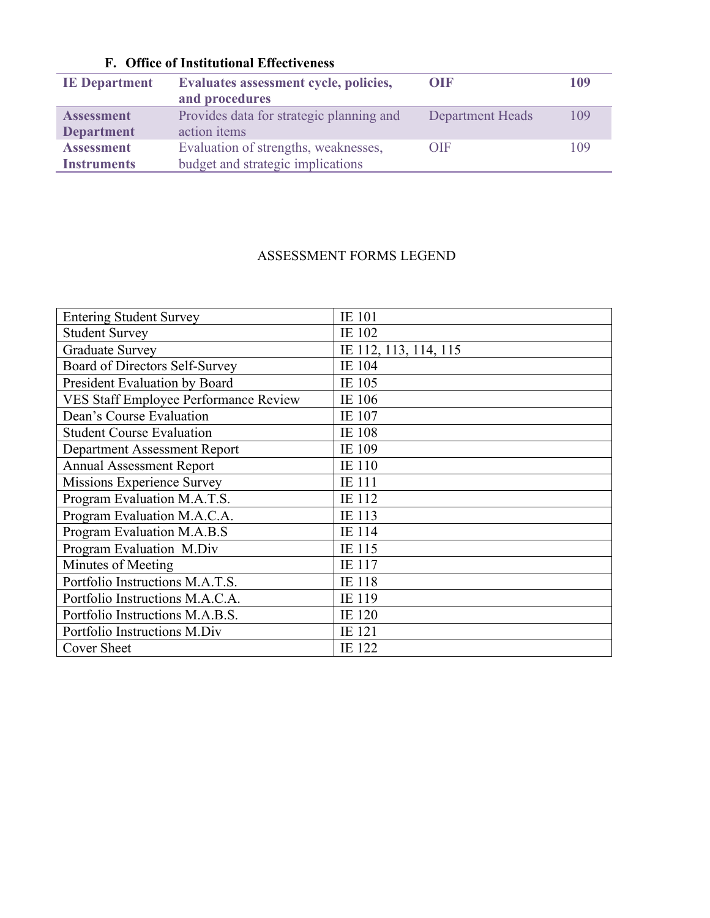### F. Office of Institutional Effectiveness

| **IE Department** | **Evaluates assessment cycle, policies, and procedures** | **OIF** | **109** |
|---|---|---|---|
| **Assessment Department** | Provides data for strategic planning and action items | Department Heads | 109 |
| **Assessment Instruments** | Evaluation of strengths, weaknesses, budget and strategic implications | OIF | 109 |

ASSESSMENT FORMS LEGEND

| | |
|---|---|
| Entering Student Survey | IE 101 |
| Student Survey | IE 102 |
| Graduate Survey | IE 112, 113, 114, 115 |
| Board of Directors Self-Survey | IE 104 |
| President Evaluation by Board | IE 105 |
| VES Staff Employee Performance Review | IE 106 |
| Dean's Course Evaluation | IE 107 |
| Student Course Evaluation | IE 108 |
| Department Assessment Report | IE 109 |
| Annual Assessment Report | IE 110 |
| Missions Experience Survey | IE 111 |
| Program Evaluation M.A.T.S. | IE 112 |
| Program Evaluation M.A.C.A. | IE 113 |
| Program Evaluation M.A.B.S | IE 114 |
| Program Evaluation M.Div | IE 115 |
| Minutes of Meeting | IE 117 |
| Portfolio Instructions M.A.T.S. | IE 118 |
| Portfolio Instructions M.A.C.A. | IE 119 |
| Portfolio Instructions M.A.B.S. | IE 120 |
| Portfolio Instructions M.Div | IE 121 |
| Cover Sheet | IE 122 |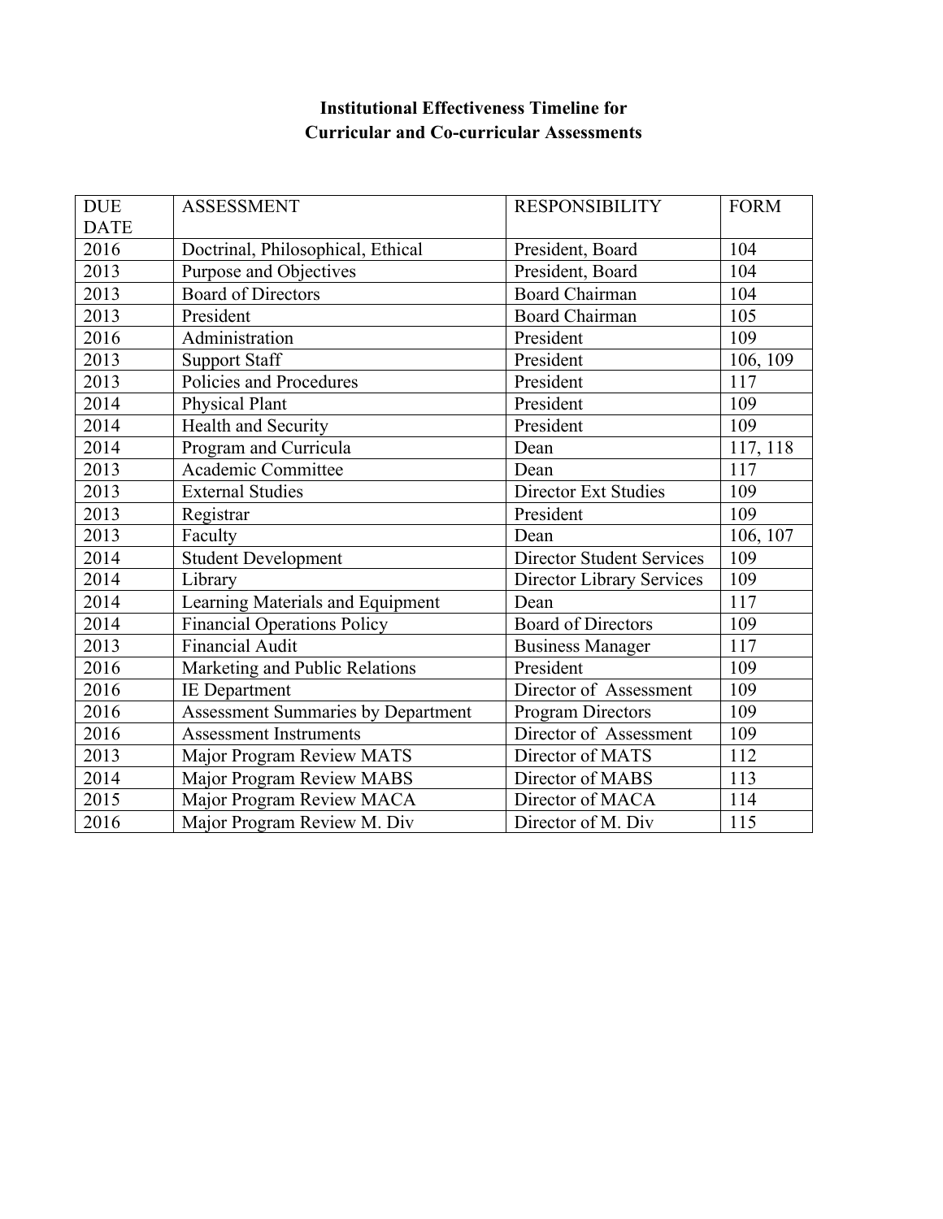**Institutional Effectiveness Timeline for**
**Curricular and Co-curricular Assessments**

| DUE DATE | ASSESSMENT | RESPONSIBILITY | FORM |
|---|---|---|---|
| 2016 | Doctrinal, Philosophical, Ethical | President, Board | 104 |
| 2013 | Purpose and Objectives | President, Board | 104 |
| 2013 | Board of Directors | Board Chairman | 104 |
| 2013 | President | Board Chairman | 105 |
| 2016 | Administration | President | 109 |
| 2013 | Support Staff | President | 106, 109 |
| 2013 | Policies and Procedures | President | 117 |
| 2014 | Physical Plant | President | 109 |
| 2014 | Health and Security | President | 109 |
| 2014 | Program and Curricula | Dean | 117, 118 |
| 2013 | Academic Committee | Dean | 117 |
| 2013 | External Studies | Director Ext Studies | 109 |
| 2013 | Registrar | President | 109 |
| 2013 | Faculty | Dean | 106, 107 |
| 2014 | Student Development | Director Student Services | 109 |
| 2014 | Library | Director Library Services | 109 |
| 2014 | Learning Materials and Equipment | Dean | 117 |
| 2014 | Financial Operations Policy | Board of Directors | 109 |
| 2013 | Financial Audit | Business Manager | 117 |
| 2016 | Marketing and Public Relations | President | 109 |
| 2016 | IE Department | Director of Assessment | 109 |
| 2016 | Assessment Summaries by Department | Program Directors | 109 |
| 2016 | Assessment Instruments | Director of Assessment | 109 |
| 2013 | Major Program Review MATS | Director of MATS | 112 |
| 2014 | Major Program Review MABS | Director of MABS | 113 |
| 2015 | Major Program Review MACA | Director of MACA | 114 |
| 2016 | Major Program Review M. Div | Director of M. Div | 115 |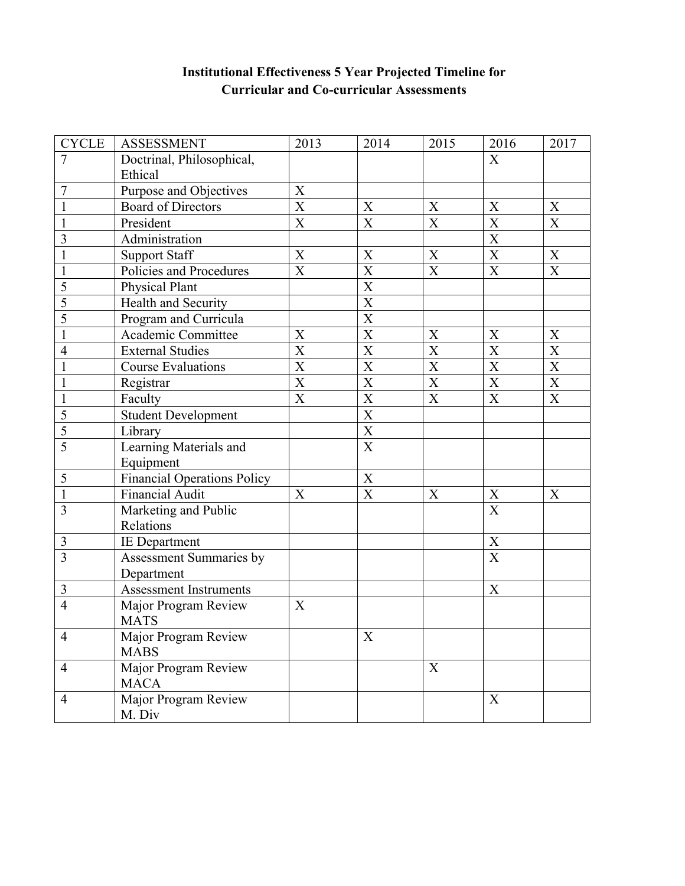**Institutional Effectiveness 5 Year Projected Timeline for Curricular and Co-curricular Assessments**

| CYCLE | ASSESSMENT | 2013 | 2014 | 2015 | 2016 | 2017 |
|---|---|---|---|---|---|---|
| 7 | Doctrinal, Philosophical, Ethical | | | | X | |
| 7 | Purpose and Objectives | X | | | | |
| 1 | Board of Directors | X | X | X | X | X |
| 1 | President | X | X | X | X | X |
| 3 | Administration | | | | X | |
| 1 | Support Staff | X | X | X | X | X |
| 1 | Policies and Procedures | X | X | X | X | X |
| 5 | Physical Plant | | X | | | |
| 5 | Health and Security | | X | | | |
| 5 | Program and Curricula | | X | | | |
| 1 | Academic Committee | X | X | X | X | X |
| 4 | External Studies | X | X | X | X | X |
| 1 | Course Evaluations | X | X | X | X | X |
| 1 | Registrar | X | X | X | X | X |
| 1 | Faculty | X | X | X | X | X |
| 5 | Student Development | | X | | | |
| 5 | Library | | X | | | |
| 5 | Learning Materials and Equipment | | X | | | |
| 5 | Financial Operations Policy | | X | | | |
| 1 | Financial Audit | X | X | X | X | X |
| 3 | Marketing and Public Relations | | | | X | |
| 3 | IE Department | | | | X | |
| 3 | Assessment Summaries by Department | | | | X | |
| 3 | Assessment Instruments | | | | X | |
| 4 | Major Program Review MATS | X | | | | |
| 4 | Major Program Review MABS | | X | | | |
| 4 | Major Program Review MACA | | | X | | |
| 4 | Major Program Review M. Div | | | | X | |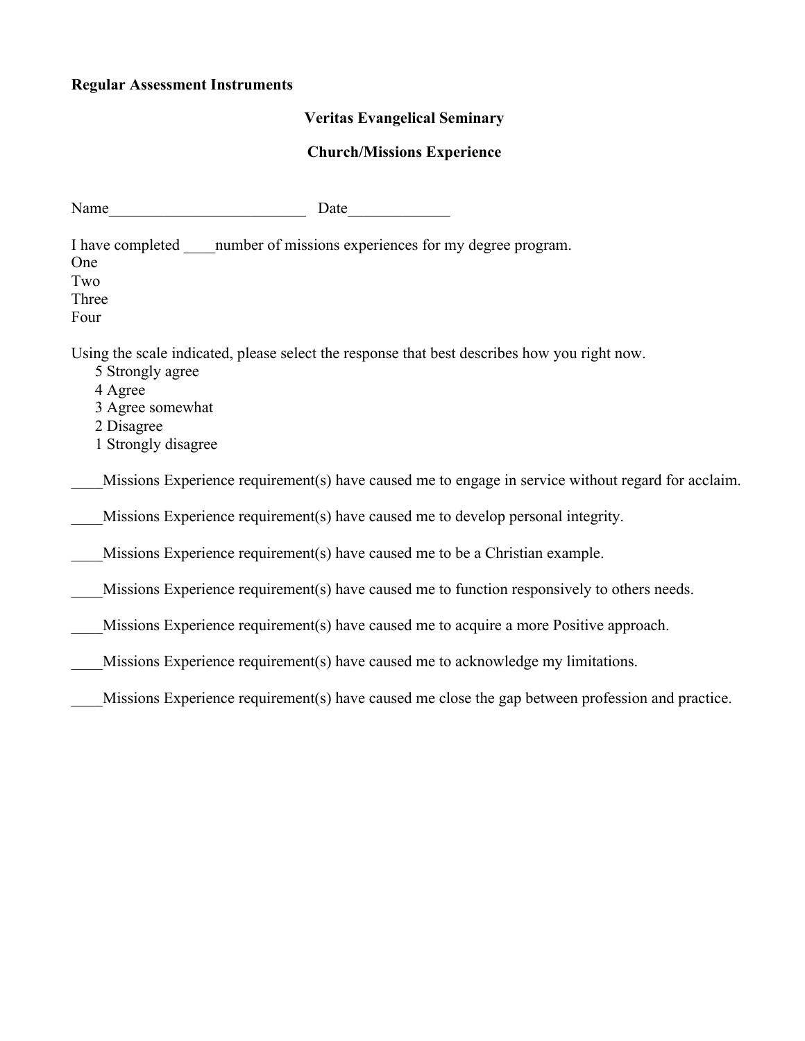**Regular Assessment Instruments**

**Veritas Evangelical Seminary**

**Church/Missions Experience**

Name__________________________ Date_____________

I have completed ____number of missions experiences for my degree program.
One
Two
Three
Four

Using the scale indicated, please select the response that best describes how you right now.
5 Strongly agree
4 Agree
3 Agree somewhat
2 Disagree
1 Strongly disagree

____Missions Experience requirement(s) have caused me to engage in service without regard for acclaim.

____Missions Experience requirement(s) have caused me to develop personal integrity.

____Missions Experience requirement(s) have caused me to be a Christian example.

____Missions Experience requirement(s) have caused me to function responsively to others needs.

____Missions Experience requirement(s) have caused me to acquire a more Positive approach.

____Missions Experience requirement(s) have caused me to acknowledge my limitations.

____Missions Experience requirement(s) have caused me close the gap between profession and practice.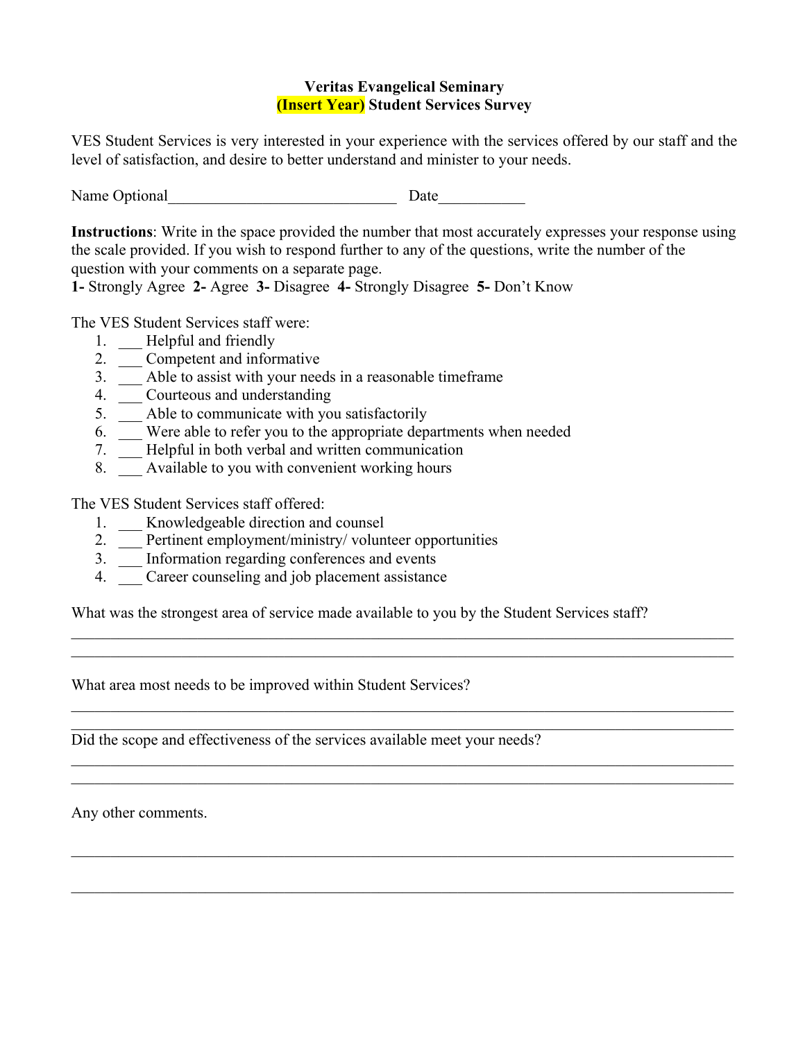**Veritas Evangelical Seminary**
**(Insert Year) Student Services Survey**

VES Student Services is very interested in your experience with the services offered by our staff and the level of satisfaction, and desire to better understand and minister to your needs.

Name Optional_____________________________ Date___________

**Instructions**: Write in the space provided the number that most accurately expresses your response using the scale provided. If you wish to respond further to any of the questions, write the number of the question with your comments on a separate page.
**1-** Strongly Agree **2-** Agree **3-** Disagree **4-** Strongly Disagree **5-** Don't Know

The VES Student Services staff were:

1. ___ Helpful and friendly
2. ___ Competent and informative
3. ___ Able to assist with your needs in a reasonable timeframe
4. ___ Courteous and understanding
5. ___ Able to communicate with you satisfactorily
6. ___ Were able to refer you to the appropriate departments when needed
7. ___ Helpful in both verbal and written communication
8. ___ Available to you with convenient working hours

The VES Student Services staff offered:

1. ___ Knowledgeable direction and counsel
2. ___ Pertinent employment/ministry/ volunteer opportunities
3. ___ Information regarding conferences and events
4. ___ Career counseling and job placement assistance

What was the strongest area of service made available to you by the Student Services staff?

______________________________________________________________________________
______________________________________________________________________________

What area most needs to be improved within Student Services?

______________________________________________________________________________
______________________________________________________________________________

Did the scope and effectiveness of the services available meet your needs?

______________________________________________________________________________
______________________________________________________________________________

Any other comments.

______________________________________________________________________________

______________________________________________________________________________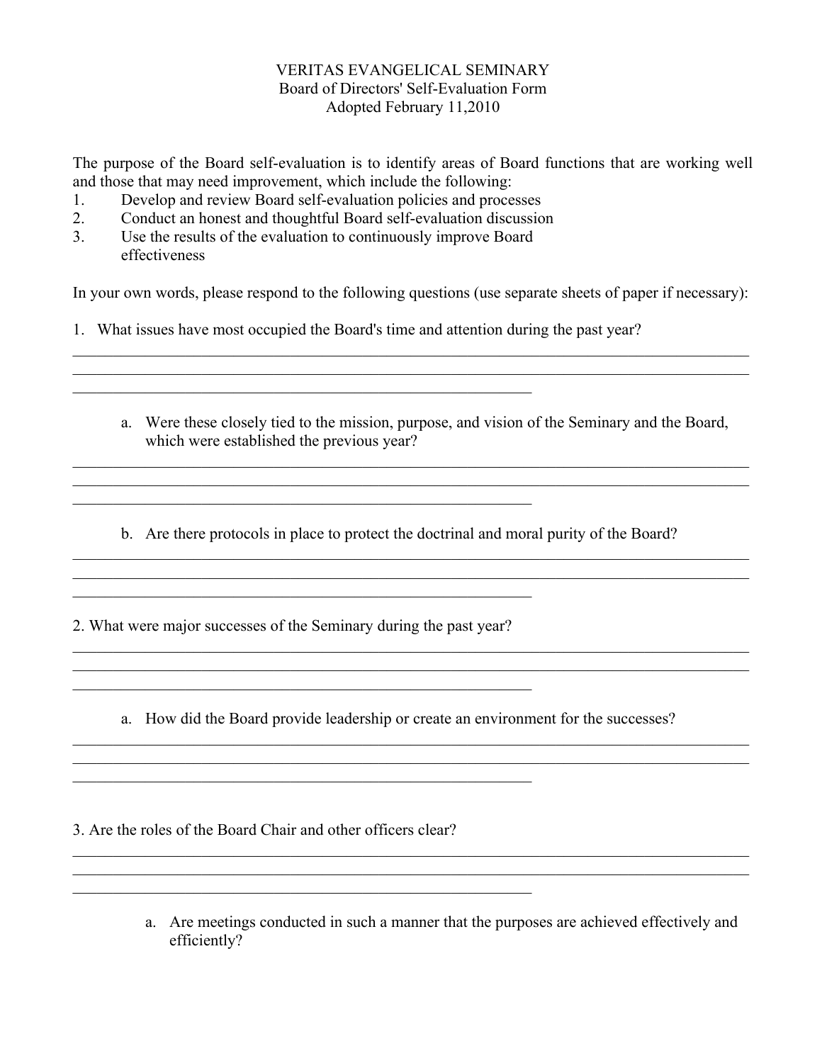VERITAS EVANGELICAL SEMINARY
Board of Directors' Self-Evaluation Form
Adopted February 11,2010

The purpose of the Board self-evaluation is to identify areas of Board functions that are working well and those that may need improvement, which include the following:

1. Develop and review Board self-evaluation policies and processes
2. Conduct an honest and thoughtful Board self-evaluation discussion
3. Use the results of the evaluation to continuously improve Board effectiveness

In your own words, please respond to the following questions (use separate sheets of paper if necessary):

1. What issues have most occupied the Board's time and attention during the past year?

______________________________________________________________________________________
______________________________________________________________________________________
____________________________________________________________

   a. Were these closely tied to the mission, purpose, and vision of the Seminary and the Board, which were established the previous year?

______________________________________________________________________________________
______________________________________________________________________________________
____________________________________________________________

   b. Are there protocols in place to protect the doctrinal and moral purity of the Board?

______________________________________________________________________________________
______________________________________________________________________________________
____________________________________________________________

2. What were major successes of the Seminary during the past year?

______________________________________________________________________________________
______________________________________________________________________________________
____________________________________________________________

   a. How did the Board provide leadership or create an environment for the successes?

______________________________________________________________________________________
______________________________________________________________________________________
____________________________________________________________

3. Are the roles of the Board Chair and other officers clear?

______________________________________________________________________________________
______________________________________________________________________________________
____________________________________________________________

   a. Are meetings conducted in such a manner that the purposes are achieved effectively and efficiently?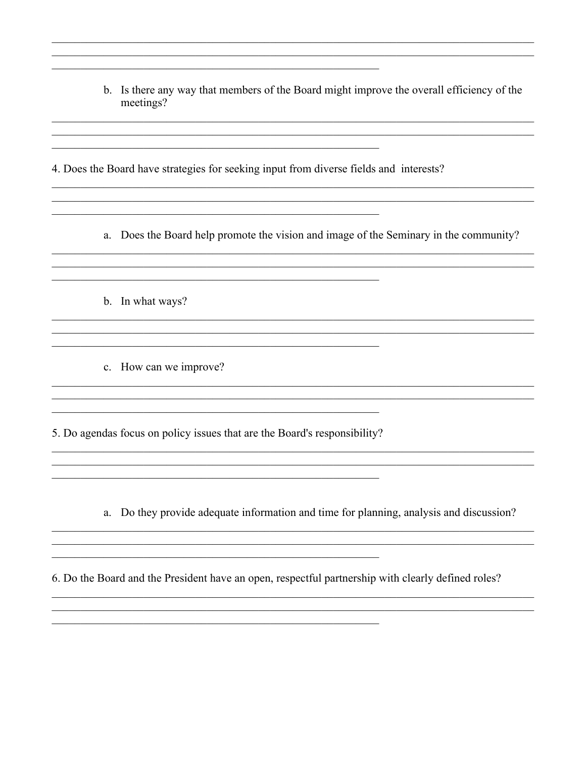b. Is there any way that members of the Board might improve the overall efficiency of the meetings?

4. Does the Board have strategies for seeking input from diverse fields and interests?

a. Does the Board help promote the vision and image of the Seminary in the community?

b. In what ways?

c. How can we improve?

5. Do agendas focus on policy issues that are the Board's responsibility?

a. Do they provide adequate information and time for planning, analysis and discussion?

6. Do the Board and the President have an open, respectful partnership with clearly defined roles?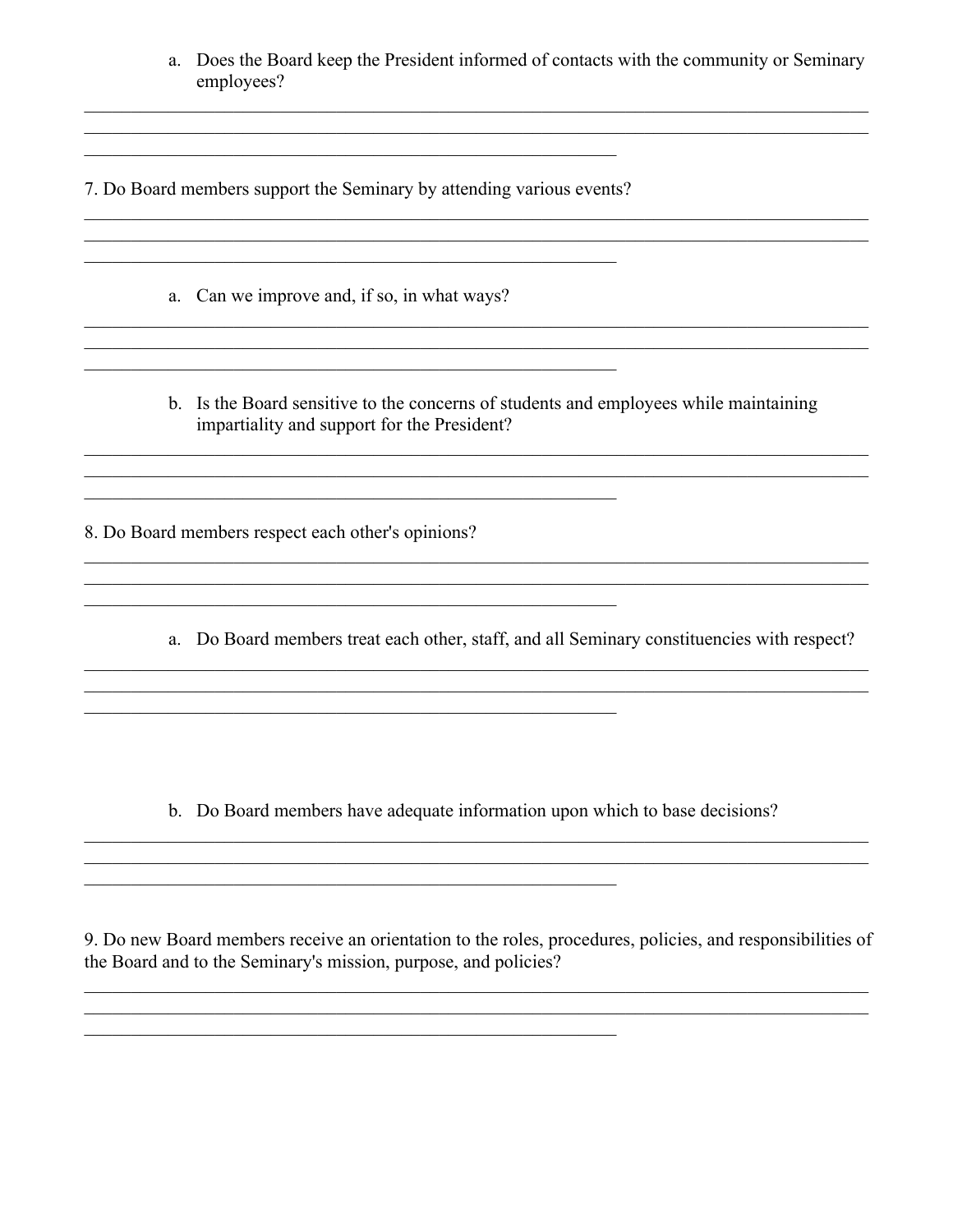a. Does the Board keep the President informed of contacts with the community or Seminary employees?

______________________________________________________________________________
______________________________________________________________________________
__________________________________________________

7. Do Board members support the Seminary by attending various events?

______________________________________________________________________________
______________________________________________________________________________
__________________________________________________

   a. Can we improve and, if so, in what ways?

______________________________________________________________________________
______________________________________________________________________________
__________________________________________________

   b. Is the Board sensitive to the concerns of students and employees while maintaining impartiality and support for the President?

______________________________________________________________________________
______________________________________________________________________________
__________________________________________________

8. Do Board members respect each other's opinions?

______________________________________________________________________________
______________________________________________________________________________
__________________________________________________

   a. Do Board members treat each other, staff, and all Seminary constituencies with respect?

______________________________________________________________________________
______________________________________________________________________________
__________________________________________________

   b. Do Board members have adequate information upon which to base decisions?

______________________________________________________________________________
______________________________________________________________________________
__________________________________________________

9. Do new Board members receive an orientation to the roles, procedures, policies, and responsibilities of the Board and to the Seminary's mission, purpose, and policies?

______________________________________________________________________________
______________________________________________________________________________
__________________________________________________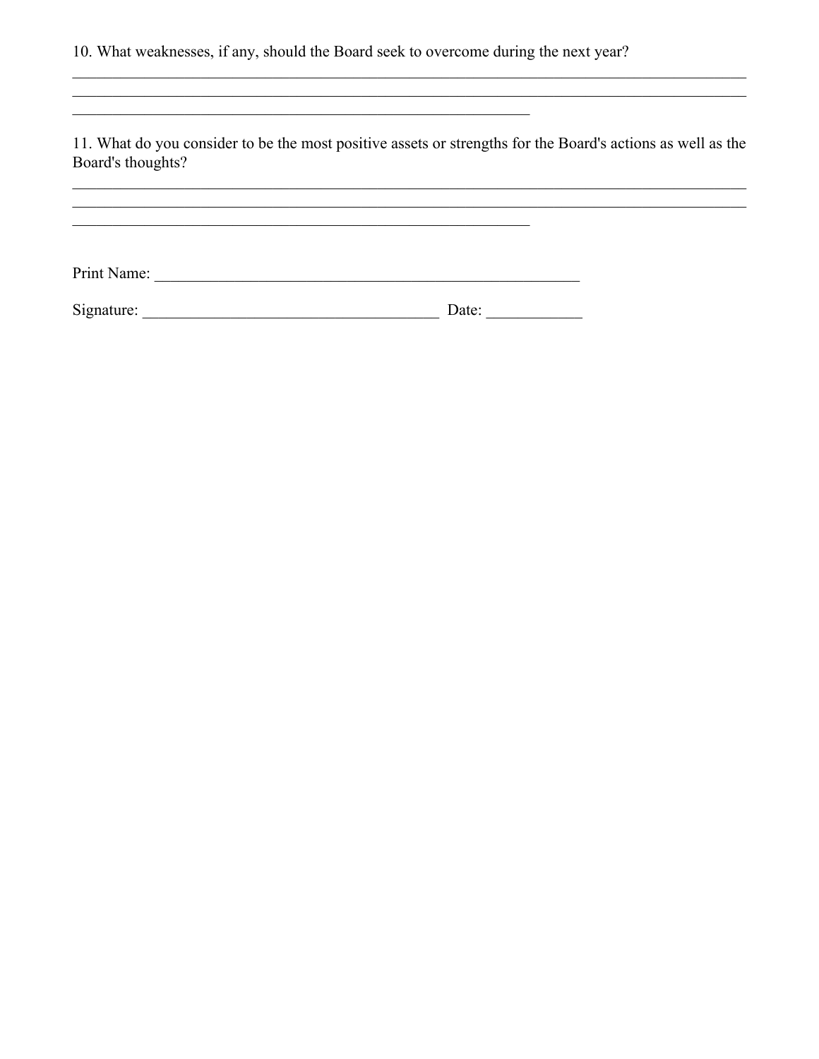10. What weaknesses, if any, should the Board seek to overcome during the next year?

______________________________________________________________________________
______________________________________________________________________________
____________________________________________________

11. What do you consider to be the most positive assets or strengths for the Board's actions as well as the Board's thoughts?

______________________________________________________________________________
______________________________________________________________________________
____________________________________________________

Print Name: _________________________________________________

Signature: __________________________________ Date: ___________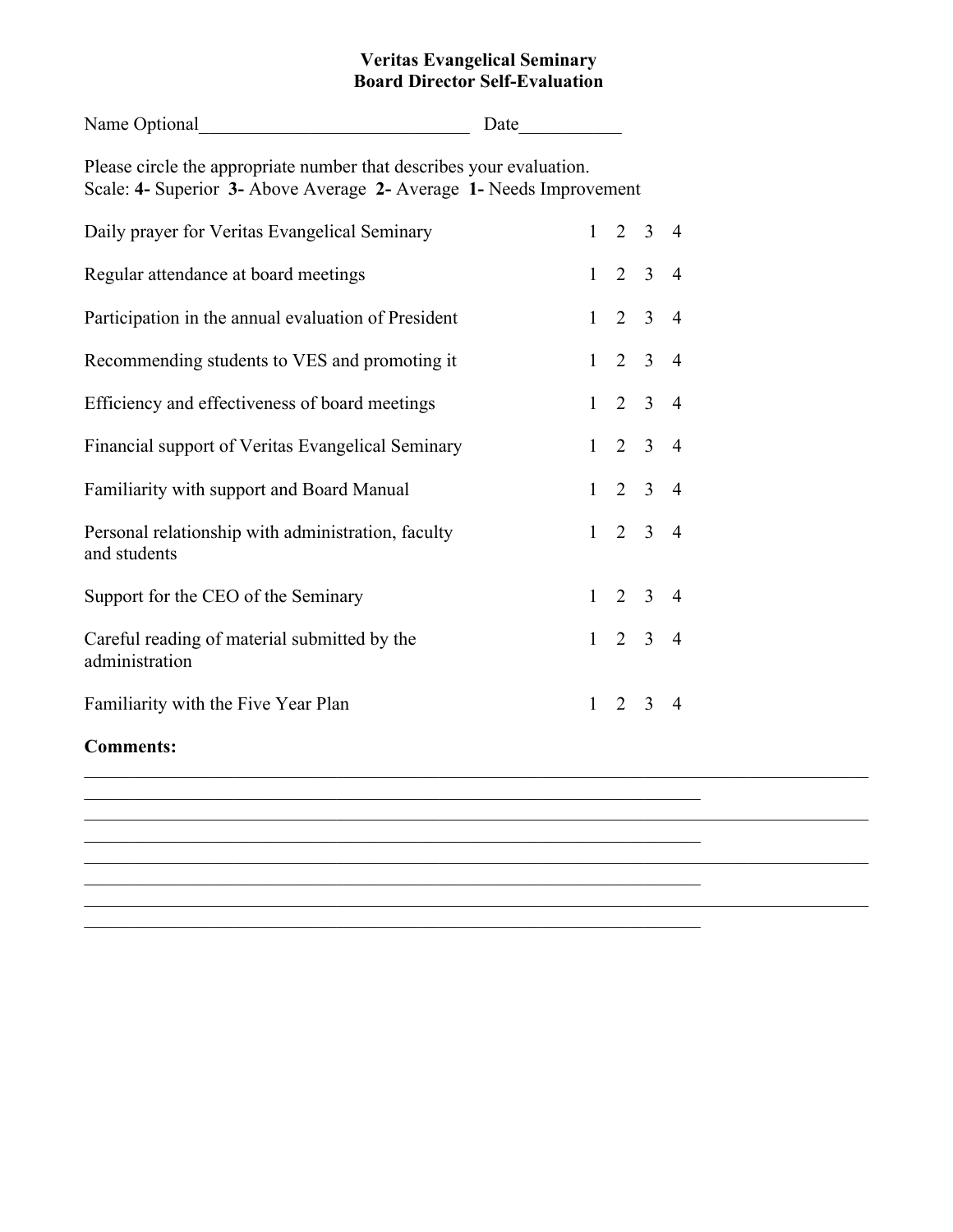# Veritas Evangelical Seminary
## Board Director Self-Evaluation

Name Optional_____________________________ Date___________

Please circle the appropriate number that describes your evaluation.
Scale: **4-** Superior **3-** Above Average **2-** Average **1-** Needs Improvement

| | | | | |
|---|---|---|---|---|
| Daily prayer for Veritas Evangelical Seminary | 1 | 2 | 3 | 4 |
| Regular attendance at board meetings | 1 | 2 | 3 | 4 |
| Participation in the annual evaluation of President | 1 | 2 | 3 | 4 |
| Recommending students to VES and promoting it | 1 | 2 | 3 | 4 |
| Efficiency and effectiveness of board meetings | 1 | 2 | 3 | 4 |
| Financial support of Veritas Evangelical Seminary | 1 | 2 | 3 | 4 |
| Familiarity with support and Board Manual | 1 | 2 | 3 | 4 |
| Personal relationship with administration, faculty and students | 1 | 2 | 3 | 4 |
| Support for the CEO of the Seminary | 1 | 2 | 3 | 4 |
| Careful reading of material submitted by the administration | 1 | 2 | 3 | 4 |
| Familiarity with the Five Year Plan | 1 | 2 | 3 | 4 |

**Comments:**

_____________________________________________________________________________
_____________________________________________________________________________
_____________________________________________________________________________
_____________________________________________________________________________
_____________________________________________________________________________
_____________________________________________________________________________
_____________________________________________________________________________
_____________________________________________________________________________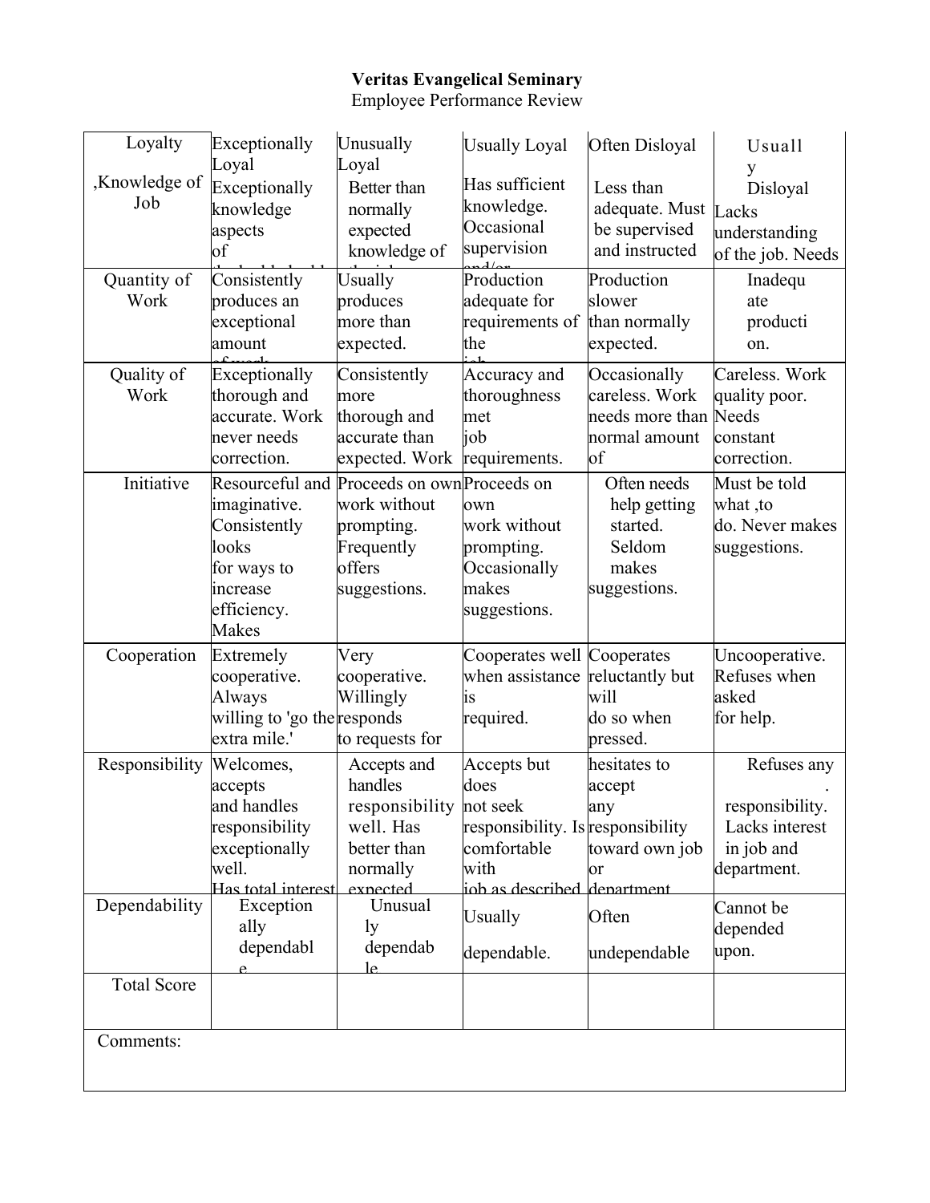**Veritas Evangelical Seminary**
Employee Performance Review

| | | | | | |
|---|---|---|---|---|---|
| Loyalty<br><br>,Knowledge of Job | Exceptionally Loyal<br>Exceptionally knowledge aspects of | Unusually Loyal<br>Better than normally expected knowledge of | Usually Loyal<br><br>Has sufficient knowledge. Occasional supervision | Often Disloyal<br><br>Less than adequate. Must be supervised and instructed | Usually Disloyal<br>Lacks understanding of the job. Needs |
| Quantity of Work | Consistently produces an exceptional amount | Usually produces more than expected. | Production adequate for requirements of the | Production slower than normally expected. | Inadequate production. |
| Quality of Work | Exceptionally thorough and accurate. Work never needs correction. | Consistently more thorough and accurate than expected. Work | Accuracy and thoroughness met job requirements. | Occasionally careless. Work needs more than normal amount of | Careless. Work quality poor. Needs constant correction. |
| Initiative | Resourceful and imaginative. Consistently looks for ways to increase efficiency. Makes | Proceeds on own work without prompting. Frequently offers suggestions. | Proceeds on own work without prompting. Occasionally makes suggestions. | Often needs help getting started. Seldom makes suggestions. | Must be told what ,to do. Never makes suggestions. |
| Cooperation | Extremely cooperative. Always willing to 'go the extra mile.' | Very cooperative. Willingly responds to requests for | Cooperates well when assistance is required. | Cooperates reluctantly but will do so when pressed. | Uncooperative. Refuses when asked for help. |
| Responsibility | Welcomes, accepts and handles responsibility exceptionally well. Has total interest | Accepts and handles responsibility well. Has better than normally expected | Accepts but does not seek responsibility. Is comfortable with job as described | hesitates to accept any responsibility toward own job or department | Refuses any responsibility. Lacks interest in job and department. |
| Dependability | Exceptionally dependable | Unusually dependable | Usually dependable. | Often undependable | Cannot be depended upon. |
| Total Score | | | | | |
| Comments: | | | | | |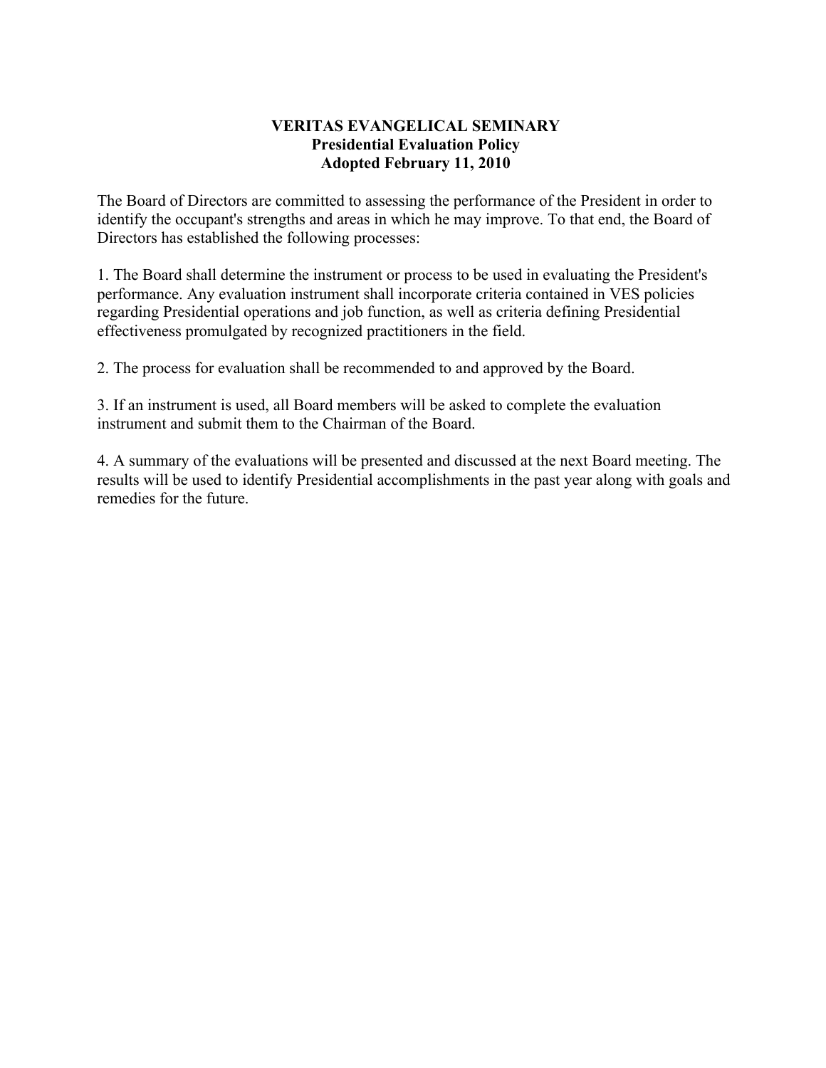# VERITAS EVANGELICAL SEMINARY
## Presidential Evaluation Policy
### Adopted February 11, 2010

The Board of Directors are committed to assessing the performance of the President in order to identify the occupant's strengths and areas in which he may improve. To that end, the Board of Directors has established the following processes:

1. The Board shall determine the instrument or process to be used in evaluating the President's performance. Any evaluation instrument shall incorporate criteria contained in VES policies regarding Presidential operations and job function, as well as criteria defining Presidential effectiveness promulgated by recognized practitioners in the field.

2. The process for evaluation shall be recommended to and approved by the Board.

3. If an instrument is used, all Board members will be asked to complete the evaluation instrument and submit them to the Chairman of the Board.

4. A summary of the evaluations will be presented and discussed at the next Board meeting. The results will be used to identify Presidential accomplishments in the past year along with goals and remedies for the future.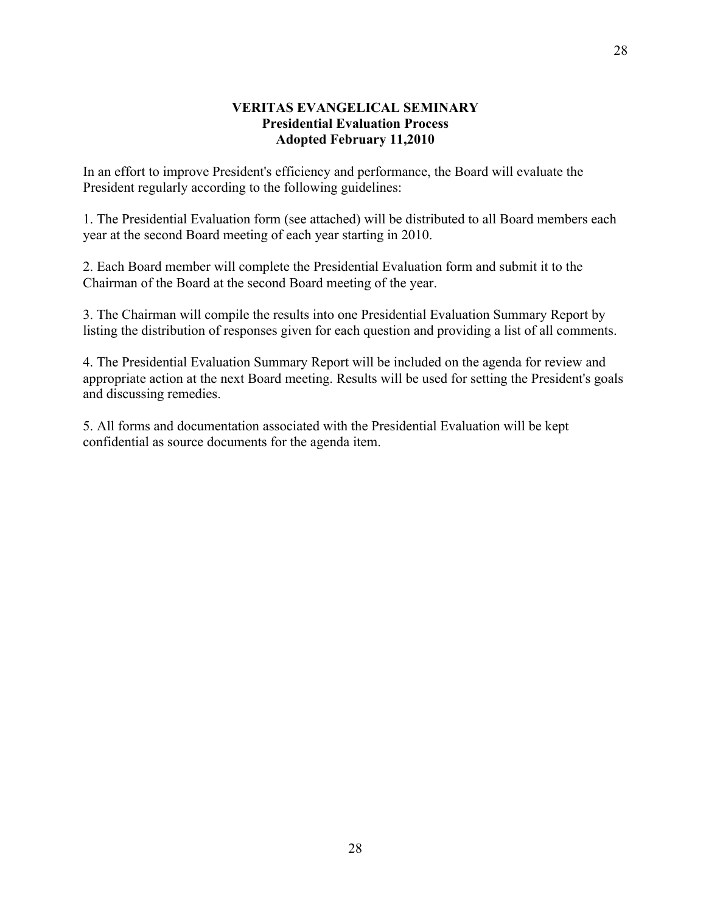**VERITAS EVANGELICAL SEMINARY**
**Presidential Evaluation Process**
**Adopted February 11,2010**

In an effort to improve President's efficiency and performance, the Board will evaluate the President regularly according to the following guidelines:

1. The Presidential Evaluation form (see attached) will be distributed to all Board members each year at the second Board meeting of each year starting in 2010.

2. Each Board member will complete the Presidential Evaluation form and submit it to the Chairman of the Board at the second Board meeting of the year.

3. The Chairman will compile the results into one Presidential Evaluation Summary Report by listing the distribution of responses given for each question and providing a list of all comments.

4. The Presidential Evaluation Summary Report will be included on the agenda for review and appropriate action at the next Board meeting. Results will be used for setting the President's goals and discussing remedies.

5. All forms and documentation associated with the Presidential Evaluation will be kept confidential as source documents for the agenda item.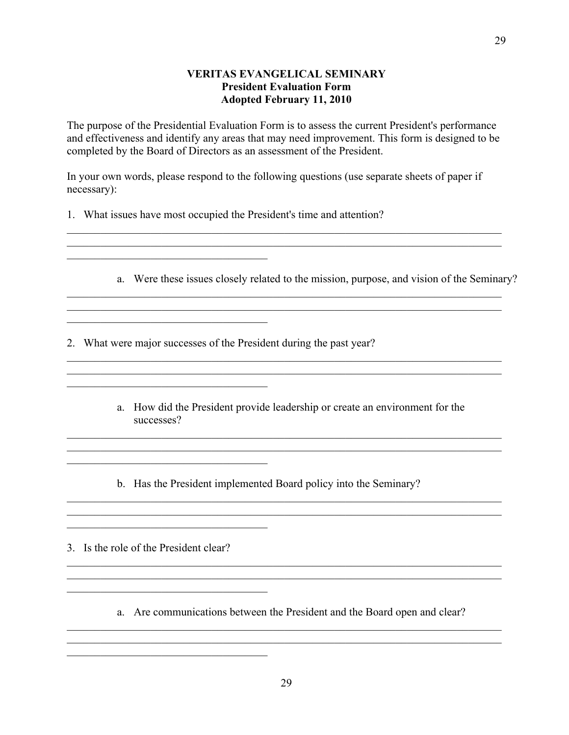**VERITAS EVANGELICAL SEMINARY**
**President Evaluation Form**
**Adopted February 11, 2010**

The purpose of the Presidential Evaluation Form is to assess the current President's performance and effectiveness and identify any areas that may need improvement. This form is designed to be completed by the Board of Directors as an assessment of the President.

In your own words, please respond to the following questions (use separate sheets of paper if necessary):

1. What issues have most occupied the President's time and attention?

______________________________________________________________________________
______________________________________________________________________________
____________________________________

   a. Were these issues closely related to the mission, purpose, and vision of the Seminary?

______________________________________________________________________________
______________________________________________________________________________
____________________________________

2. What were major successes of the President during the past year?

______________________________________________________________________________
______________________________________________________________________________
____________________________________

   a. How did the President provide leadership or create an environment for the successes?

______________________________________________________________________________
______________________________________________________________________________
____________________________________

   b. Has the President implemented Board policy into the Seminary?

______________________________________________________________________________
______________________________________________________________________________
____________________________________

3. Is the role of the President clear?

______________________________________________________________________________
______________________________________________________________________________
____________________________________

   a. Are communications between the President and the Board open and clear?

______________________________________________________________________________
______________________________________________________________________________
____________________________________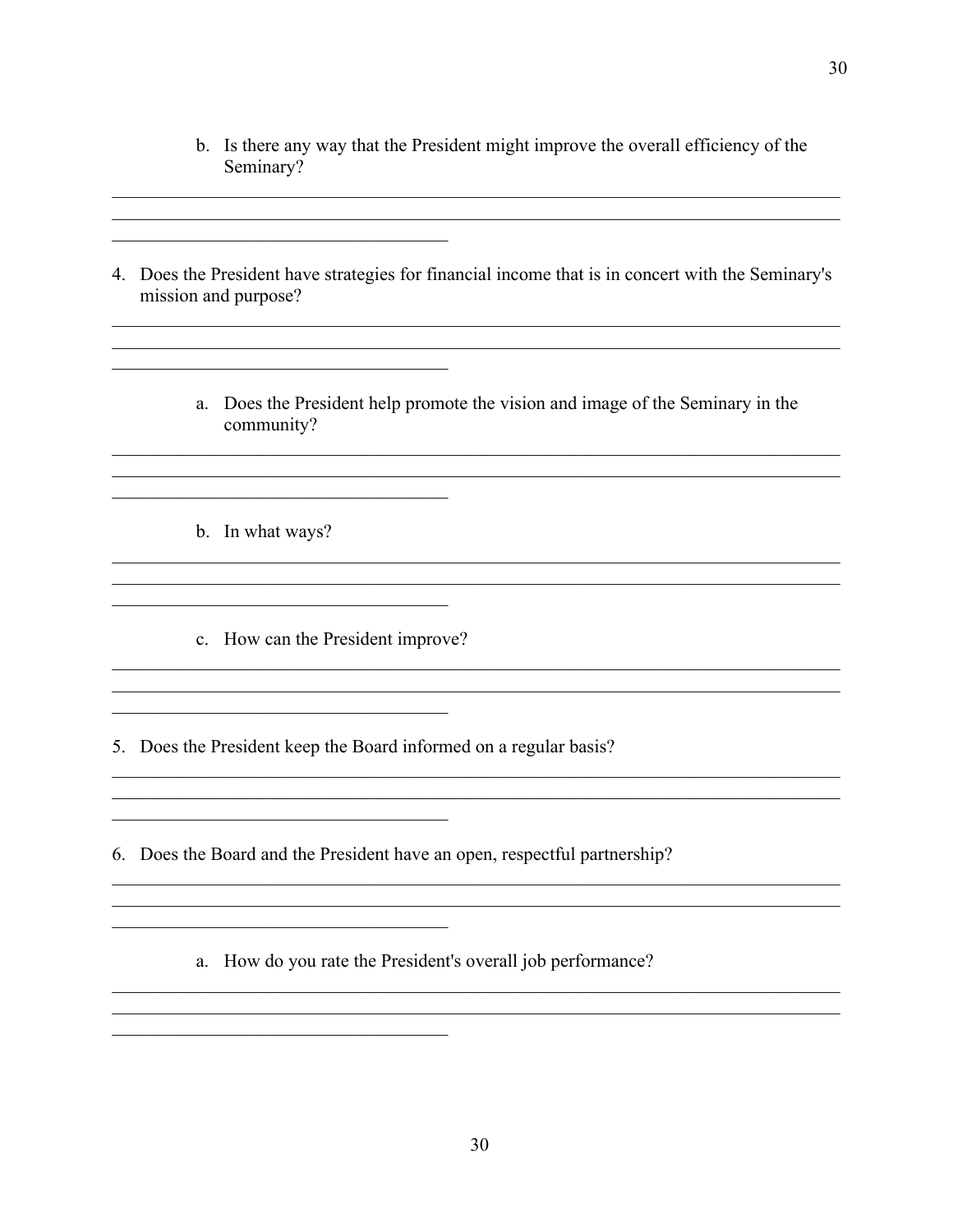b. Is there any way that the President might improve the overall efficiency of the Seminary?

______________________________________________________________________________
______________________________________________________________________________
____________________________________

4. Does the President have strategies for financial income that is in concert with the Seminary's mission and purpose?

______________________________________________________________________________
______________________________________________________________________________
____________________________________

a. Does the President help promote the vision and image of the Seminary in the community?

______________________________________________________________________________
______________________________________________________________________________
____________________________________

b. In what ways?

______________________________________________________________________________
______________________________________________________________________________
____________________________________

c. How can the President improve?

______________________________________________________________________________
______________________________________________________________________________
____________________________________

5. Does the President keep the Board informed on a regular basis?

______________________________________________________________________________
______________________________________________________________________________
____________________________________

6. Does the Board and the President have an open, respectful partnership?

______________________________________________________________________________
______________________________________________________________________________
____________________________________

a. How do you rate the President's overall job performance?

______________________________________________________________________________
______________________________________________________________________________
____________________________________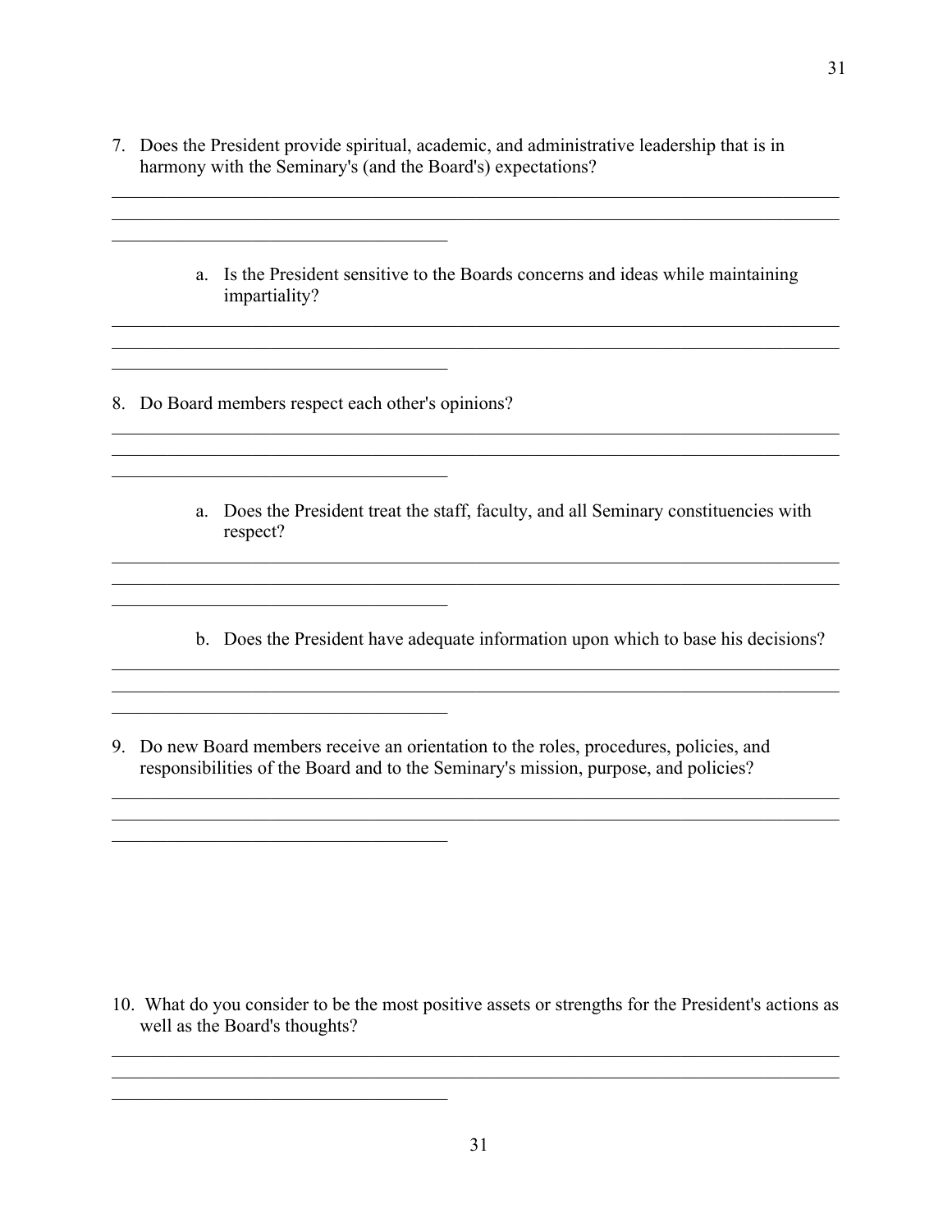7. Does the President provide spiritual, academic, and administrative leadership that is in harmony with the Seminary's (and the Board's) expectations?

_______________________________________________________________________________
_______________________________________________________________________________
_____________________________________

   a. Is the President sensitive to the Boards concerns and ideas while maintaining impartiality?

_______________________________________________________________________________
_______________________________________________________________________________
_____________________________________

8. Do Board members respect each other's opinions?

_______________________________________________________________________________
_______________________________________________________________________________
_____________________________________

   a. Does the President treat the staff, faculty, and all Seminary constituencies with respect?

_______________________________________________________________________________
_______________________________________________________________________________
_____________________________________

   b. Does the President have adequate information upon which to base his decisions?

_______________________________________________________________________________
_______________________________________________________________________________
_____________________________________

9. Do new Board members receive an orientation to the roles, procedures, policies, and responsibilities of the Board and to the Seminary's mission, purpose, and policies?

_______________________________________________________________________________
_______________________________________________________________________________
_____________________________________

10. What do you consider to be the most positive assets or strengths for the President's actions as well as the Board's thoughts?

_______________________________________________________________________________
_______________________________________________________________________________
_____________________________________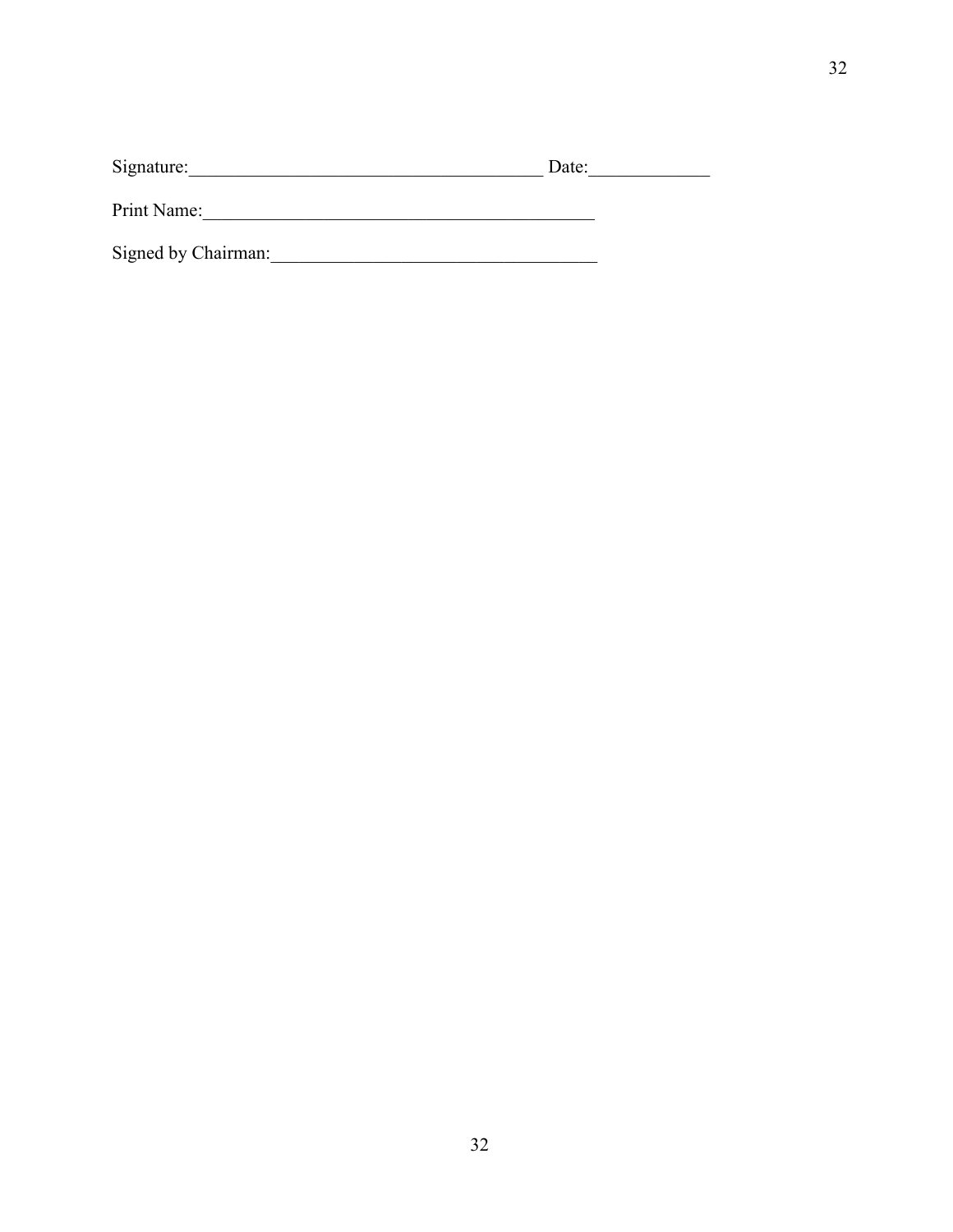Signature:_______________________________________ Date:_____________

Print Name:___________________________________________

Signed by Chairman:____________________________________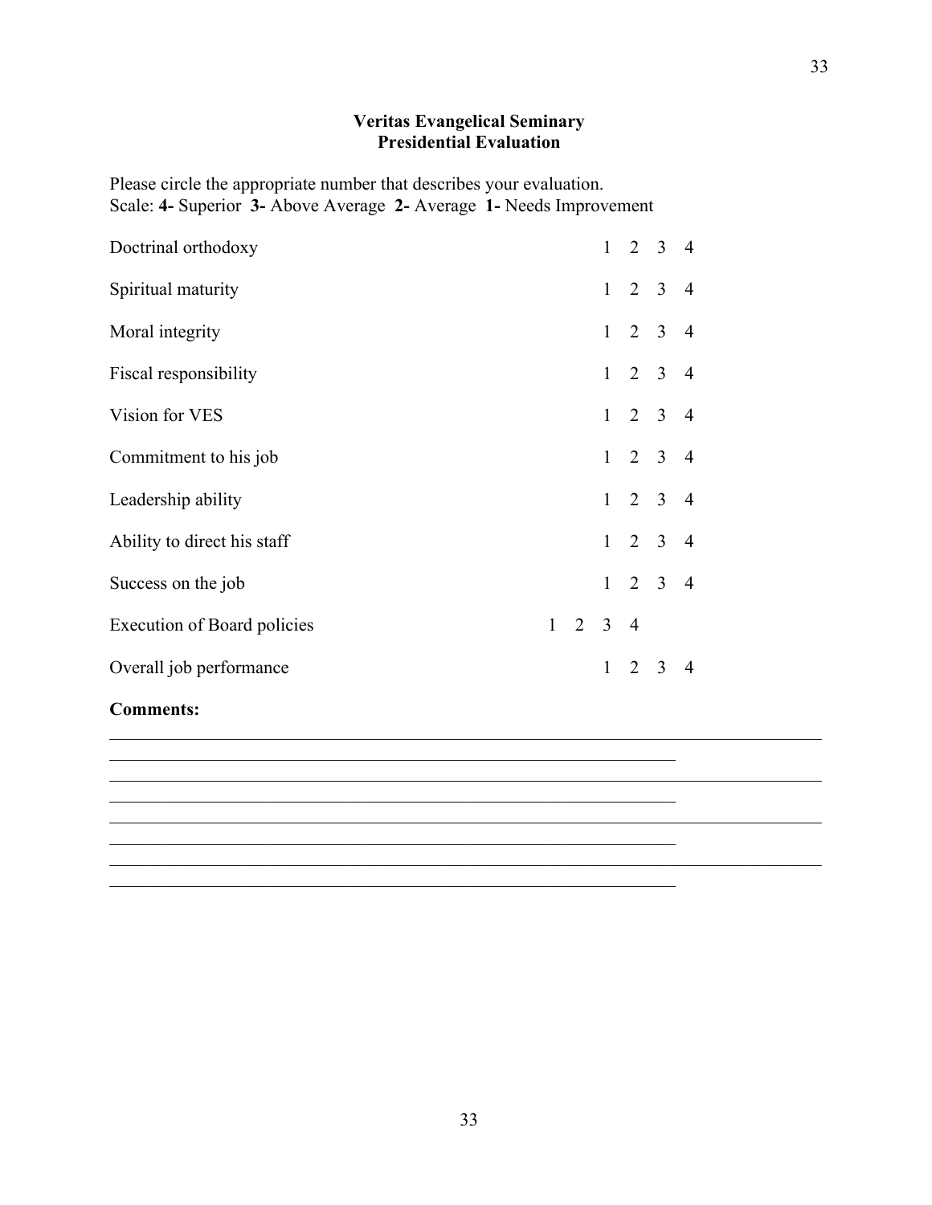**Veritas Evangelical Seminary**
**Presidential Evaluation**

Please circle the appropriate number that describes your evaluation.
Scale: **4-** Superior **3-** Above Average **2-** Average **1-** Needs Improvement

| | | | | |
|---|---|---|---|---|
| Doctrinal orthodoxy | 1 | 2 | 3 | 4 |
| Spiritual maturity | 1 | 2 | 3 | 4 |
| Moral integrity | 1 | 2 | 3 | 4 |
| Fiscal responsibility | 1 | 2 | 3 | 4 |
| Vision for VES | 1 | 2 | 3 | 4 |
| Commitment to his job | 1 | 2 | 3 | 4 |
| Leadership ability | 1 | 2 | 3 | 4 |
| Ability to direct his staff | 1 | 2 | 3 | 4 |
| Success on the job | 1 | 2 | 3 | 4 |
| Execution of Board policies | 1 | 2 | 3 | 4 |
| Overall job performance | 1 | 2 | 3 | 4 |

**Comments:**

_______________________________________________________________________________
_______________________________________________________________
_______________________________________________________________________________
_______________________________________________________________
_______________________________________________________________________________
_______________________________________________________________
_______________________________________________________________________________
_______________________________________________________________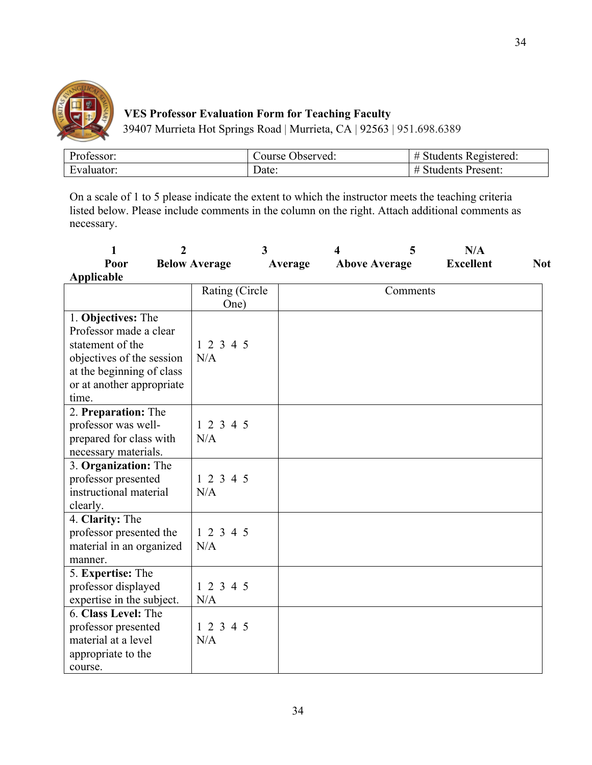**VES Professor Evaluation Form for Teaching Faculty**
39407 Murrieta Hot Springs Road | Murrieta, CA | 92563 | 951.698.6389

| Professor: | Course Observed: | # Students Registered: |
|---|---|---|
| Evaluator: | Date: | # Students Present: |

On a scale of 1 to 5 please indicate the extent to which the instructor meets the teaching criteria listed below. Please include comments in the column on the right. Attach additional comments as necessary.

**1** Poor | **2** Below Average | **3** Average | **4** Above Average | **5** Excellent | **N/A** Not Applicable

| | Rating (Circle One) | Comments |
|---|---|---|
| 1. **Objectives:** The Professor made a clear statement of the objectives of the session at the beginning of class or at another appropriate time. | 1 2 3 4 5 N/A | |
| 2. **Preparation:** The professor was well-prepared for class with necessary materials. | 1 2 3 4 5 N/A | |
| 3. **Organization:** The professor presented instructional material clearly. | 1 2 3 4 5 N/A | |
| 4. **Clarity:** The professor presented the material in an organized manner. | 1 2 3 4 5 N/A | |
| 5. **Expertise:** The professor displayed expertise in the subject. | 1 2 3 4 5 N/A | |
| 6. **Class Level:** The professor presented material at a level appropriate to the course. | 1 2 3 4 5 N/A | |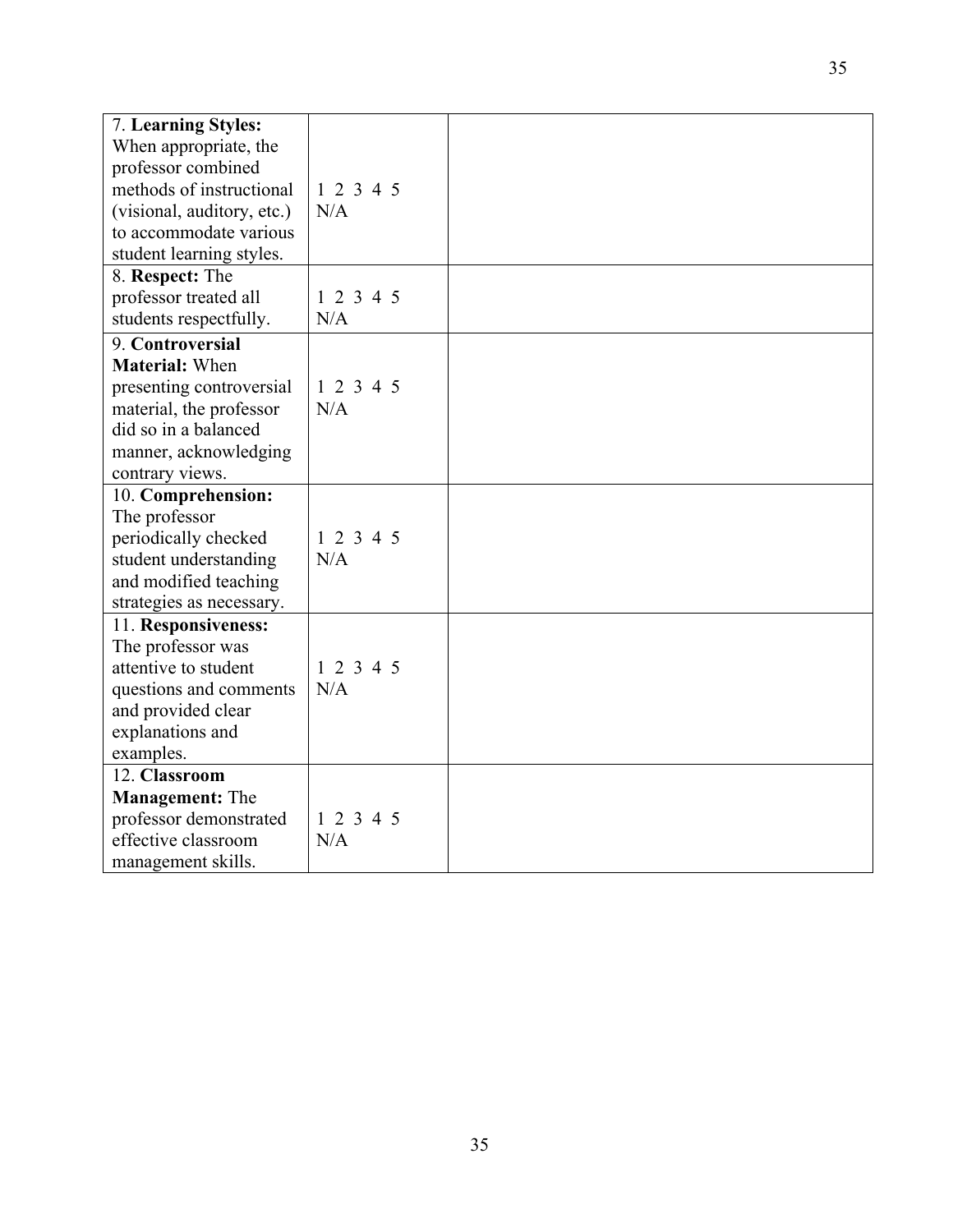| | | |
|---|---|---|
| 7. **Learning Styles:** When appropriate, the professor combined methods of instructional (visional, auditory, etc.) to accommodate various student learning styles. | 1 2 3 4 5 N/A | |
| 8. **Respect:** The professor treated all students respectfully. | 1 2 3 4 5 N/A | |
| 9. **Controversial Material:** When presenting controversial material, the professor did so in a balanced manner, acknowledging contrary views. | 1 2 3 4 5 N/A | |
| 10. **Comprehension:** The professor periodically checked student understanding and modified teaching strategies as necessary. | 1 2 3 4 5 N/A | |
| 11. **Responsiveness:** The professor was attentive to student questions and comments and provided clear explanations and examples. | 1 2 3 4 5 N/A | |
| 12. **Classroom Management:** The professor demonstrated effective classroom management skills. | 1 2 3 4 5 N/A | |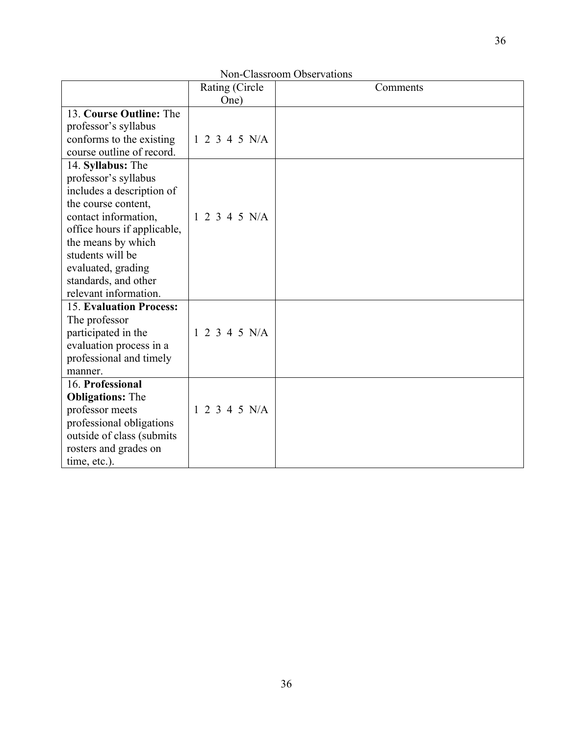Non-Classroom Observations

| | Rating (Circle One) | Comments |
|---|---|---|
| 13. **Course Outline:** The professor's syllabus conforms to the existing course outline of record. | 1 2 3 4 5 N/A | |
| 14. **Syllabus:** The professor's syllabus includes a description of the course content, contact information, office hours if applicable, the means by which students will be evaluated, grading standards, and other relevant information. | 1 2 3 4 5 N/A | |
| 15. **Evaluation Process:** The professor participated in the evaluation process in a professional and timely manner. | 1 2 3 4 5 N/A | |
| 16. **Professional Obligations:** The professor meets professional obligations outside of class (submits rosters and grades on time, etc.). | 1 2 3 4 5 N/A | |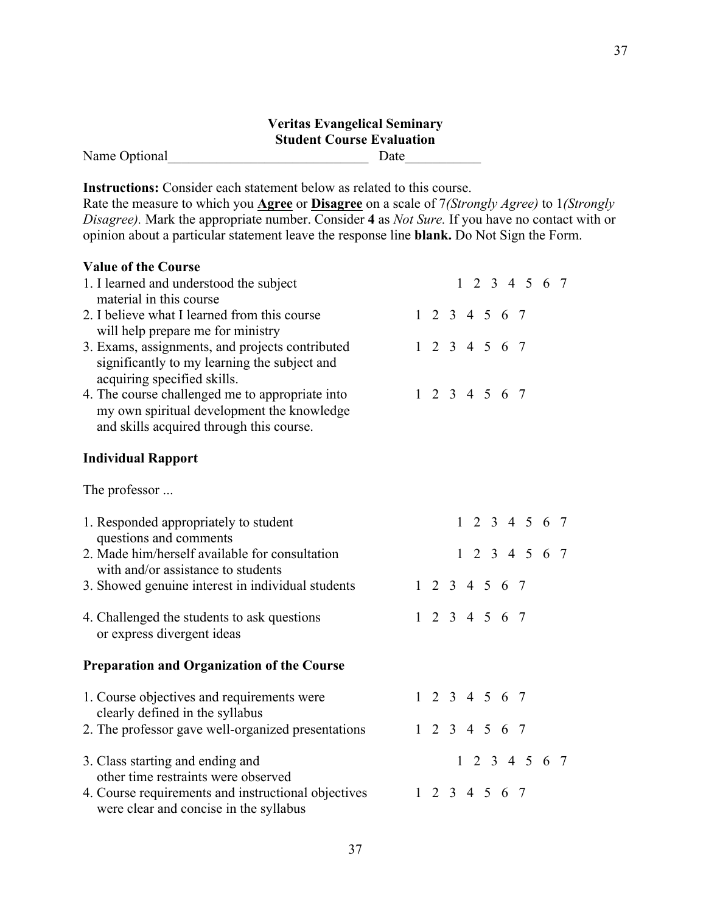**Veritas Evangelical Seminary**
**Student Course Evaluation**

Name Optional_____________________________ Date___________

**Instructions:** Consider each statement below as related to this course.
Rate the measure to which you **Agree** or **Disagree** on a scale of 7*(Strongly Agree)* to 1*(Strongly Disagree).* Mark the appropriate number. Consider **4** as *Not Sure.* If you have no contact with or opinion about a particular statement leave the response line **blank.** Do Not Sign the Form.

**Value of the Course**

1. I learned and understood the subject material in this course — 1 2 3 4 5 6 7
2. I believe what I learned from this course will help prepare me for ministry — 1 2 3 4 5 6 7
3. Exams, assignments, and projects contributed significantly to my learning the subject and acquiring specified skills. — 1 2 3 4 5 6 7
4. The course challenged me to appropriate into my own spiritual development the knowledge and skills acquired through this course. — 1 2 3 4 5 6 7

**Individual Rapport**

The professor ...

1. Responded appropriately to student questions and comments — 1 2 3 4 5 6 7
2. Made him/herself available for consultation with and/or assistance to students — 1 2 3 4 5 6 7
3. Showed genuine interest in individual students — 1 2 3 4 5 6 7
4. Challenged the students to ask questions or express divergent ideas — 1 2 3 4 5 6 7

**Preparation and Organization of the Course**

1. Course objectives and requirements were clearly defined in the syllabus — 1 2 3 4 5 6 7
2. The professor gave well-organized presentations — 1 2 3 4 5 6 7
3. Class starting and ending and other time restraints were observed — 1 2 3 4 5 6 7
4. Course requirements and instructional objectives were clear and concise in the syllabus — 1 2 3 4 5 6 7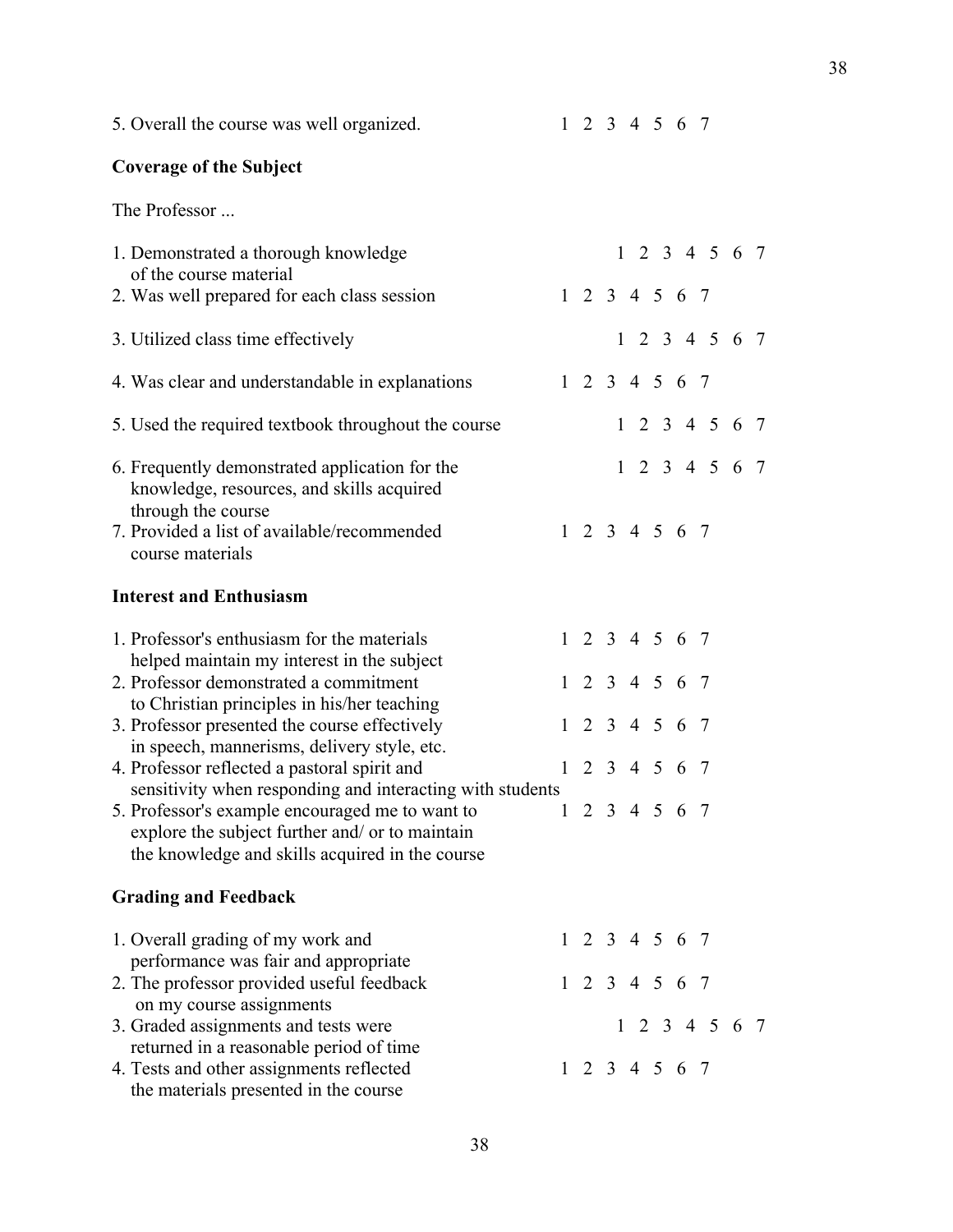5. Overall the course was well organized. 1 2 3 4 5 6 7

**Coverage of the Subject**

The Professor ...

1. Demonstrated a thorough knowledge of the course material 1 2 3 4 5 6 7
2. Was well prepared for each class session 1 2 3 4 5 6 7
3. Utilized class time effectively 1 2 3 4 5 6 7
4. Was clear and understandable in explanations 1 2 3 4 5 6 7
5. Used the required textbook throughout the course 1 2 3 4 5 6 7
6. Frequently demonstrated application for the knowledge, resources, and skills acquired through the course 1 2 3 4 5 6 7
7. Provided a list of available/recommended course materials 1 2 3 4 5 6 7

**Interest and Enthusiasm**

1. Professor's enthusiasm for the materials helped maintain my interest in the subject 1 2 3 4 5 6 7
2. Professor demonstrated a commitment to Christian principles in his/her teaching 1 2 3 4 5 6 7
3. Professor presented the course effectively in speech, mannerisms, delivery style, etc. 1 2 3 4 5 6 7
4. Professor reflected a pastoral spirit and sensitivity when responding and interacting with students 1 2 3 4 5 6 7
5. Professor's example encouraged me to want to explore the subject further and/ or to maintain the knowledge and skills acquired in the course 1 2 3 4 5 6 7

**Grading and Feedback**

1. Overall grading of my work and performance was fair and appropriate 1 2 3 4 5 6 7
2. The professor provided useful feedback on my course assignments 1 2 3 4 5 6 7
3. Graded assignments and tests were returned in a reasonable period of time 1 2 3 4 5 6 7
4. Tests and other assignments reflected the materials presented in the course 1 2 3 4 5 6 7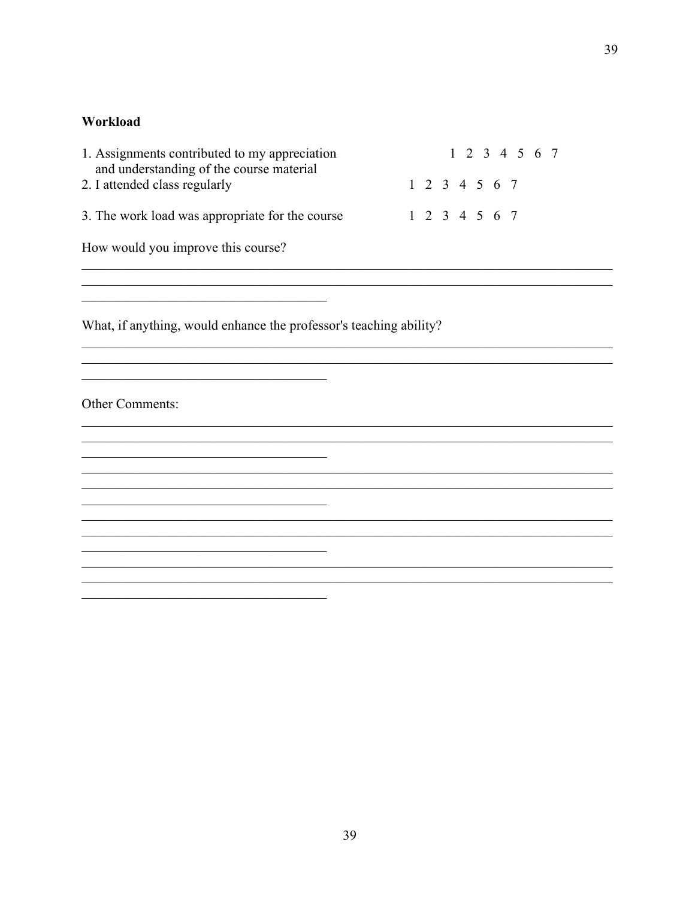**Workload**

1. Assignments contributed to my appreciation and understanding of the course material 1 2 3 4 5 6 7
2. I attended class regularly 1 2 3 4 5 6 7
3. The work load was appropriate for the course 1 2 3 4 5 6 7

How would you improve this course?

________________________________________________________________________________
________________________________________________________________________________
____________________________________

What, if anything, would enhance the professor's teaching ability?

________________________________________________________________________________
________________________________________________________________________________
____________________________________

Other Comments:

________________________________________________________________________________
________________________________________________________________________________
____________________________________
________________________________________________________________________________
________________________________________________________________________________
____________________________________
________________________________________________________________________________
________________________________________________________________________________
____________________________________
________________________________________________________________________________
________________________________________________________________________________
____________________________________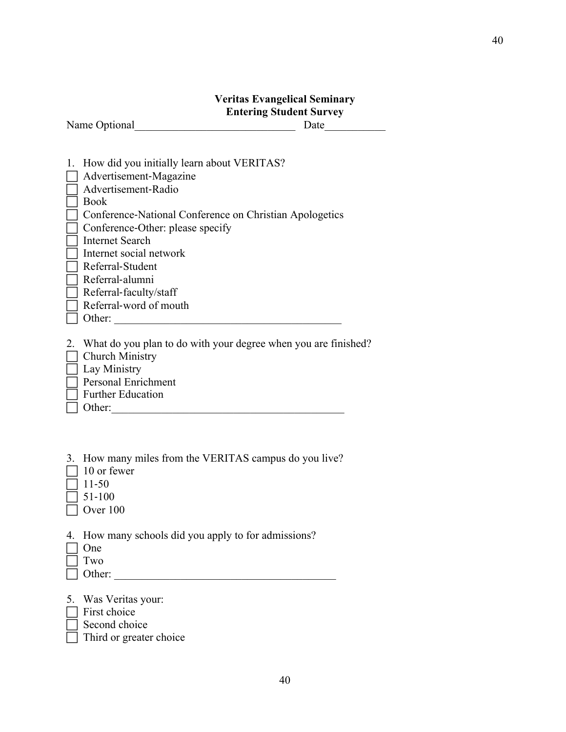**Veritas Evangelical Seminary**
**Entering Student Survey**

Name Optional_____________________________ Date___________

1. How did you initially learn about VERITAS?

- ☐ Advertisement-Magazine
- ☐ Advertisement-Radio
- ☐ Book
- ☐ Conference-National Conference on Christian Apologetics
- ☐ Conference-Other: please specify
- ☐ Internet Search
- ☐ Internet social network
- ☐ Referral-Student
- ☐ Referral-alumni
- ☐ Referral-faculty/staff
- ☐ Referral-word of mouth
- ☐ Other: _________________________________________

2. What do you plan to do with your degree when you are finished?

- ☐ Church Ministry
- ☐ Lay Ministry
- ☐ Personal Enrichment
- ☐ Further Education
- ☐ Other:__________________________________________

3. How many miles from the VERITAS campus do you live?

- ☐ 10 or fewer
- ☐ 11-50
- ☐ 51-100
- ☐ Over 100

4. How many schools did you apply to for admissions?

- ☐ One
- ☐ Two
- ☐ Other: ________________________________________

5. Was Veritas your:

- ☐ First choice
- ☐ Second choice
- ☐ Third or greater choice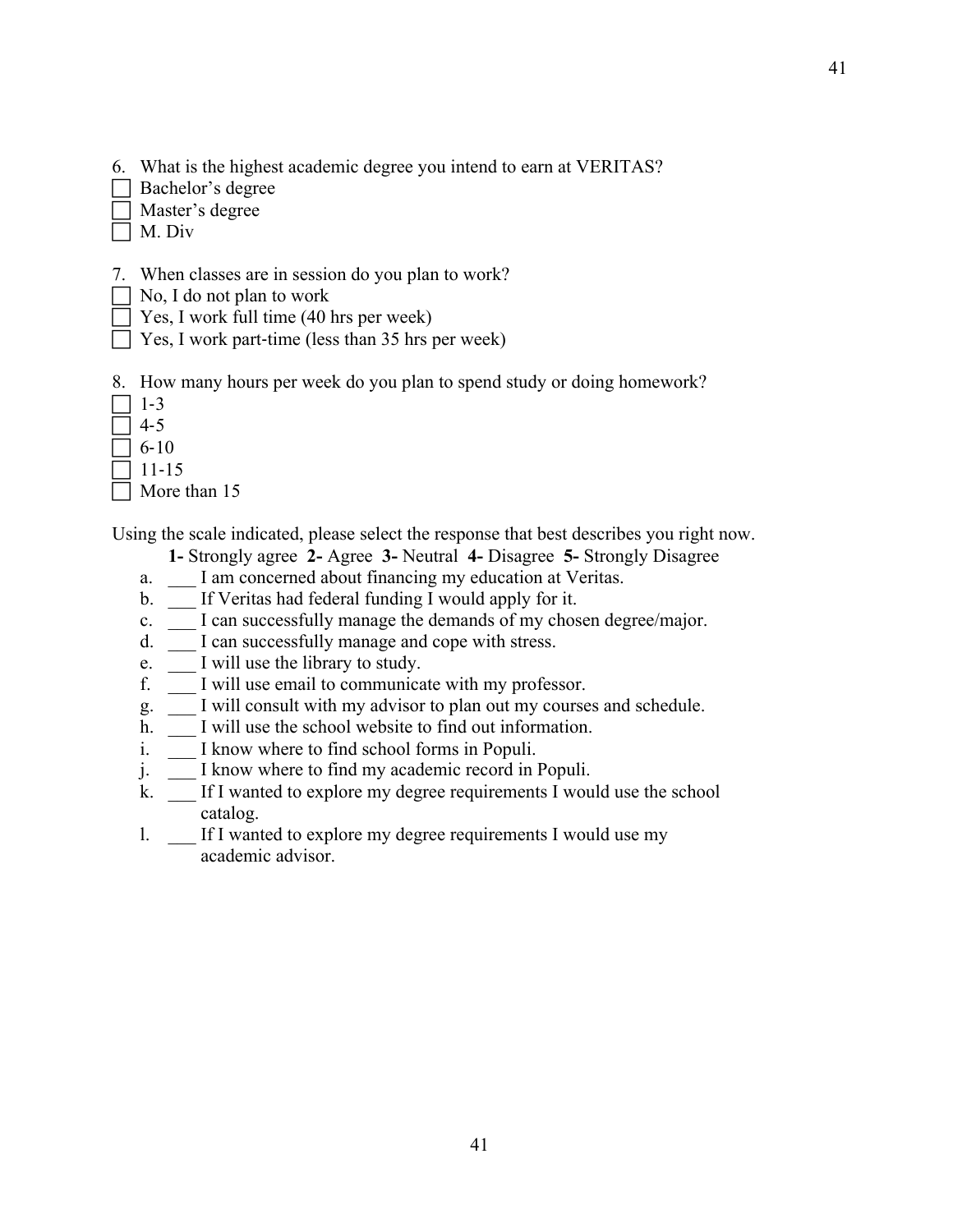6. What is the highest academic degree you intend to earn at VERITAS?

- [ ] Bachelor’s degree
- [ ] Master’s degree
- [ ] M. Div

7. When classes are in session do you plan to work?

- [ ] No, I do not plan to work
- [ ] Yes, I work full time (40 hrs per week)
- [ ] Yes, I work part-time (less than 35 hrs per week)

8. How many hours per week do you plan to spend study or doing homework?

- [ ] 1-3
- [ ] 4-5
- [ ] 6-10
- [ ] 11-15
- [ ] More than 15

Using the scale indicated, please select the response that best describes you right now.

**1-** Strongly agree **2-** Agree **3-** Neutral **4-** Disagree **5-** Strongly Disagree

a. ___ I am concerned about financing my education at Veritas.
b. ___ If Veritas had federal funding I would apply for it.
c. ___ I can successfully manage the demands of my chosen degree/major.
d. ___ I can successfully manage and cope with stress.
e. ___ I will use the library to study.
f. ___ I will use email to communicate with my professor.
g. ___ I will consult with my advisor to plan out my courses and schedule.
h. ___ I will use the school website to find out information.
i. ___ I know where to find school forms in Populi.
j. ___ I know where to find my academic record in Populi.
k. ___ If I wanted to explore my degree requirements I would use the school catalog.
l. ___ If I wanted to explore my degree requirements I would use my academic advisor.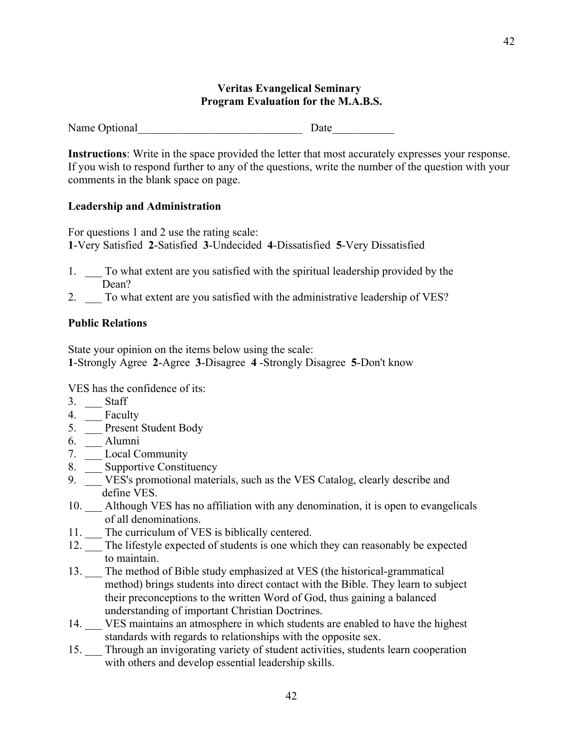**Veritas Evangelical Seminary**
**Program Evaluation for the M.A.B.S.**

Name Optional______________________________ Date___________

**Instructions**: Write in the space provided the letter that most accurately expresses your response. If you wish to respond further to any of the questions, write the number of the question with your comments in the blank space on page.

**Leadership and Administration**

For questions 1 and 2 use the rating scale:
**1**-Very Satisfied **2**-Satisfied **3**-Undecided **4**-Dissatisfied **5**-Very Dissatisfied

1. ___ To what extent are you satisfied with the spiritual leadership provided by the Dean?
2. ___ To what extent are you satisfied with the administrative leadership of VES?

**Public Relations**

State your opinion on the items below using the scale:
**1**-Strongly Agree **2**-Agree **3**-Disagree **4** -Strongly Disagree **5**-Don't know

VES has the confidence of its:

3. ___ Staff
4. ___ Faculty
5. ___ Present Student Body
6. ___ Alumni
7. ___ Local Community
8. ___ Supportive Constituency
9. ___ VES's promotional materials, such as the VES Catalog, clearly describe and define VES.
10. ___ Although VES has no affiliation with any denomination, it is open to evangelicals of all denominations.
11. ___ The curriculum of VES is biblically centered.
12. ___ The lifestyle expected of students is one which they can reasonably be expected to maintain.
13. ___ The method of Bible study emphasized at VES (the historical-grammatical method) brings students into direct contact with the Bible. They learn to subject their preconceptions to the written Word of God, thus gaining a balanced understanding of important Christian Doctrines.
14. ___ VES maintains an atmosphere in which students are enabled to have the highest standards with regards to relationships with the opposite sex.
15. ___ Through an invigorating variety of student activities, students learn cooperation with others and develop essential leadership skills.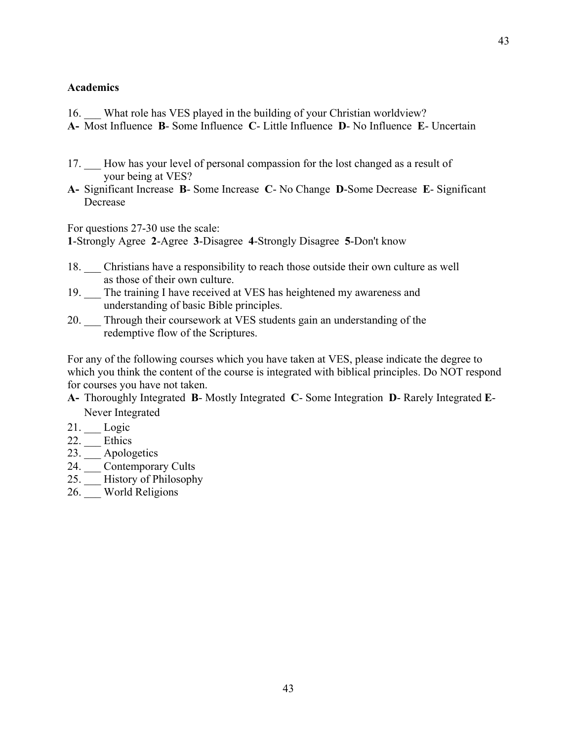**Academics**

16. ___ What role has VES played in the building of your Christian worldview?

**A-** Most Influence **B**- Some Influence **C**- Little Influence **D**- No Influence **E**- Uncertain

17. ___ How has your level of personal compassion for the lost changed as a result of your being at VES?

**A-** Significant Increase **B**- Some Increase **C**- No Change **D**-Some Decrease **E**- Significant Decrease

For questions 27-30 use the scale:
**1**-Strongly Agree **2**-Agree **3**-Disagree **4**-Strongly Disagree **5**-Don't know

18. ___ Christians have a responsibility to reach those outside their own culture as well as those of their own culture.
19. ___ The training I have received at VES has heightened my awareness and understanding of basic Bible principles.
20. ___ Through their coursework at VES students gain an understanding of the redemptive flow of the Scriptures.

For any of the following courses which you have taken at VES, please indicate the degree to which you think the content of the course is integrated with biblical principles. Do NOT respond for courses you have not taken.

**A-** Thoroughly Integrated **B**- Mostly Integrated **C**- Some Integration **D**- Rarely Integrated **E**- Never Integrated

21. ___ Logic
22. ___ Ethics
23. ___ Apologetics
24. ___ Contemporary Cults
25. ___ History of Philosophy
26. ___ World Religions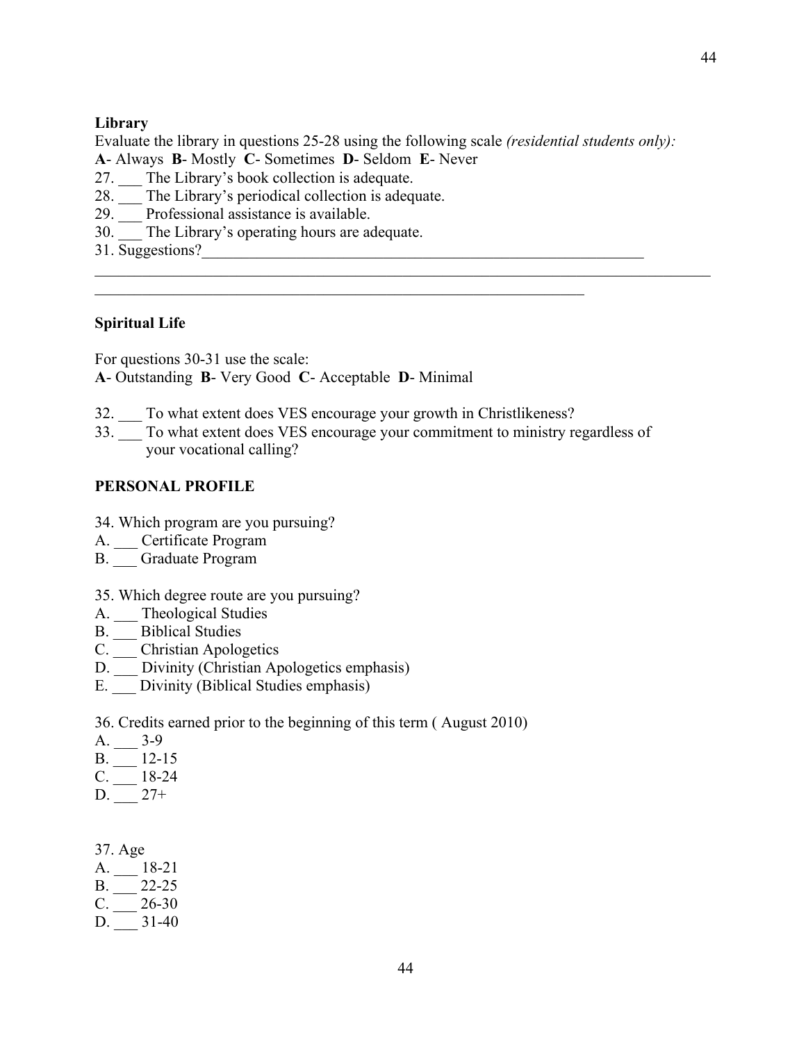**Library**

Evaluate the library in questions 25-28 using the following scale *(residential students only):*
**A**- Always **B**- Mostly **C**- Sometimes **D**- Seldom **E**- Never

27. ___ The Library's book collection is adequate.
28. ___ The Library's periodical collection is adequate.
29. ___ Professional assistance is available.
30. ___ The Library's operating hours are adequate.
31. Suggestions?_____________________________________________________________
_____________________________________________________________________________
________________________________________________________________

**Spiritual Life**

For questions 30-31 use the scale:
**A**- Outstanding **B**- Very Good **C**- Acceptable **D**- Minimal

32. ___ To what extent does VES encourage your growth in Christlikeness?
33. ___ To what extent does VES encourage your commitment to ministry regardless of your vocational calling?

**PERSONAL PROFILE**

34. Which program are you pursuing?
A. ___ Certificate Program
B. ___ Graduate Program

35. Which degree route are you pursuing?
A. ___ Theological Studies
B. ___ Biblical Studies
C. ___ Christian Apologetics
D. ___ Divinity (Christian Apologetics emphasis)
E. ___ Divinity (Biblical Studies emphasis)

36. Credits earned prior to the beginning of this term ( August 2010)
A. ___ 3-9
B. ___ 12-15
C. ___ 18-24
D. ___ 27+

37. Age
A. ___ 18-21
B. ___ 22-25
C. ___ 26-30
D. ___ 31-40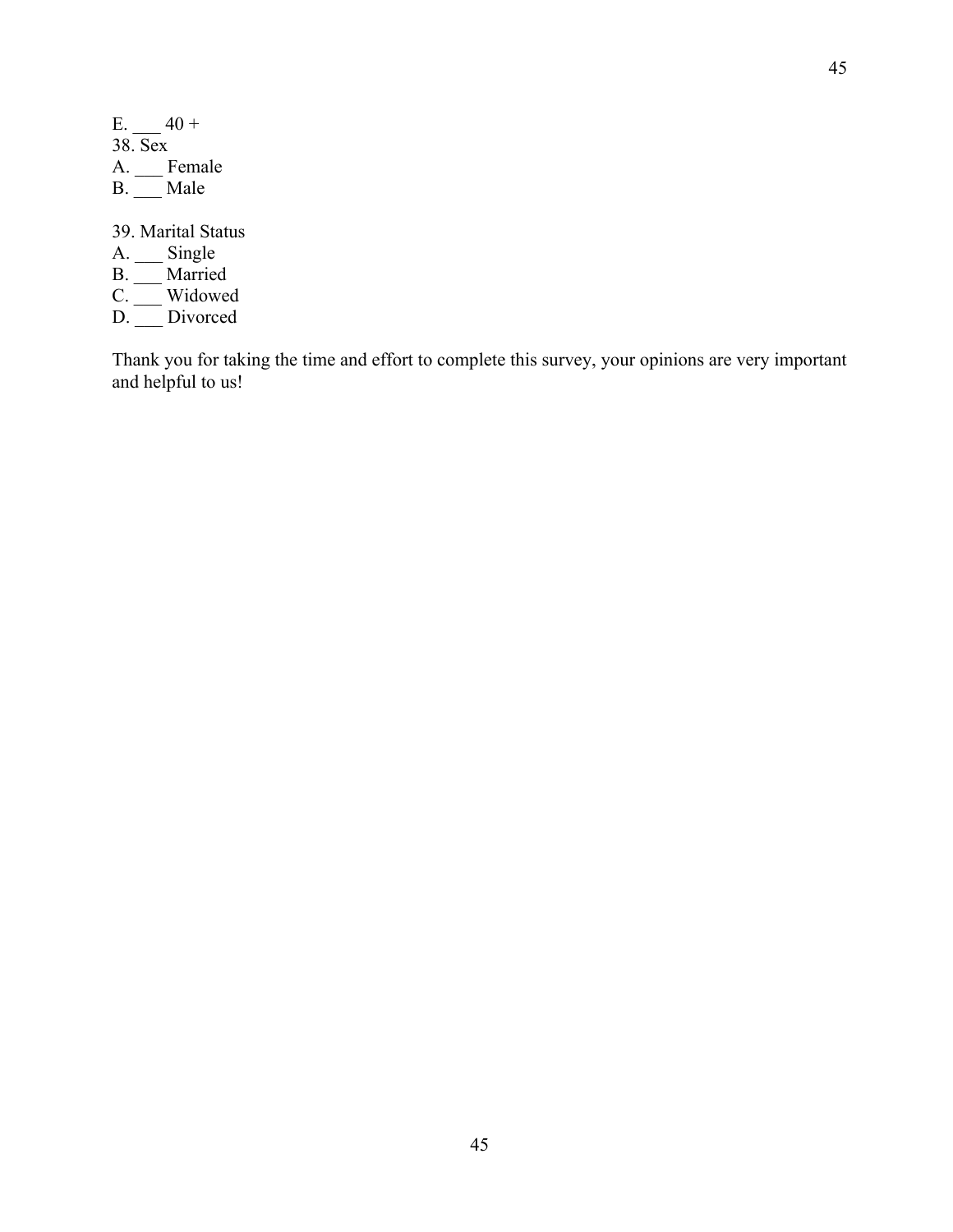E. ___ 40 +

38. Sex

A. ___ Female

B. ___ Male

39. Marital Status

A. ___ Single

B. ___ Married

C. ___ Widowed

D. ___ Divorced

Thank you for taking the time and effort to complete this survey, your opinions are very important and helpful to us!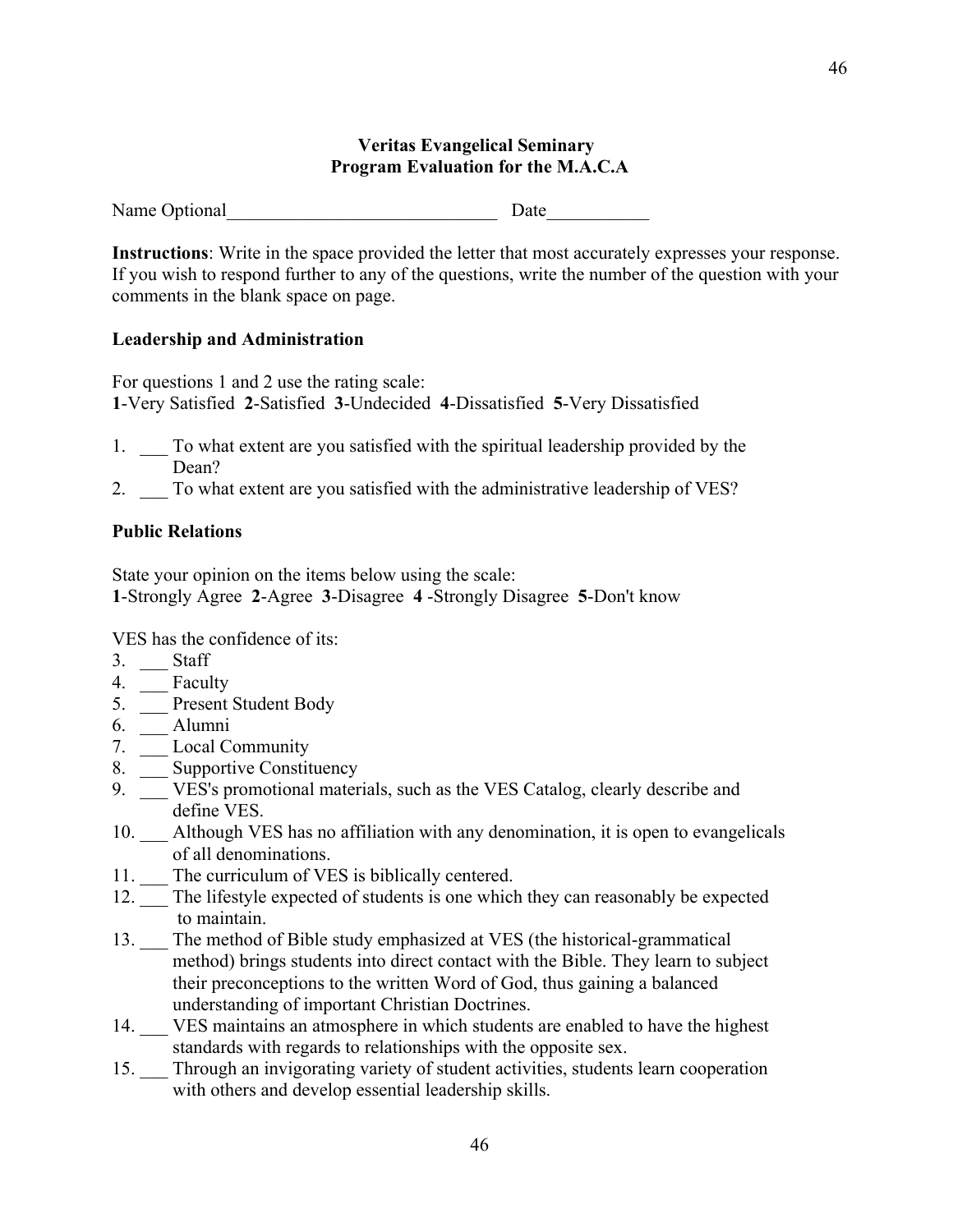**Veritas Evangelical Seminary**
**Program Evaluation for the M.A.C.A**

Name Optional______________________________ Date___________

**Instructions**: Write in the space provided the letter that most accurately expresses your response. If you wish to respond further to any of the questions, write the number of the question with your comments in the blank space on page.

**Leadership and Administration**

For questions 1 and 2 use the rating scale:
**1**-Very Satisfied **2**-Satisfied **3**-Undecided **4**-Dissatisfied **5**-Very Dissatisfied

1. ___ To what extent are you satisfied with the spiritual leadership provided by the Dean?
2. ___ To what extent are you satisfied with the administrative leadership of VES?

**Public Relations**

State your opinion on the items below using the scale:
**1**-Strongly Agree **2**-Agree **3**-Disagree **4** -Strongly Disagree **5**-Don't know

VES has the confidence of its:

3. ___ Staff
4. ___ Faculty
5. ___ Present Student Body
6. ___ Alumni
7. ___ Local Community
8. ___ Supportive Constituency
9. ___ VES's promotional materials, such as the VES Catalog, clearly describe and define VES.
10. ___ Although VES has no affiliation with any denomination, it is open to evangelicals of all denominations.
11. ___ The curriculum of VES is biblically centered.
12. ___ The lifestyle expected of students is one which they can reasonably be expected to maintain.
13. ___ The method of Bible study emphasized at VES (the historical-grammatical method) brings students into direct contact with the Bible. They learn to subject their preconceptions to the written Word of God, thus gaining a balanced understanding of important Christian Doctrines.
14. ___ VES maintains an atmosphere in which students are enabled to have the highest standards with regards to relationships with the opposite sex.
15. ___ Through an invigorating variety of student activities, students learn cooperation with others and develop essential leadership skills.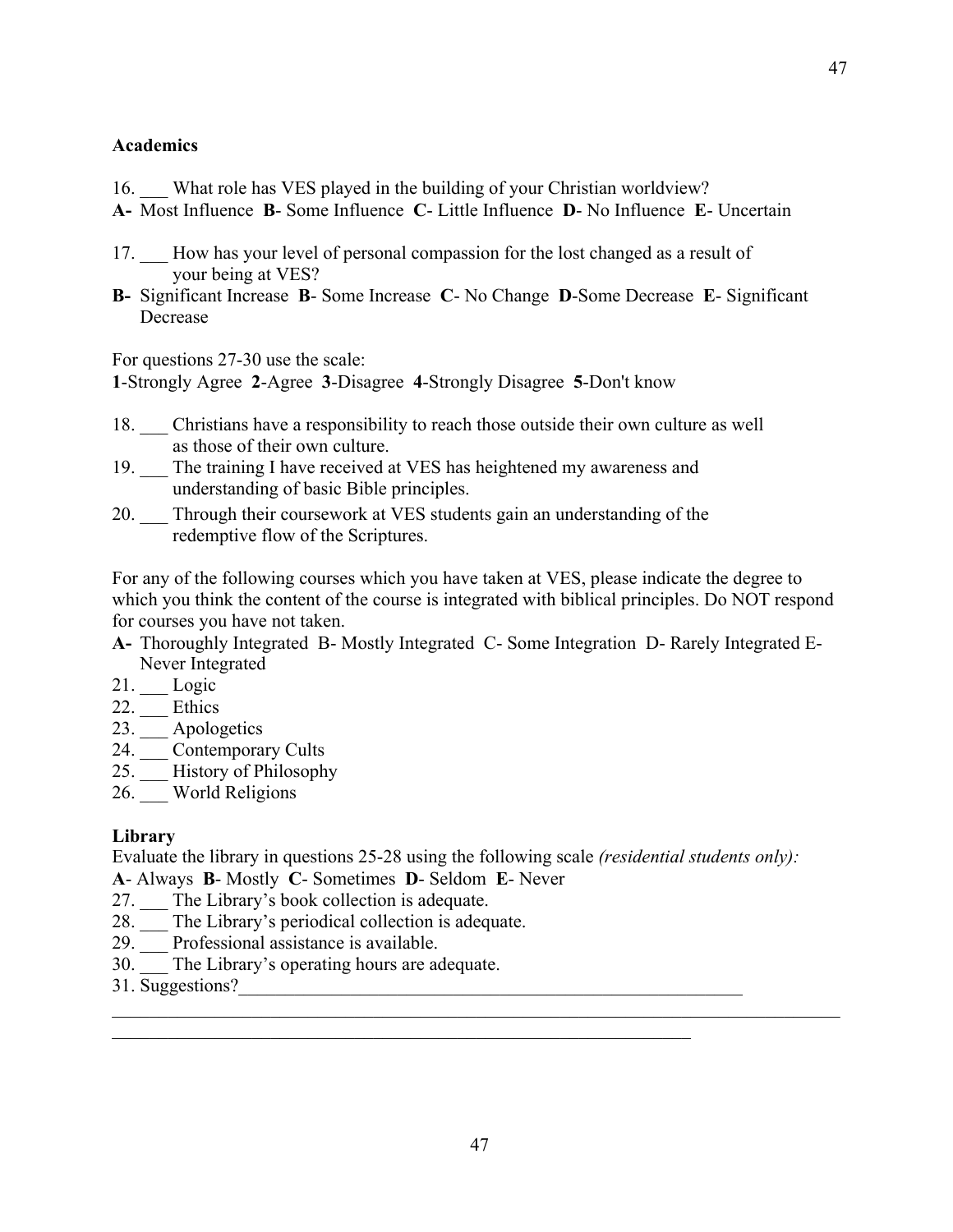**Academics**

16. ___ What role has VES played in the building of your Christian worldview?

**A-** Most Influence **B**- Some Influence **C**- Little Influence **D**- No Influence **E**- Uncertain

17. ___ How has your level of personal compassion for the lost changed as a result of your being at VES?

**B-** Significant Increase **B**- Some Increase **C**- No Change **D**-Some Decrease **E**- Significant Decrease

For questions 27-30 use the scale:
**1**-Strongly Agree **2**-Agree **3**-Disagree **4**-Strongly Disagree **5**-Don't know

18. ___ Christians have a responsibility to reach those outside their own culture as well as those of their own culture.
19. ___ The training I have received at VES has heightened my awareness and understanding of basic Bible principles.
20. ___ Through their coursework at VES students gain an understanding of the redemptive flow of the Scriptures.

For any of the following courses which you have taken at VES, please indicate the degree to which you think the content of the course is integrated with biblical principles. Do NOT respond for courses you have not taken.

**A-** Thoroughly Integrated B- Mostly Integrated C- Some Integration D- Rarely Integrated E- Never Integrated

21. ___ Logic
22. ___ Ethics
23. ___ Apologetics
24. ___ Contemporary Cults
25. ___ History of Philosophy
26. ___ World Religions

**Library**

Evaluate the library in questions 25-28 using the following scale *(residential students only):*

**A**- Always **B**- Mostly **C**- Sometimes **D**- Seldom **E**- Never

27. ___ The Library's book collection is adequate.
28. ___ The Library's periodical collection is adequate.
29. ___ Professional assistance is available.
30. ___ The Library's operating hours are adequate.
31. Suggestions?___________________________________________________________

_________________________________________________________________________________

_________________________________________________________________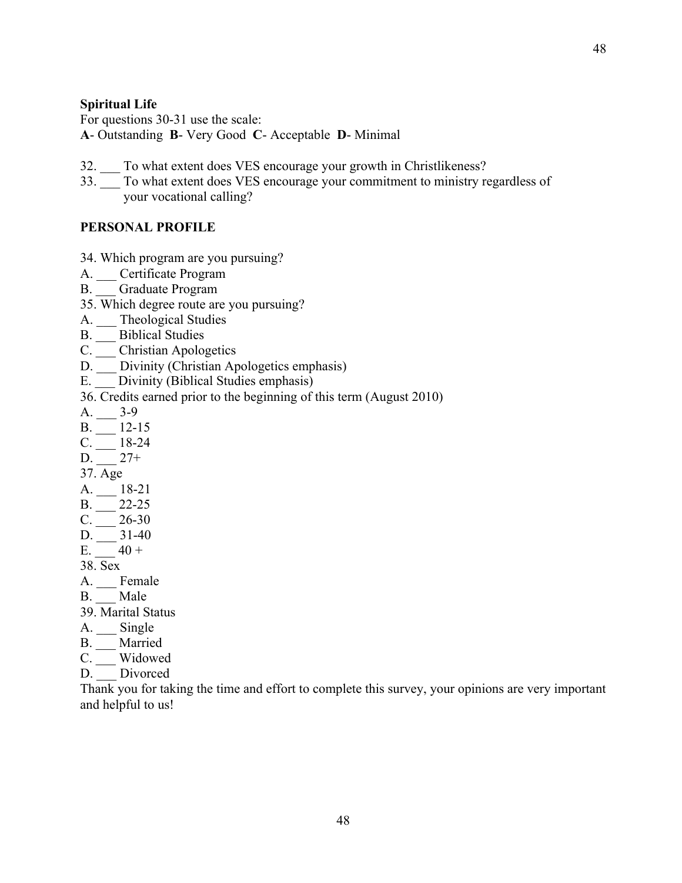**Spiritual Life**

For questions 30-31 use the scale:
**A**- Outstanding **B**- Very Good **C**- Acceptable **D**- Minimal

32. ___ To what extent does VES encourage your growth in Christlikeness?
33. ___ To what extent does VES encourage your commitment to ministry regardless of your vocational calling?

**PERSONAL PROFILE**

34. Which program are you pursuing?
A. ___ Certificate Program
B. ___ Graduate Program
35. Which degree route are you pursuing?
A. ___ Theological Studies
B. ___ Biblical Studies
C. ___ Christian Apologetics
D. ___ Divinity (Christian Apologetics emphasis)
E. ___ Divinity (Biblical Studies emphasis)
36. Credits earned prior to the beginning of this term (August 2010)
A. ___ 3-9
B. ___ 12-15
C. ___ 18-24
D. ___ 27+
37. Age
A. ___ 18-21
B. ___ 22-25
C. ___ 26-30
D. ___ 31-40
E. ___ 40 +
38. Sex
A. ___ Female
B. ___ Male
39. Marital Status
A. ___ Single
B. ___ Married
C. ___ Widowed
D. ___ Divorced

Thank you for taking the time and effort to complete this survey, your opinions are very important and helpful to us!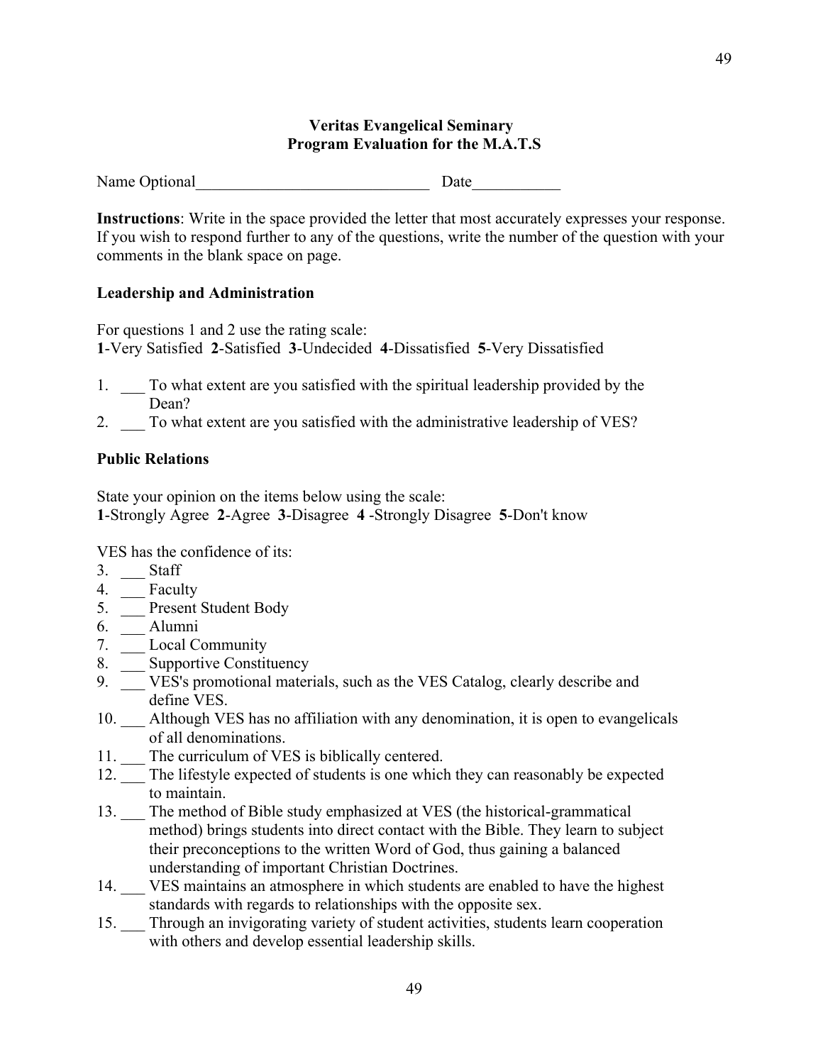**Veritas Evangelical Seminary**
**Program Evaluation for the M.A.T.S**

Name Optional______________________________ Date___________

**Instructions**: Write in the space provided the letter that most accurately expresses your response. If you wish to respond further to any of the questions, write the number of the question with your comments in the blank space on page.

**Leadership and Administration**

For questions 1 and 2 use the rating scale:
**1**-Very Satisfied **2**-Satisfied **3**-Undecided **4**-Dissatisfied **5**-Very Dissatisfied

1. ___ To what extent are you satisfied with the spiritual leadership provided by the Dean?
2. ___ To what extent are you satisfied with the administrative leadership of VES?

**Public Relations**

State your opinion on the items below using the scale:
**1**-Strongly Agree **2**-Agree **3**-Disagree **4** -Strongly Disagree **5**-Don't know

VES has the confidence of its:

3. ___ Staff
4. ___ Faculty
5. ___ Present Student Body
6. ___ Alumni
7. ___ Local Community
8. ___ Supportive Constituency
9. ___ VES's promotional materials, such as the VES Catalog, clearly describe and define VES.
10. ___ Although VES has no affiliation with any denomination, it is open to evangelicals of all denominations.
11. ___ The curriculum of VES is biblically centered.
12. ___ The lifestyle expected of students is one which they can reasonably be expected to maintain.
13. ___ The method of Bible study emphasized at VES (the historical-grammatical method) brings students into direct contact with the Bible. They learn to subject their preconceptions to the written Word of God, thus gaining a balanced understanding of important Christian Doctrines.
14. ___ VES maintains an atmosphere in which students are enabled to have the highest standards with regards to relationships with the opposite sex.
15. ___ Through an invigorating variety of student activities, students learn cooperation with others and develop essential leadership skills.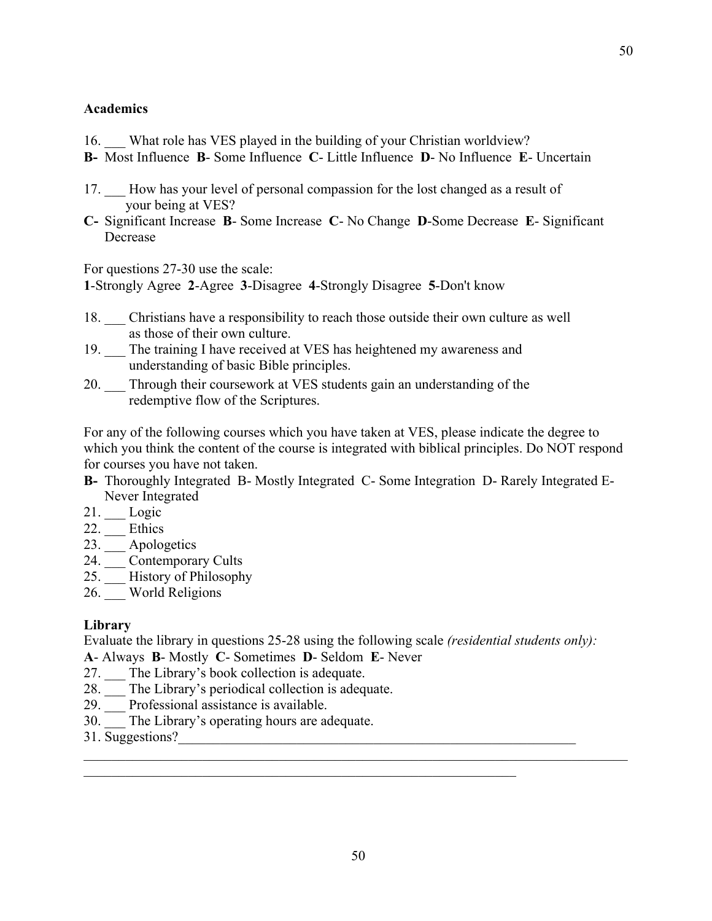**Academics**

16. ___ What role has VES played in the building of your Christian worldview?

**B-** Most Influence **B**- Some Influence **C**- Little Influence **D**- No Influence **E**- Uncertain

17. ___ How has your level of personal compassion for the lost changed as a result of your being at VES?

**C-** Significant Increase **B**- Some Increase **C**- No Change **D**-Some Decrease **E**- Significant Decrease

For questions 27-30 use the scale:
**1**-Strongly Agree **2**-Agree **3**-Disagree **4**-Strongly Disagree **5**-Don't know

18. ___ Christians have a responsibility to reach those outside their own culture as well as those of their own culture.
19. ___ The training I have received at VES has heightened my awareness and understanding of basic Bible principles.
20. ___ Through their coursework at VES students gain an understanding of the redemptive flow of the Scriptures.

For any of the following courses which you have taken at VES, please indicate the degree to which you think the content of the course is integrated with biblical principles. Do NOT respond for courses you have not taken.

**B-** Thoroughly Integrated B- Mostly Integrated C- Some Integration D- Rarely Integrated E- Never Integrated

21. ___ Logic
22. ___ Ethics
23. ___ Apologetics
24. ___ Contemporary Cults
25. ___ History of Philosophy
26. ___ World Religions

**Library**

Evaluate the library in questions 25-28 using the following scale *(residential students only):*
**A**- Always **B**- Mostly **C**- Sometimes **D**- Seldom **E**- Never

27. ___ The Library's book collection is adequate.
28. ___ The Library's periodical collection is adequate.
29. ___ Professional assistance is available.
30. ___ The Library's operating hours are adequate.
31. Suggestions?______________________________________________________________
_____________________________________________________________________________
________________________________________________________________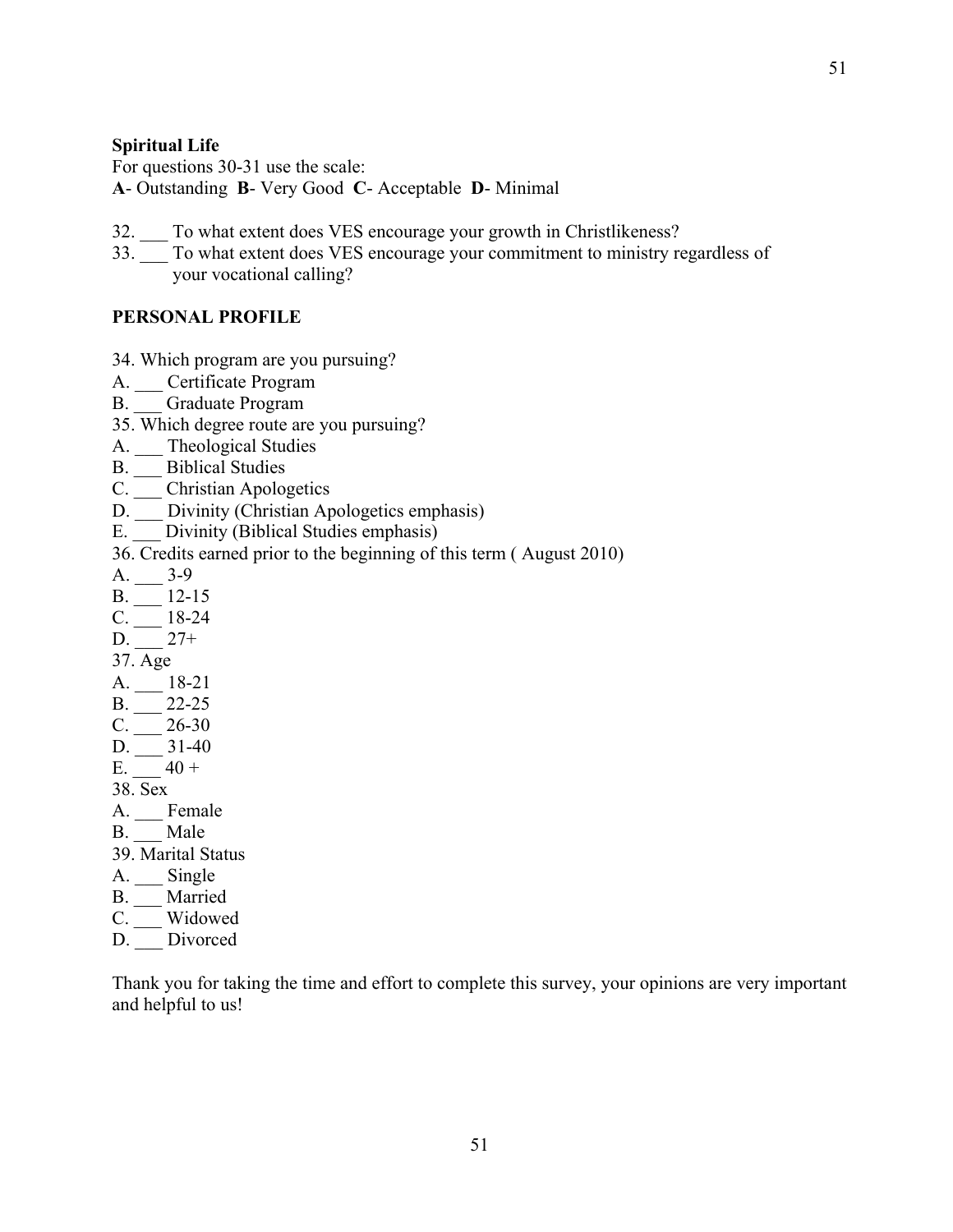**Spiritual Life**

For questions 30-31 use the scale:
**A**- Outstanding **B**- Very Good **C**- Acceptable **D**- Minimal

32. ___ To what extent does VES encourage your growth in Christlikeness?
33. ___ To what extent does VES encourage your commitment to ministry regardless of your vocational calling?

**PERSONAL PROFILE**

34. Which program are you pursuing?
A. ___ Certificate Program
B. ___ Graduate Program

35. Which degree route are you pursuing?
A. ___ Theological Studies
B. ___ Biblical Studies
C. ___ Christian Apologetics
D. ___ Divinity (Christian Apologetics emphasis)
E. ___ Divinity (Biblical Studies emphasis)

36. Credits earned prior to the beginning of this term ( August 2010)
A. ___ 3-9
B. ___ 12-15
C. ___ 18-24
D. ___ 27+

37. Age
A. ___ 18-21
B. ___ 22-25
C. ___ 26-30
D. ___ 31-40
E. ___ 40 +

38. Sex
A. ___ Female
B. ___ Male

39. Marital Status
A. ___ Single
B. ___ Married
C. ___ Widowed
D. ___ Divorced

Thank you for taking the time and effort to complete this survey, your opinions are very important and helpful to us!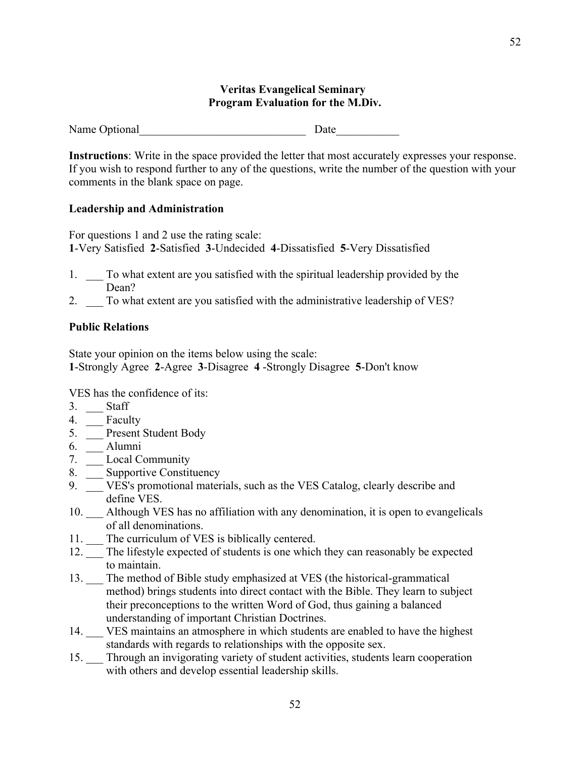**Veritas Evangelical Seminary**
**Program Evaluation for the M.Div.**

Name Optional______________________________ Date___________

**Instructions**: Write in the space provided the letter that most accurately expresses your response. If you wish to respond further to any of the questions, write the number of the question with your comments in the blank space on page.

**Leadership and Administration**

For questions 1 and 2 use the rating scale:
**1**-Very Satisfied **2**-Satisfied **3**-Undecided **4**-Dissatisfied **5**-Very Dissatisfied

1. ___ To what extent are you satisfied with the spiritual leadership provided by the Dean?
2. ___ To what extent are you satisfied with the administrative leadership of VES?

**Public Relations**

State your opinion on the items below using the scale:
**1**-Strongly Agree **2**-Agree **3**-Disagree **4** -Strongly Disagree **5**-Don't know

VES has the confidence of its:

3. ___ Staff
4. ___ Faculty
5. ___ Present Student Body
6. ___ Alumni
7. ___ Local Community
8. ___ Supportive Constituency
9. ___ VES's promotional materials, such as the VES Catalog, clearly describe and define VES.
10. ___ Although VES has no affiliation with any denomination, it is open to evangelicals of all denominations.
11. ___ The curriculum of VES is biblically centered.
12. ___ The lifestyle expected of students is one which they can reasonably be expected to maintain.
13. ___ The method of Bible study emphasized at VES (the historical-grammatical method) brings students into direct contact with the Bible. They learn to subject their preconceptions to the written Word of God, thus gaining a balanced understanding of important Christian Doctrines.
14. ___ VES maintains an atmosphere in which students are enabled to have the highest standards with regards to relationships with the opposite sex.
15. ___ Through an invigorating variety of student activities, students learn cooperation with others and develop essential leadership skills.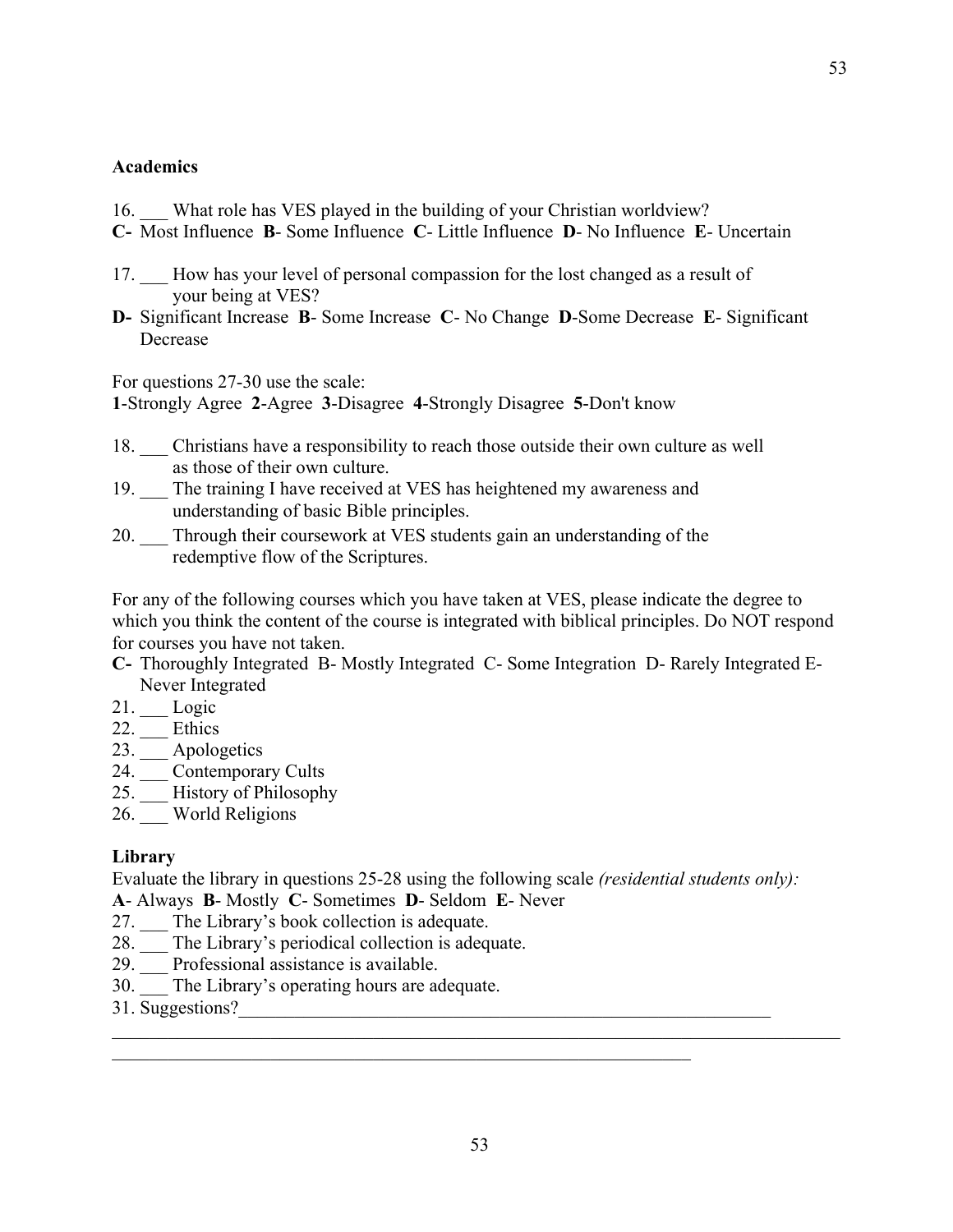**Academics**

16. ___ What role has VES played in the building of your Christian worldview?

**C-** Most Influence **B**- Some Influence **C**- Little Influence **D**- No Influence **E**- Uncertain

17. ___ How has your level of personal compassion for the lost changed as a result of your being at VES?

**D-** Significant Increase **B**- Some Increase **C**- No Change **D**-Some Decrease **E**- Significant Decrease

For questions 27-30 use the scale:
**1**-Strongly Agree **2**-Agree **3**-Disagree **4**-Strongly Disagree **5**-Don't know

18. ___ Christians have a responsibility to reach those outside their own culture as well as those of their own culture.
19. ___ The training I have received at VES has heightened my awareness and understanding of basic Bible principles.
20. ___ Through their coursework at VES students gain an understanding of the redemptive flow of the Scriptures.

For any of the following courses which you have taken at VES, please indicate the degree to which you think the content of the course is integrated with biblical principles. Do NOT respond for courses you have not taken.

**C-** Thoroughly Integrated B- Mostly Integrated C- Some Integration D- Rarely Integrated E- Never Integrated

21. ___ Logic
22. ___ Ethics
23. ___ Apologetics
24. ___ Contemporary Cults
25. ___ History of Philosophy
26. ___ World Religions

**Library**

Evaluate the library in questions 25-28 using the following scale *(residential students only):*
**A**- Always **B**- Mostly **C**- Sometimes **D**- Seldom **E**- Never

27. ___ The Library's book collection is adequate.
28. ___ The Library's periodical collection is adequate.
29. ___ Professional assistance is available.
30. ___ The Library's operating hours are adequate.
31. Suggestions?________________________________________________________________

__________________________________________________________________________________

________________________________________________________________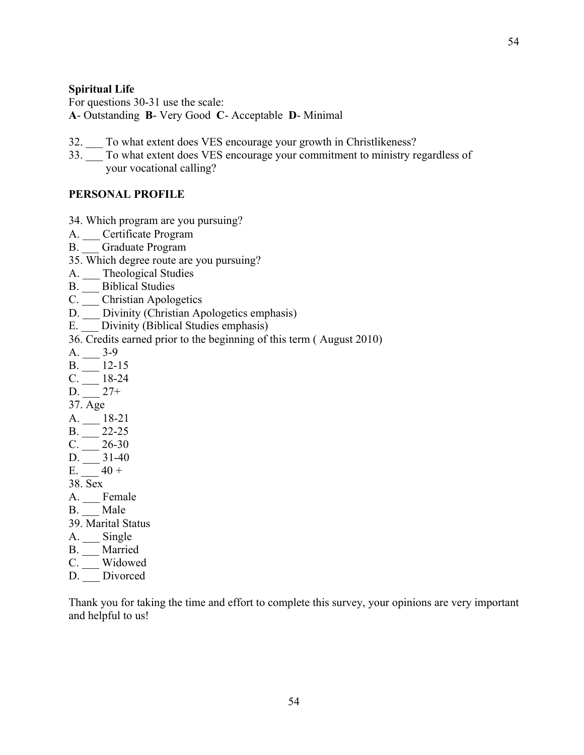**Spiritual Life**

For questions 30-31 use the scale:

**A**- Outstanding **B**- Very Good **C**- Acceptable **D**- Minimal

32. ___ To what extent does VES encourage your growth in Christlikeness?
33. ___ To what extent does VES encourage your commitment to ministry regardless of your vocational calling?

**PERSONAL PROFILE**

34. Which program are you pursuing?

A. ___ Certificate Program
B. ___ Graduate Program

35. Which degree route are you pursuing?

A. ___ Theological Studies
B. ___ Biblical Studies
C. ___ Christian Apologetics
D. ___ Divinity (Christian Apologetics emphasis)
E. ___ Divinity (Biblical Studies emphasis)

36. Credits earned prior to the beginning of this term ( August 2010)

A. ___ 3-9
B. ___ 12-15
C. ___ 18-24
D. ___ 27+

37. Age

A. ___ 18-21
B. ___ 22-25
C. ___ 26-30
D. ___ 31-40
E. ___ 40 +

38. Sex

A. ___ Female
B. ___ Male

39. Marital Status

A. ___ Single
B. ___ Married
C. ___ Widowed
D. ___ Divorced

Thank you for taking the time and effort to complete this survey, your opinions are very important and helpful to us!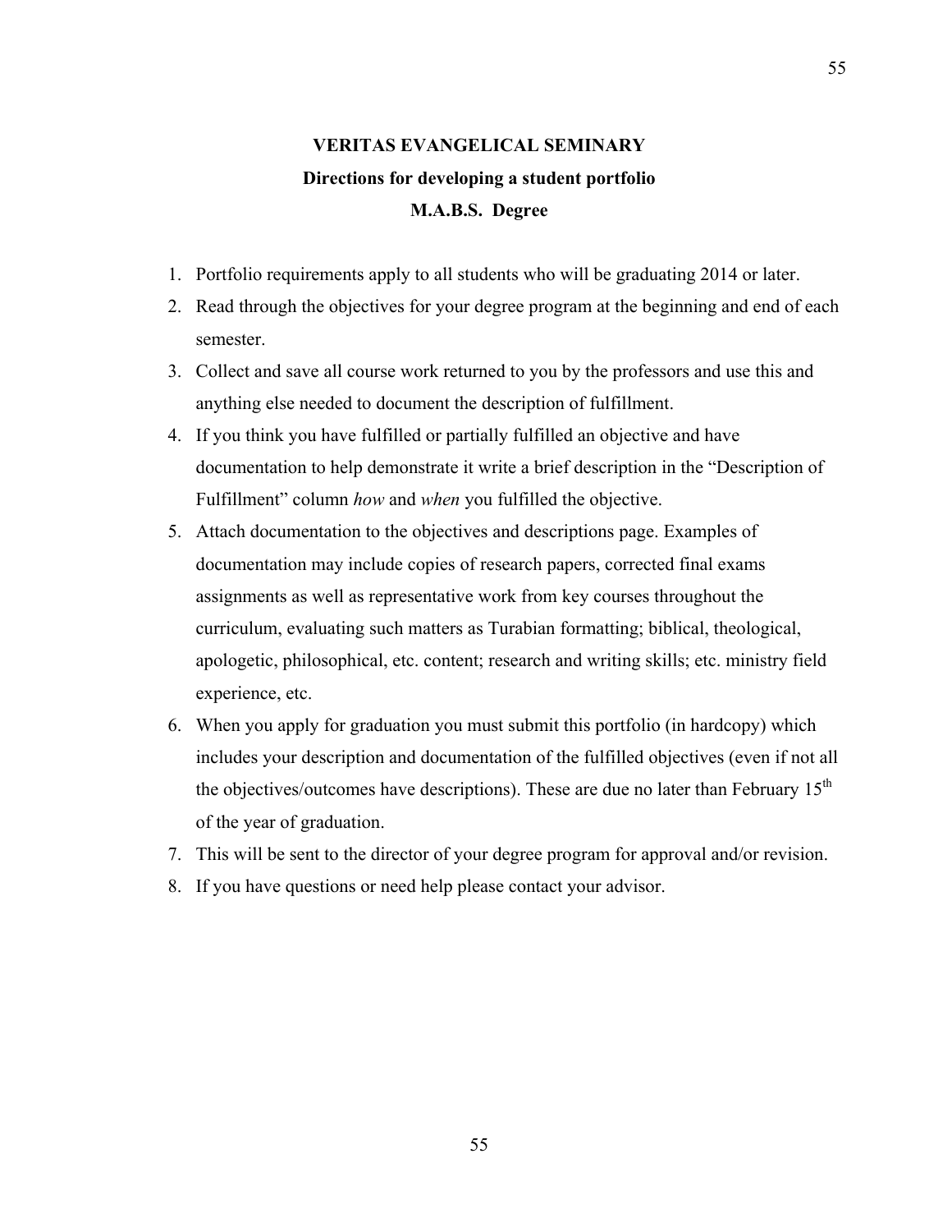# VERITAS EVANGELICAL SEMINARY

## Directions for developing a student portfolio

## M.A.B.S. Degree

1. Portfolio requirements apply to all students who will be graduating 2014 or later.
2. Read through the objectives for your degree program at the beginning and end of each semester.
3. Collect and save all course work returned to you by the professors and use this and anything else needed to document the description of fulfillment.
4. If you think you have fulfilled or partially fulfilled an objective and have documentation to help demonstrate it write a brief description in the "Description of Fulfillment" column *how* and *when* you fulfilled the objective.
5. Attach documentation to the objectives and descriptions page. Examples of documentation may include copies of research papers, corrected final exams assignments as well as representative work from key courses throughout the curriculum, evaluating such matters as Turabian formatting; biblical, theological, apologetic, philosophical, etc. content; research and writing skills; etc. ministry field experience, etc.
6. When you apply for graduation you must submit this portfolio (in hardcopy) which includes your description and documentation of the fulfilled objectives (even if not all the objectives/outcomes have descriptions). These are due no later than February 15th of the year of graduation.
7. This will be sent to the director of your degree program for approval and/or revision.
8. If you have questions or need help please contact your advisor.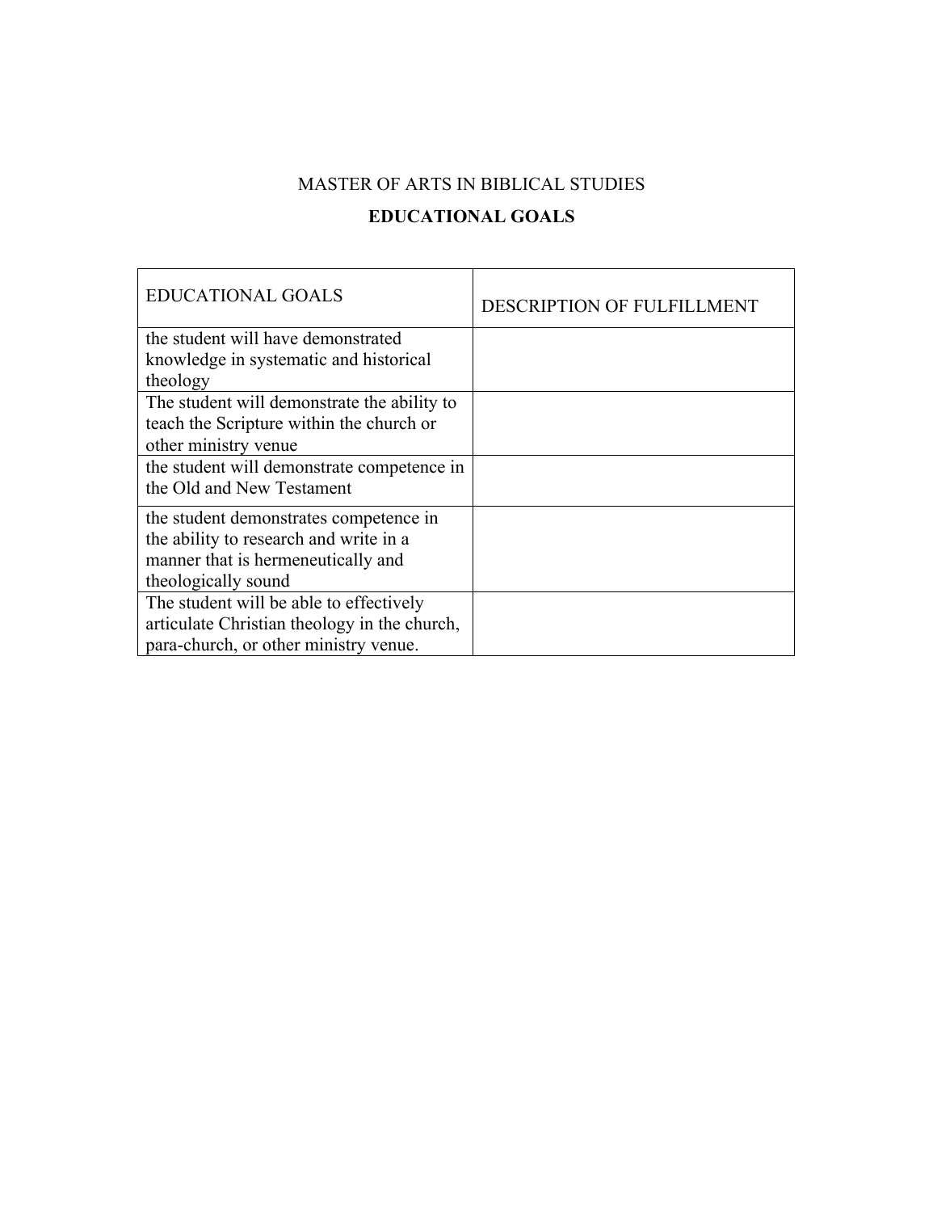MASTER OF ARTS IN BIBLICAL STUDIES

**EDUCATIONAL GOALS**

| EDUCATIONAL GOALS | DESCRIPTION OF FULFILLMENT |
|---|---|
| the student will have demonstrated knowledge in systematic and historical theology | |
| The student will demonstrate the ability to teach the Scripture within the church or other ministry venue | |
| the student will demonstrate competence in the Old and New Testament | |
| the student demonstrates competence in the ability to research and write in a manner that is hermeneutically and theologically sound | |
| The student will be able to effectively articulate Christian theology in the church, para-church, or other ministry venue. | |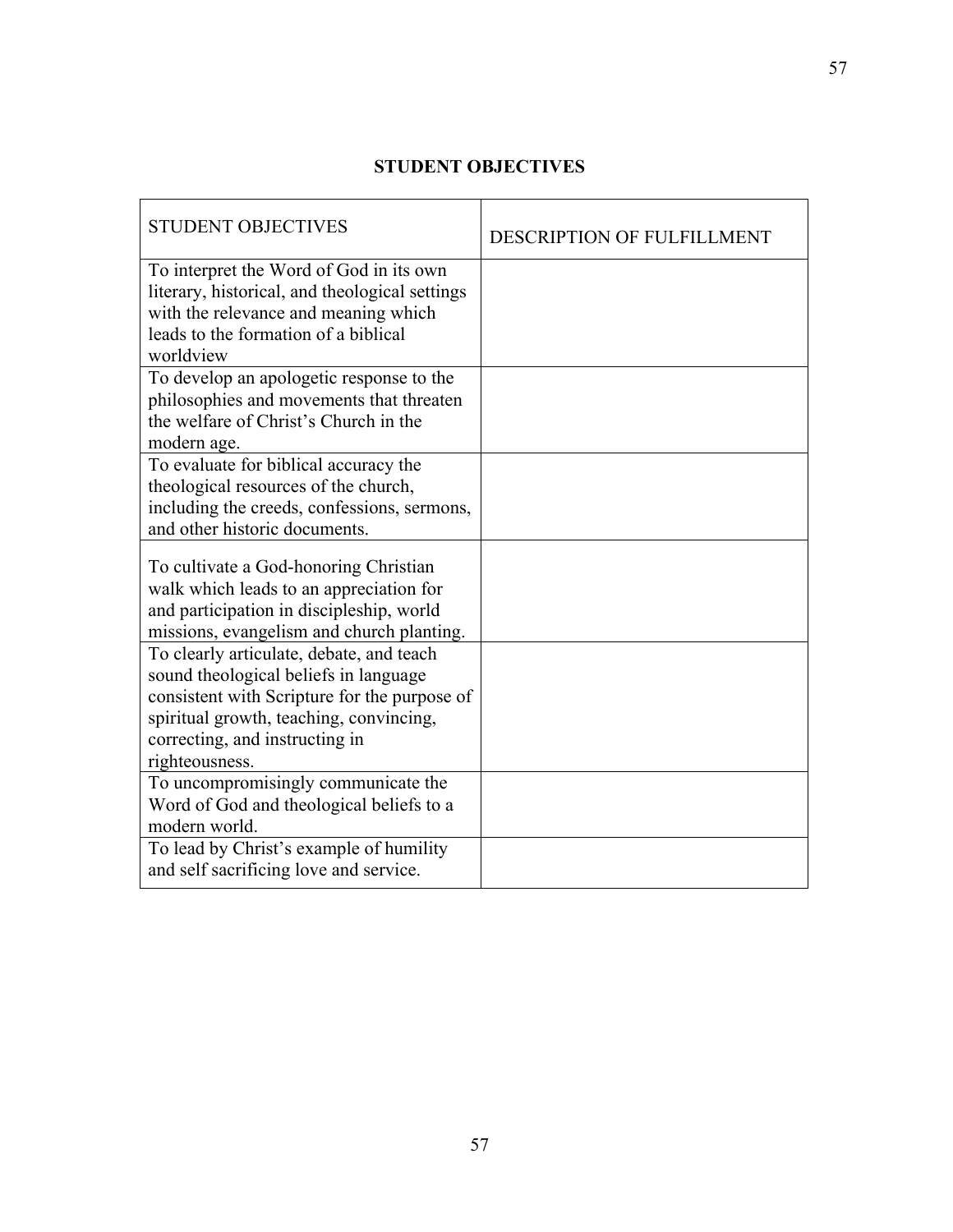## STUDENT OBJECTIVES

| STUDENT OBJECTIVES | DESCRIPTION OF FULFILLMENT |
|---|---|
| To interpret the Word of God in its own literary, historical, and theological settings with the relevance and meaning which leads to the formation of a biblical worldview | |
| To develop an apologetic response to the philosophies and movements that threaten the welfare of Christ's Church in the modern age. | |
| To evaluate for biblical accuracy the theological resources of the church, including the creeds, confessions, sermons, and other historic documents. | |
| To cultivate a God-honoring Christian walk which leads to an appreciation for and participation in discipleship, world missions, evangelism and church planting. | |
| To clearly articulate, debate, and teach sound theological beliefs in language consistent with Scripture for the purpose of spiritual growth, teaching, convincing, correcting, and instructing in righteousness. | |
| To uncompromisingly communicate the Word of God and theological beliefs to a modern world. | |
| To lead by Christ's example of humility and self sacrificing love and service. | |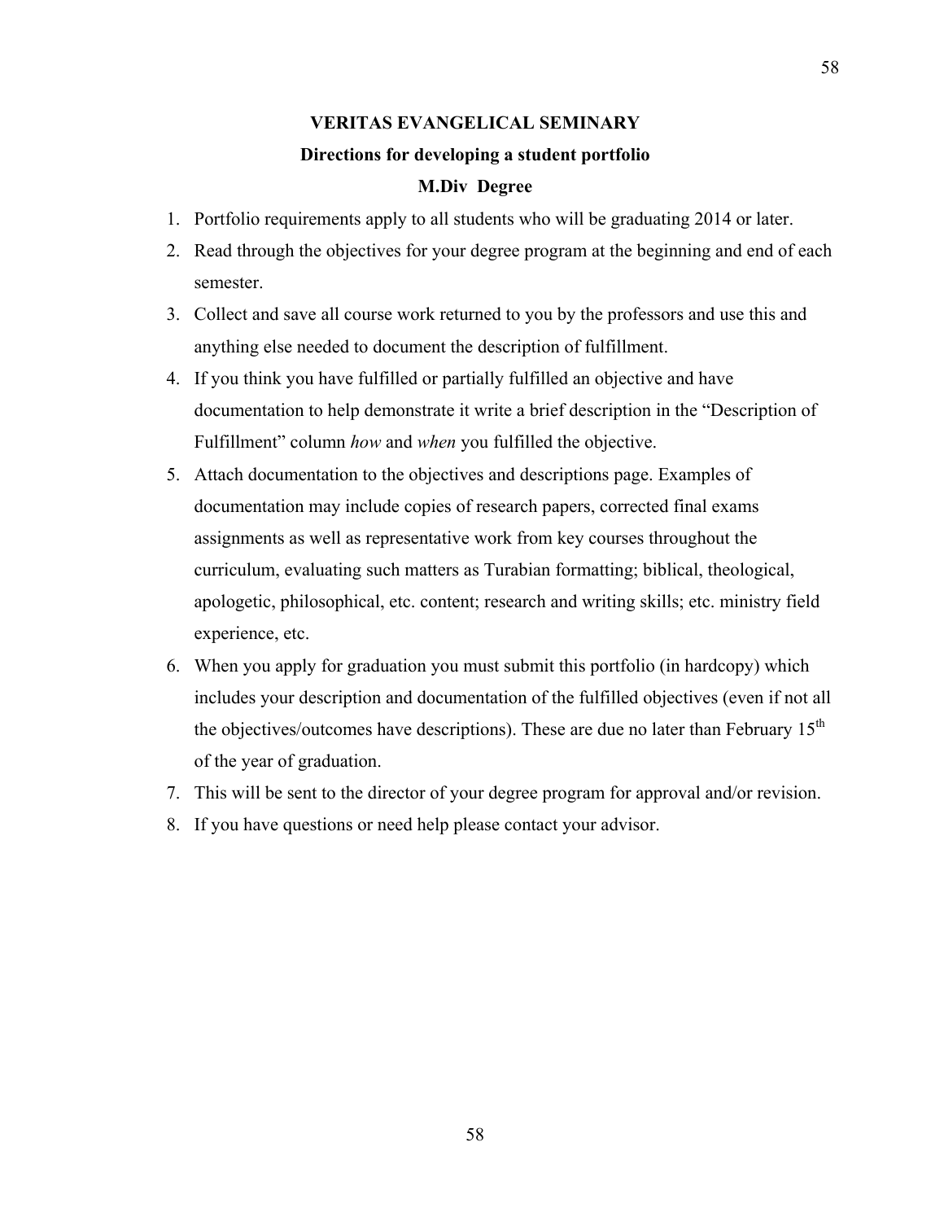# VERITAS EVANGELICAL SEMINARY

## Directions for developing a student portfolio

## M.Div Degree

1. Portfolio requirements apply to all students who will be graduating 2014 or later.
2. Read through the objectives for your degree program at the beginning and end of each semester.
3. Collect and save all course work returned to you by the professors and use this and anything else needed to document the description of fulfillment.
4. If you think you have fulfilled or partially fulfilled an objective and have documentation to help demonstrate it write a brief description in the "Description of Fulfillment" column *how* and *when* you fulfilled the objective.
5. Attach documentation to the objectives and descriptions page. Examples of documentation may include copies of research papers, corrected final exams assignments as well as representative work from key courses throughout the curriculum, evaluating such matters as Turabian formatting; biblical, theological, apologetic, philosophical, etc. content; research and writing skills; etc. ministry field experience, etc.
6. When you apply for graduation you must submit this portfolio (in hardcopy) which includes your description and documentation of the fulfilled objectives (even if not all the objectives/outcomes have descriptions). These are due no later than February 15th of the year of graduation.
7. This will be sent to the director of your degree program for approval and/or revision.
8. If you have questions or need help please contact your advisor.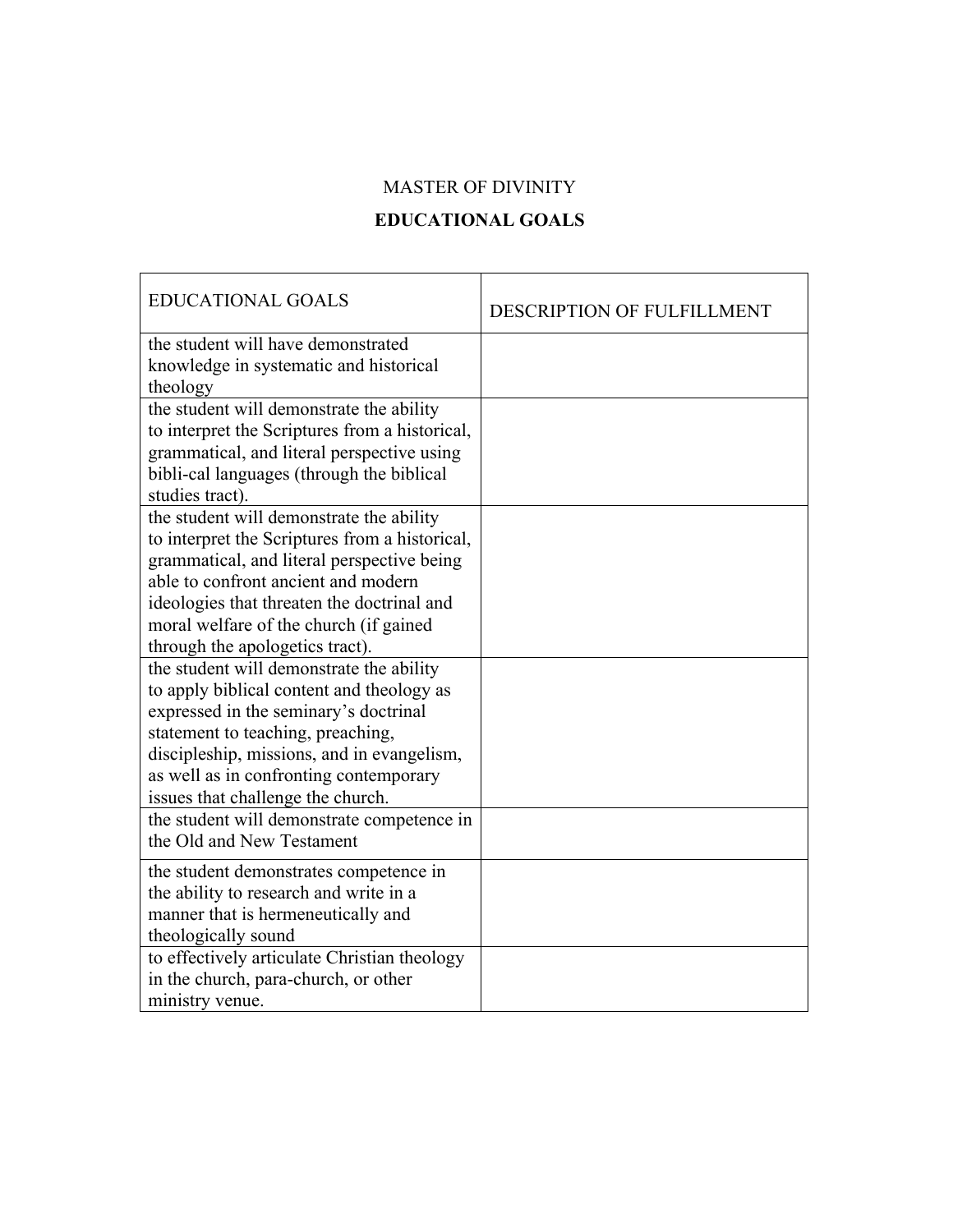MASTER OF DIVINITY

**EDUCATIONAL GOALS**

| EDUCATIONAL GOALS | DESCRIPTION OF FULFILLMENT |
|---|---|
| the student will have demonstrated knowledge in systematic and historical theology | |
| the student will demonstrate the ability to interpret the Scriptures from a historical, grammatical, and literal perspective using bibli-cal languages (through the biblical studies tract). | |
| the student will demonstrate the ability to interpret the Scriptures from a historical, grammatical, and literal perspective being able to confront ancient and modern ideologies that threaten the doctrinal and moral welfare of the church (if gained through the apologetics tract). | |
| the student will demonstrate the ability to apply biblical content and theology as expressed in the seminary's doctrinal statement to teaching, preaching, discipleship, missions, and in evangelism, as well as in confronting contemporary issues that challenge the church. | |
| the student will demonstrate competence in the Old and New Testament | |
| the student demonstrates competence in the ability to research and write in a manner that is hermeneutically and theologically sound | |
| to effectively articulate Christian theology in the church, para-church, or other ministry venue. | |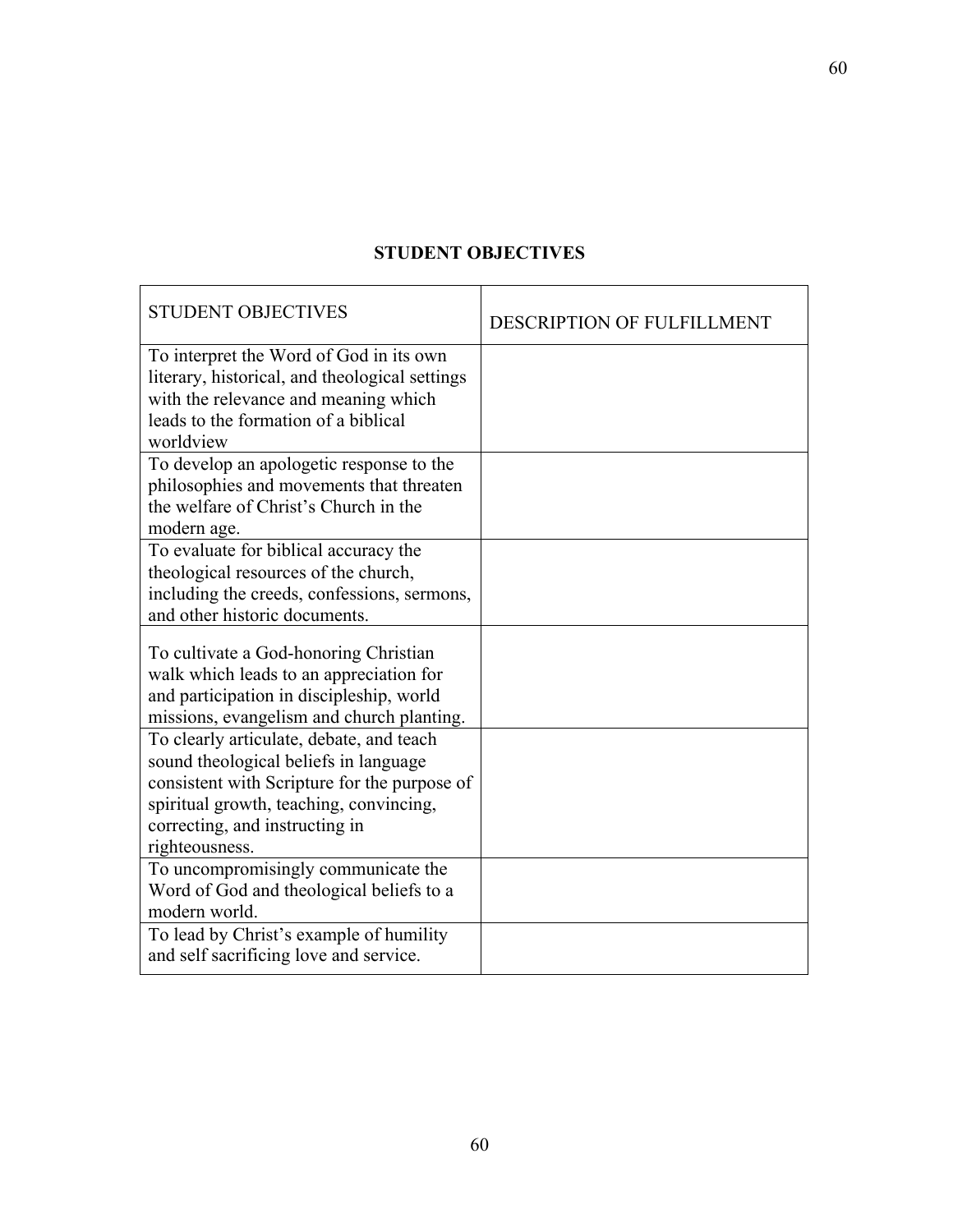## STUDENT OBJECTIVES

| STUDENT OBJECTIVES | DESCRIPTION OF FULFILLMENT |
|---|---|
| To interpret the Word of God in its own literary, historical, and theological settings with the relevance and meaning which leads to the formation of a biblical worldview | |
| To develop an apologetic response to the philosophies and movements that threaten the welfare of Christ's Church in the modern age. | |
| To evaluate for biblical accuracy the theological resources of the church, including the creeds, confessions, sermons, and other historic documents. | |
| To cultivate a God-honoring Christian walk which leads to an appreciation for and participation in discipleship, world missions, evangelism and church planting. | |
| To clearly articulate, debate, and teach sound theological beliefs in language consistent with Scripture for the purpose of spiritual growth, teaching, convincing, correcting, and instructing in righteousness. | |
| To uncompromisingly communicate the Word of God and theological beliefs to a modern world. | |
| To lead by Christ's example of humility and self sacrificing love and service. | |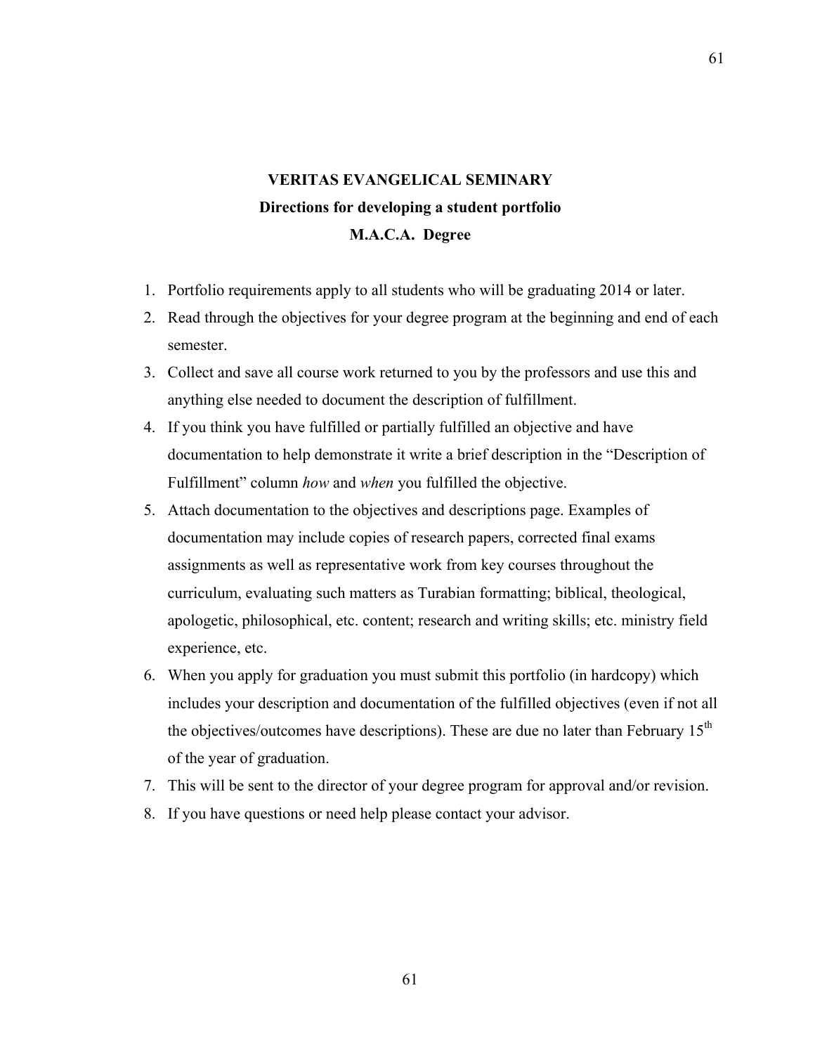## VERITAS EVANGELICAL SEMINARY

### Directions for developing a student portfolio

### M.A.C.A. Degree

1. Portfolio requirements apply to all students who will be graduating 2014 or later.
2. Read through the objectives for your degree program at the beginning and end of each semester.
3. Collect and save all course work returned to you by the professors and use this and anything else needed to document the description of fulfillment.
4. If you think you have fulfilled or partially fulfilled an objective and have documentation to help demonstrate it write a brief description in the "Description of Fulfillment" column *how* and *when* you fulfilled the objective.
5. Attach documentation to the objectives and descriptions page. Examples of documentation may include copies of research papers, corrected final exams assignments as well as representative work from key courses throughout the curriculum, evaluating such matters as Turabian formatting; biblical, theological, apologetic, philosophical, etc. content; research and writing skills; etc. ministry field experience, etc.
6. When you apply for graduation you must submit this portfolio (in hardcopy) which includes your description and documentation of the fulfilled objectives (even if not all the objectives/outcomes have descriptions). These are due no later than February 15th of the year of graduation.
7. This will be sent to the director of your degree program for approval and/or revision.
8. If you have questions or need help please contact your advisor.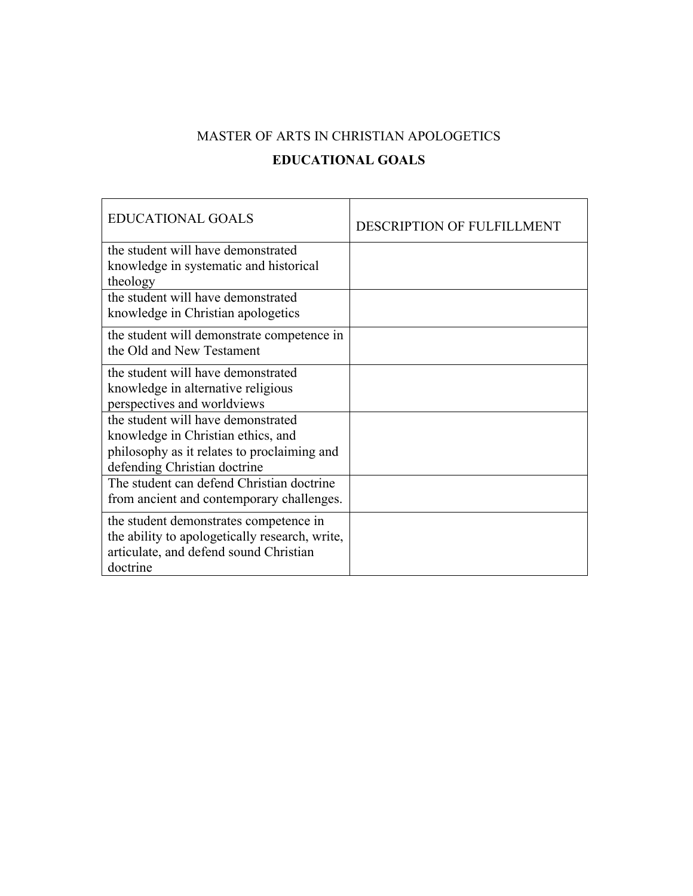MASTER OF ARTS IN CHRISTIAN APOLOGETICS

**EDUCATIONAL GOALS**

| EDUCATIONAL GOALS | DESCRIPTION OF FULFILLMENT |
|---|---|
| the student will have demonstrated knowledge in systematic and historical theology | |
| the student will have demonstrated knowledge in Christian apologetics | |
| the student will demonstrate competence in the Old and New Testament | |
| the student will have demonstrated knowledge in alternative religious perspectives and worldviews | |
| the student will have demonstrated knowledge in Christian ethics, and philosophy as it relates to proclaiming and defending Christian doctrine | |
| The student can defend Christian doctrine from ancient and contemporary challenges. | |
| the student demonstrates competence in the ability to apologetically research, write, articulate, and defend sound Christian doctrine | |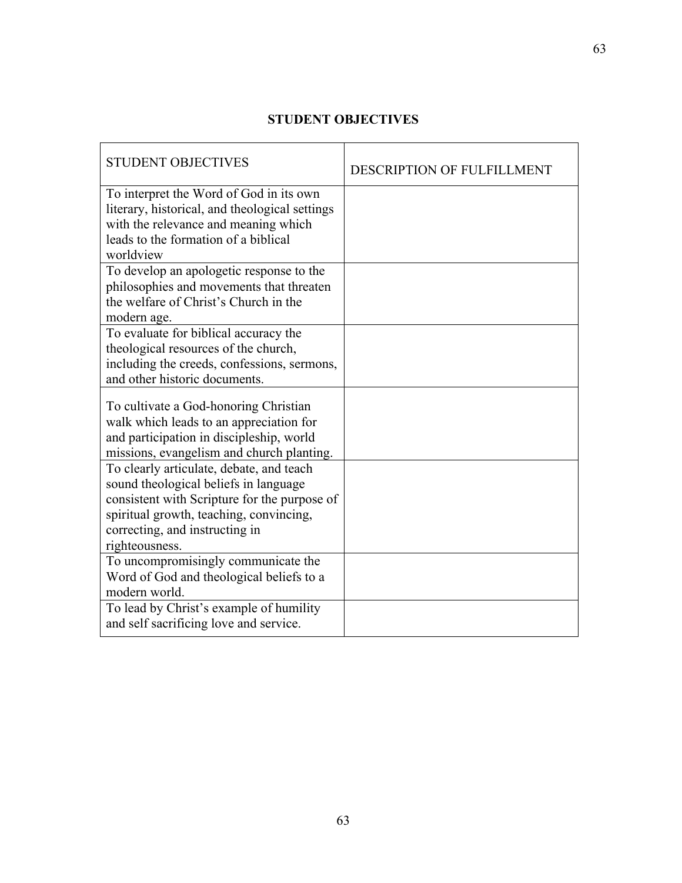## STUDENT OBJECTIVES

| STUDENT OBJECTIVES | DESCRIPTION OF FULFILLMENT |
|---|---|
| To interpret the Word of God in its own literary, historical, and theological settings with the relevance and meaning which leads to the formation of a biblical worldview | |
| To develop an apologetic response to the philosophies and movements that threaten the welfare of Christ's Church in the modern age. | |
| To evaluate for biblical accuracy the theological resources of the church, including the creeds, confessions, sermons, and other historic documents. | |
| To cultivate a God-honoring Christian walk which leads to an appreciation for and participation in discipleship, world missions, evangelism and church planting. | |
| To clearly articulate, debate, and teach sound theological beliefs in language consistent with Scripture for the purpose of spiritual growth, teaching, convincing, correcting, and instructing in righteousness. | |
| To uncompromisingly communicate the Word of God and theological beliefs to a modern world. | |
| To lead by Christ's example of humility and self sacrificing love and service. | |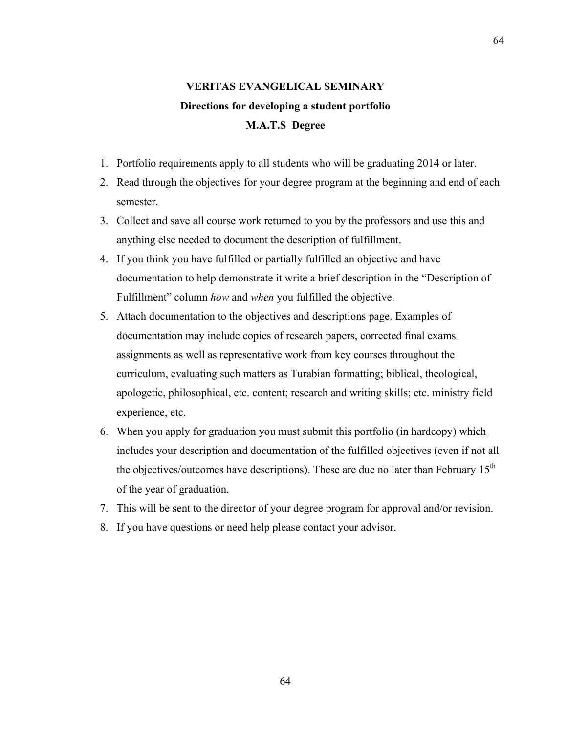# VERITAS EVANGELICAL SEMINARY

## Directions for developing a student portfolio

## M.A.T.S Degree

1. Portfolio requirements apply to all students who will be graduating 2014 or later.
2. Read through the objectives for your degree program at the beginning and end of each semester.
3. Collect and save all course work returned to you by the professors and use this and anything else needed to document the description of fulfillment.
4. If you think you have fulfilled or partially fulfilled an objective and have documentation to help demonstrate it write a brief description in the "Description of Fulfillment" column *how* and *when* you fulfilled the objective.
5. Attach documentation to the objectives and descriptions page. Examples of documentation may include copies of research papers, corrected final exams assignments as well as representative work from key courses throughout the curriculum, evaluating such matters as Turabian formatting; biblical, theological, apologetic, philosophical, etc. content; research and writing skills; etc. ministry field experience, etc.
6. When you apply for graduation you must submit this portfolio (in hardcopy) which includes your description and documentation of the fulfilled objectives (even if not all the objectives/outcomes have descriptions). These are due no later than February 15th of the year of graduation.
7. This will be sent to the director of your degree program for approval and/or revision.
8. If you have questions or need help please contact your advisor.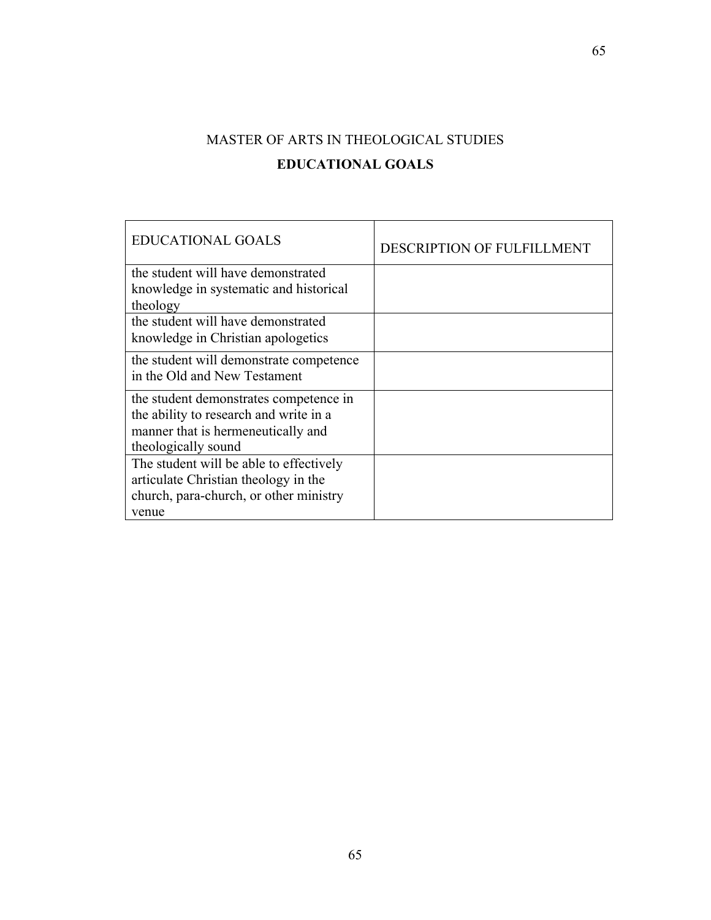## MASTER OF ARTS IN THEOLOGICAL STUDIES

## **EDUCATIONAL GOALS**

| EDUCATIONAL GOALS | DESCRIPTION OF FULFILLMENT |
|---|---|
| the student will have demonstrated knowledge in systematic and historical theology | |
| the student will have demonstrated knowledge in Christian apologetics | |
| the student will demonstrate competence in the Old and New Testament | |
| the student demonstrates competence in the ability to research and write in a manner that is hermeneutically and theologically sound | |
| The student will be able to effectively articulate Christian theology in the church, para-church, or other ministry venue | |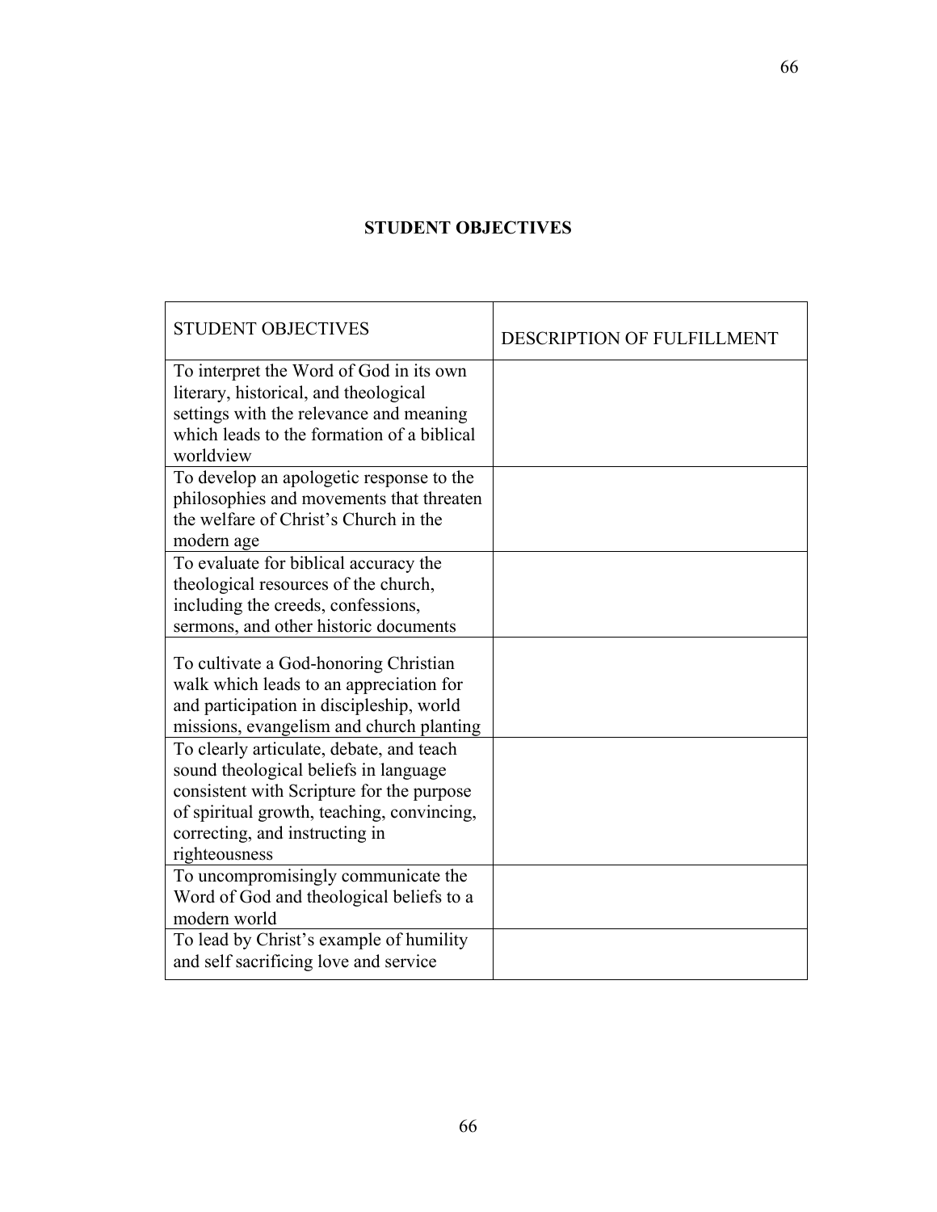## STUDENT OBJECTIVES

| STUDENT OBJECTIVES | DESCRIPTION OF FULFILLMENT |
|---|---|
| To interpret the Word of God in its own literary, historical, and theological settings with the relevance and meaning which leads to the formation of a biblical worldview | |
| To develop an apologetic response to the philosophies and movements that threaten the welfare of Christ's Church in the modern age | |
| To evaluate for biblical accuracy the theological resources of the church, including the creeds, confessions, sermons, and other historic documents | |
| To cultivate a God-honoring Christian walk which leads to an appreciation for and participation in discipleship, world missions, evangelism and church planting | |
| To clearly articulate, debate, and teach sound theological beliefs in language consistent with Scripture for the purpose of spiritual growth, teaching, convincing, correcting, and instructing in righteousness | |
| To uncompromisingly communicate the Word of God and theological beliefs to a modern world | |
| To lead by Christ's example of humility and self sacrificing love and service | |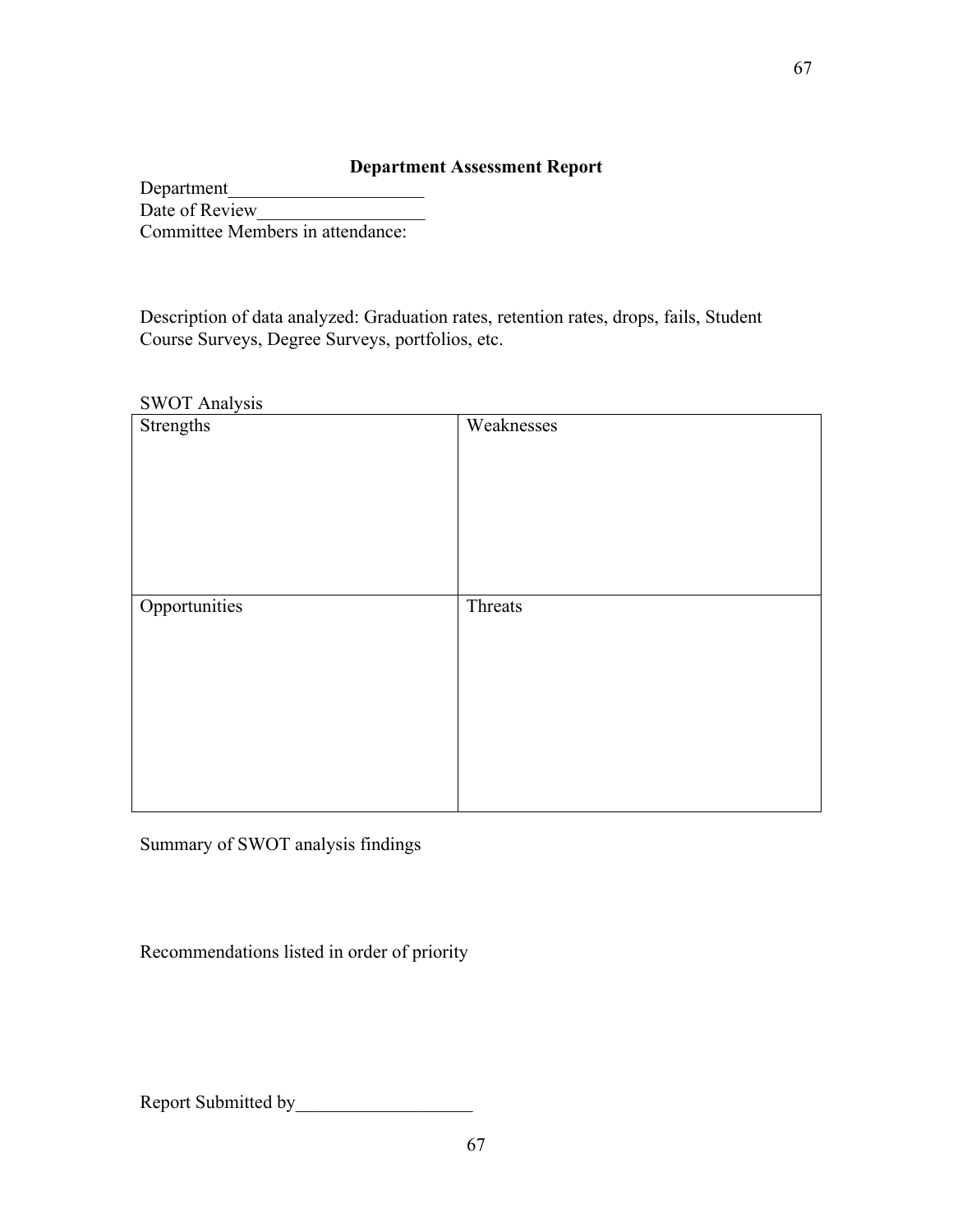## Department Assessment Report

Department_____________________

Date of Review__________________

Committee Members in attendance:

Description of data analyzed: Graduation rates, retention rates, drops, fails, Student Course Surveys, Degree Surveys, portfolios, etc.

SWOT Analysis

| Strengths | Weaknesses |
|---|---|
| Opportunities | Threats |

Summary of SWOT analysis findings

Recommendations listed in order of priority

Report Submitted by___________________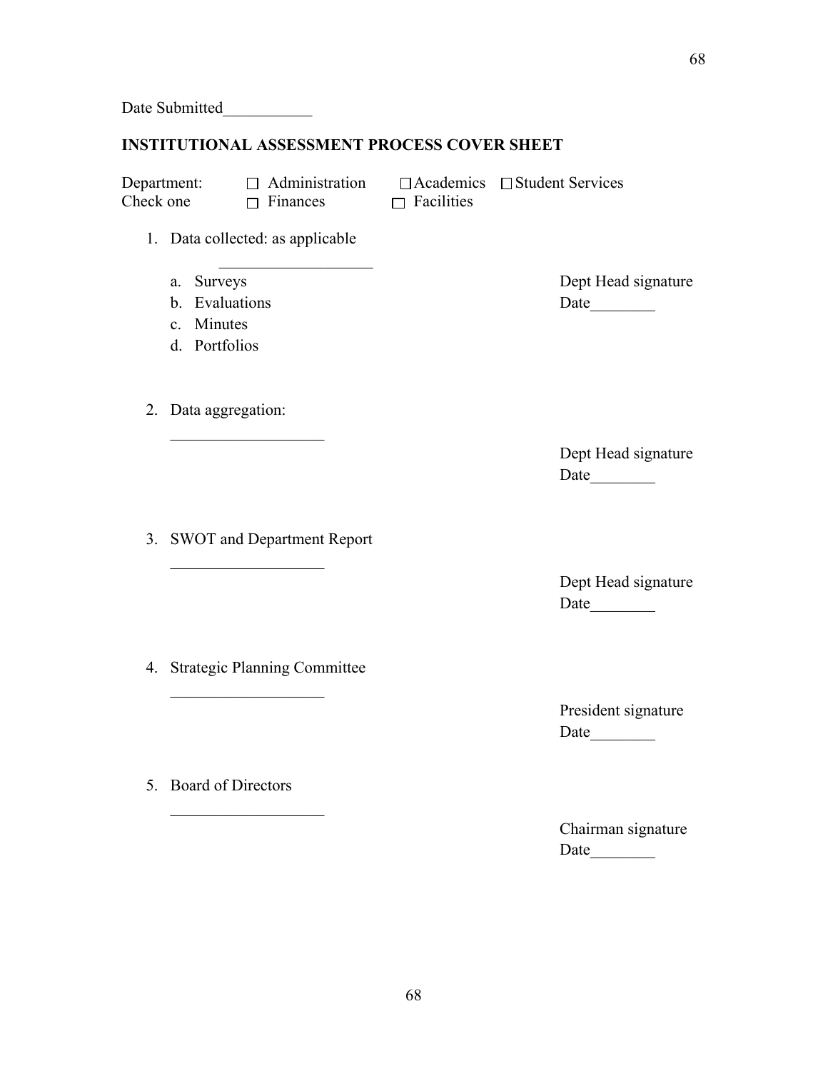Date Submitted___________

**INSTITUTIONAL ASSESSMENT PROCESS COVER SHEET**

Department: Check one
☐ Administration ☐ Academics ☐ Student Services
☐ Finances ☐ Facilities

1. Data collected: as applicable

   ___________________

   a. Surveys
   b. Evaluations
   c. Minutes
   d. Portfolios

   Dept Head signature
   Date________

2. Data aggregation:

   ___________________

   Dept Head signature
   Date________

3. SWOT and Department Report

   ___________________

   Dept Head signature
   Date________

4. Strategic Planning Committee

   ___________________

   President signature
   Date________

5. Board of Directors

   ___________________

   Chairman signature
   Date________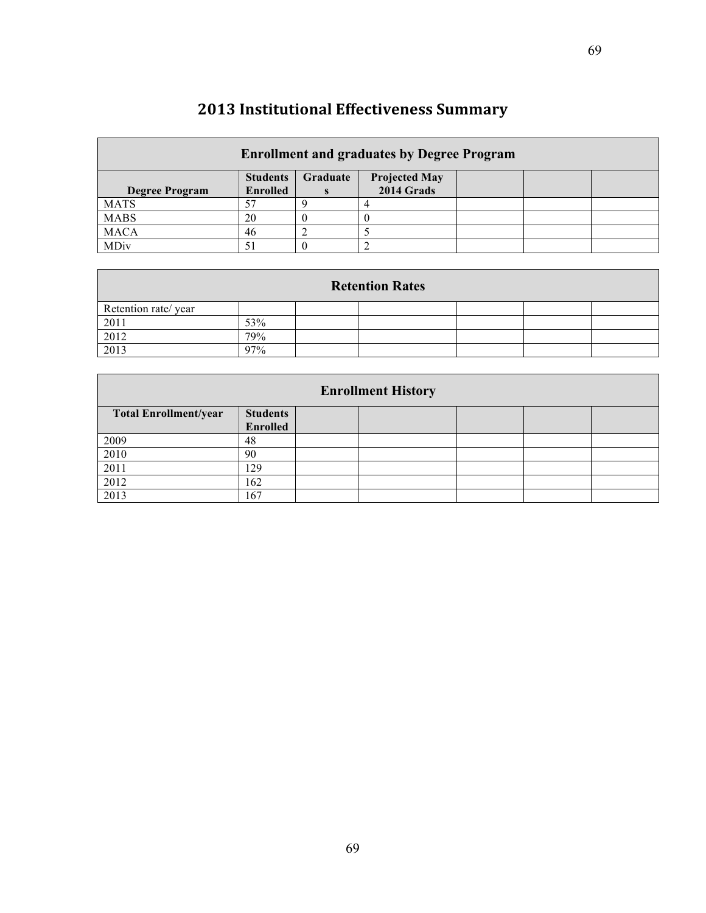# 2013 Institutional Effectiveness Summary

| Enrollment and graduates by Degree Program | | | | | | |
|---|---|---|---|---|---|---|
| **Degree Program** | **Students Enrolled** | **Graduates** | **Projected May 2014 Grads** | | | |
| MATS | 57 | 9 | 4 | | | |
| MABS | 20 | 0 | 0 | | | |
| MACA | 46 | 2 | 5 | | | |
| MDiv | 51 | 0 | 2 | | | |

| Retention Rates | | | | | | |
|---|---|---|---|---|---|---|
| Retention rate/ year | | | | | | |
| 2011 | 53% | | | | | |
| 2012 | 79% | | | | | |
| 2013 | 97% | | | | | |

| Enrollment History | | | | | | |
|---|---|---|---|---|---|---|
| **Total Enrollment/year** | **Students Enrolled** | | | | | |
| 2009 | 48 | | | | | |
| 2010 | 90 | | | | | |
| 2011 | 129 | | | | | |
| 2012 | 162 | | | | | |
| 2013 | 167 | | | | | |